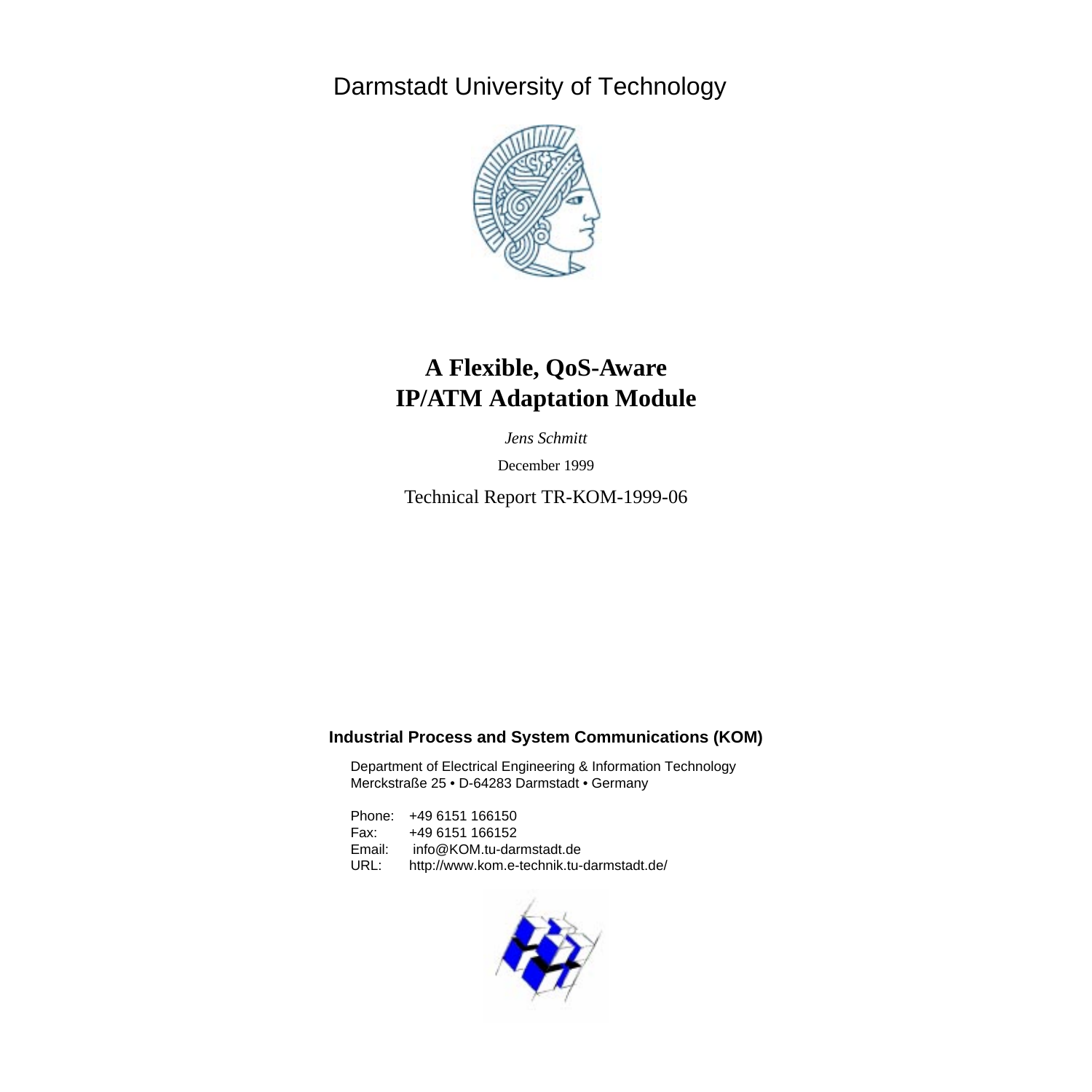Darmstadt University of Technology

# A Flexible, QoS-Aware IP/ATM Adaptation Module

*Jens Schmitt*

December 1999

Technical Report TR-KOM-1999-06

**Industrial Process and System Communications (KOM)**

Department of Electrical Engineering & Information Technology
Merckstraße 25 • D-64283 Darmstadt • Germany

Phone: +49 6151 166150
Fax: +49 6151 166152
Email: info@KOM.tu-darmstadt.de
URL: http://www.kom.e-technik.tu-darmstadt.de/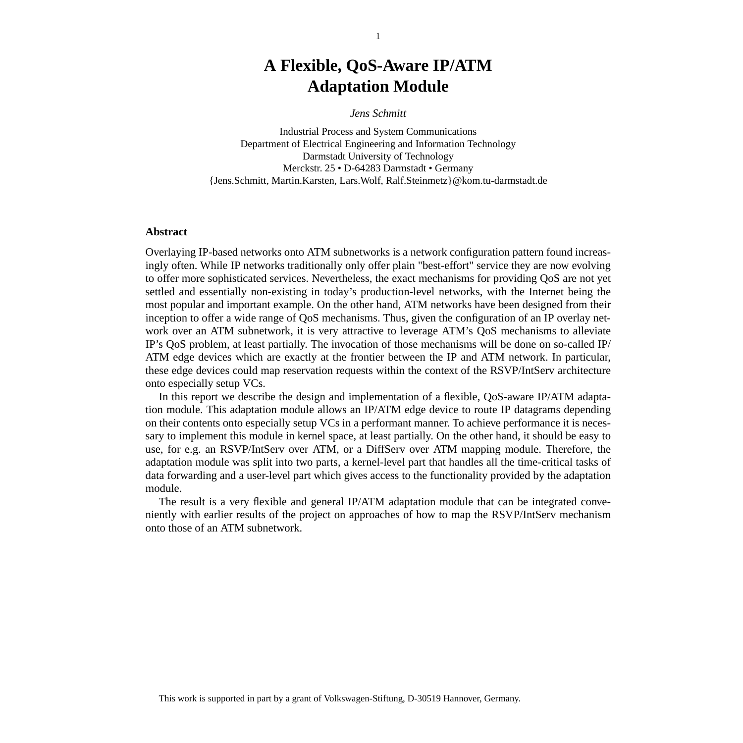# A Flexible, QoS-Aware IP/ATM Adaptation Module

*Jens Schmitt*

Industrial Process and System Communications
Department of Electrical Engineering and Information Technology
Darmstadt University of Technology
Merckstr. 25 • D-64283 Darmstadt • Germany
{Jens.Schmitt, Martin.Karsten, Lars.Wolf, Ralf.Steinmetz}@kom.tu-darmstadt.de

**Abstract**

Overlaying IP-based networks onto ATM subnetworks is a network configuration pattern found increasingly often. While IP networks traditionally only offer plain "best-effort" service they are now evolving to offer more sophisticated services. Nevertheless, the exact mechanisms for providing QoS are not yet settled and essentially non-existing in today's production-level networks, with the Internet being the most popular and important example. On the other hand, ATM networks have been designed from their inception to offer a wide range of QoS mechanisms. Thus, given the configuration of an IP overlay network over an ATM subnetwork, it is very attractive to leverage ATM's QoS mechanisms to alleviate IP's QoS problem, at least partially. The invocation of those mechanisms will be done on so-called IP/ATM edge devices which are exactly at the frontier between the IP and ATM network. In particular, these edge devices could map reservation requests within the context of the RSVP/IntServ architecture onto especially setup VCs.

In this report we describe the design and implementation of a flexible, QoS-aware IP/ATM adaptation module. This adaptation module allows an IP/ATM edge device to route IP datagrams depending on their contents onto especially setup VCs in a performant manner. To achieve performance it is necessary to implement this module in kernel space, at least partially. On the other hand, it should be easy to use, for e.g. an RSVP/IntServ over ATM, or a DiffServ over ATM mapping module. Therefore, the adaptation module was split into two parts, a kernel-level part that handles all the time-critical tasks of data forwarding and a user-level part which gives access to the functionality provided by the adaptation module.

The result is a very flexible and general IP/ATM adaptation module that can be integrated conveniently with earlier results of the project on approaches of how to map the RSVP/IntServ mechanism onto those of an ATM subnetwork.

This work is supported in part by a grant of Volkswagen-Stiftung, D-30519 Hannover, Germany.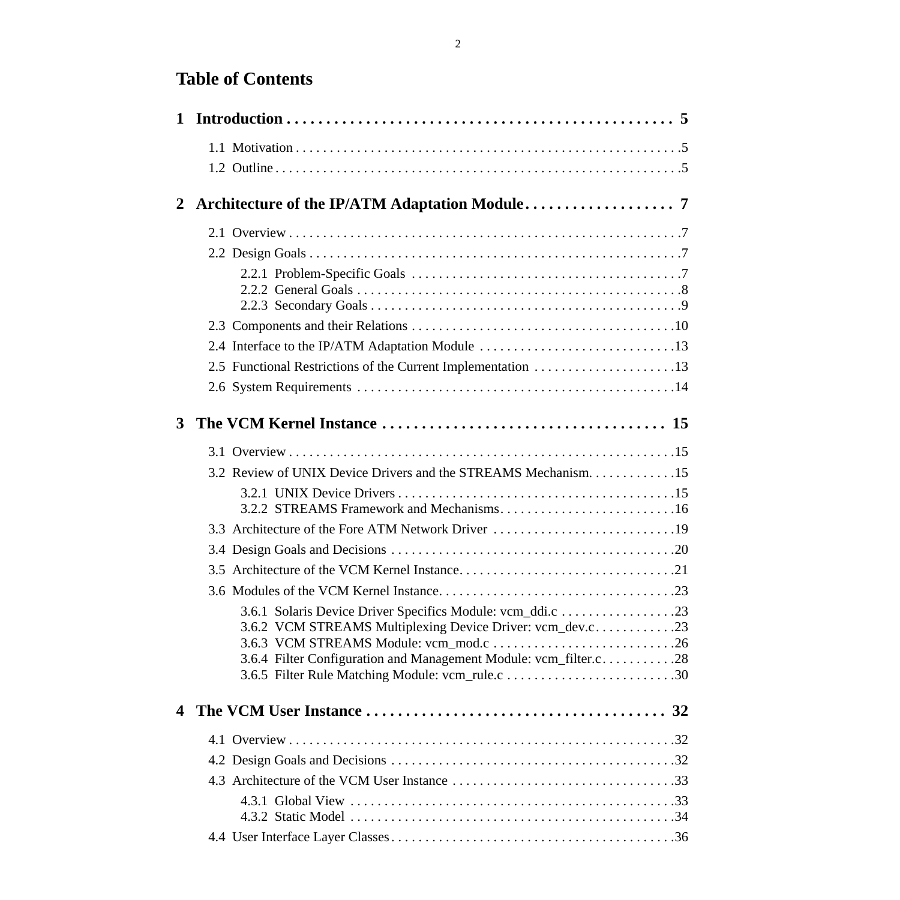# Table of Contents

**1 Introduction . . . . . . . . . . . . . . . . . . . . . . . . . . . . . . . . . . . . . . . . . . . . . . . . 5**

1.1 Motivation . . . . . . . . . . . . . . . . . . . . . . . . . . . . . . . . . . . . . . . . . . . . . . . . . . . . . . . .5
1.2 Outline . . . . . . . . . . . . . . . . . . . . . . . . . . . . . . . . . . . . . . . . . . . . . . . . . . . . . . . . . . .5

**2 Architecture of the IP/ATM Adaptation Module . . . . . . . . . . . . . . . . . . . 7**

2.1 Overview . . . . . . . . . . . . . . . . . . . . . . . . . . . . . . . . . . . . . . . . . . . . . . . . . . . . . . . . .7
2.2 Design Goals . . . . . . . . . . . . . . . . . . . . . . . . . . . . . . . . . . . . . . . . . . . . . . . . . . . . . .7
2.2.1 Problem-Specific Goals . . . . . . . . . . . . . . . . . . . . . . . . . . . . . . . . . . . . . . .7
2.2.2 General Goals . . . . . . . . . . . . . . . . . . . . . . . . . . . . . . . . . . . . . . . . . . . . . . .8
2.2.3 Secondary Goals . . . . . . . . . . . . . . . . . . . . . . . . . . . . . . . . . . . . . . . . . . . . .9
2.3 Components and their Relations . . . . . . . . . . . . . . . . . . . . . . . . . . . . . . . . . . . . . .10
2.4 Interface to the IP/ATM Adaptation Module . . . . . . . . . . . . . . . . . . . . . . . . . . . . .13
2.5 Functional Restrictions of the Current Implementation . . . . . . . . . . . . . . . . . . . . .13
2.6 System Requirements . . . . . . . . . . . . . . . . . . . . . . . . . . . . . . . . . . . . . . . . . . . . . .14

**3 The VCM Kernel Instance . . . . . . . . . . . . . . . . . . . . . . . . . . . . . . . . . . . 15**

3.1 Overview . . . . . . . . . . . . . . . . . . . . . . . . . . . . . . . . . . . . . . . . . . . . . . . . . . . . . . . .15
3.2 Review of UNIX Device Drivers and the STREAMS Mechanism. . . . . . . . . . . . .15
3.2.1 UNIX Device Drivers . . . . . . . . . . . . . . . . . . . . . . . . . . . . . . . . . . . . . . . . .15
3.2.2 STREAMS Framework and Mechanisms. . . . . . . . . . . . . . . . . . . . . . . . . .16
3.3 Architecture of the Fore ATM Network Driver . . . . . . . . . . . . . . . . . . . . . . . . . . .19
3.4 Design Goals and Decisions . . . . . . . . . . . . . . . . . . . . . . . . . . . . . . . . . . . . . . . . .20
3.5 Architecture of the VCM Kernel Instance. . . . . . . . . . . . . . . . . . . . . . . . . . . . . . . .21
3.6 Modules of the VCM Kernel Instance. . . . . . . . . . . . . . . . . . . . . . . . . . . . . . . . . . .23
3.6.1 Solaris Device Driver Specifics Module: vcm_ddi.c . . . . . . . . . . . . . . . . .23
3.6.2 VCM STREAMS Multiplexing Device Driver: vcm_dev.c . . . . . . . . . . . .23
3.6.3 VCM STREAMS Module: vcm_mod.c . . . . . . . . . . . . . . . . . . . . . . . . . . .26
3.6.4 Filter Configuration and Management Module: vcm_filter.c . . . . . . . . . . .28
3.6.5 Filter Rule Matching Module: vcm_rule.c . . . . . . . . . . . . . . . . . . . . . . . . .30

**4 The VCM User Instance . . . . . . . . . . . . . . . . . . . . . . . . . . . . . . . . . . . . . 32**

4.1 Overview . . . . . . . . . . . . . . . . . . . . . . . . . . . . . . . . . . . . . . . . . . . . . . . . . . . . . . . .32
4.2 Design Goals and Decisions . . . . . . . . . . . . . . . . . . . . . . . . . . . . . . . . . . . . . . . . .32
4.3 Architecture of the VCM User Instance . . . . . . . . . . . . . . . . . . . . . . . . . . . . . . . .33
4.3.1 Global View . . . . . . . . . . . . . . . . . . . . . . . . . . . . . . . . . . . . . . . . . . . . . . . .33
4.3.2 Static Model . . . . . . . . . . . . . . . . . . . . . . . . . . . . . . . . . . . . . . . . . . . . . . . .34
4.4 User Interface Layer Classes . . . . . . . . . . . . . . . . . . . . . . . . . . . . . . . . . . . . . . . . .36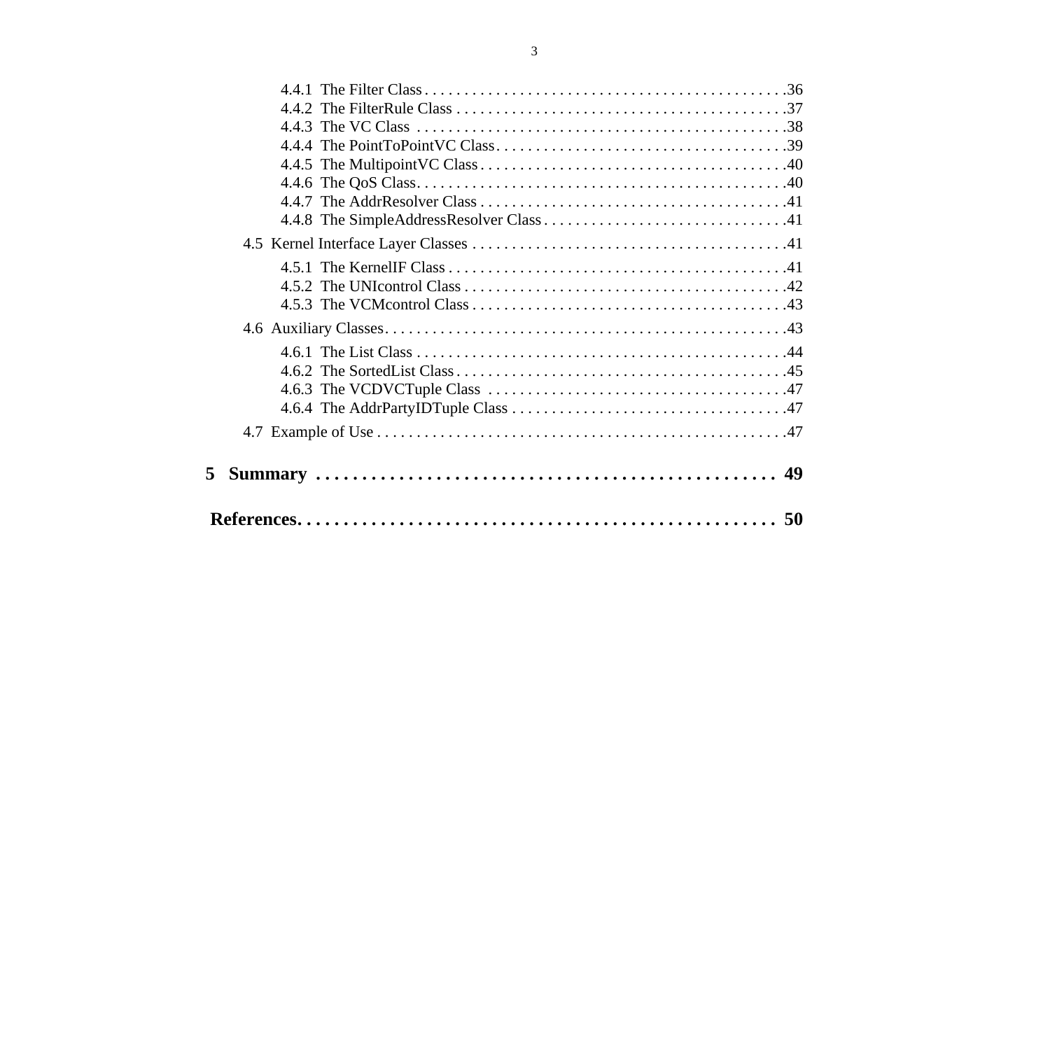4.4.1 The Filter Class . . . . . . . . . . . . . . . . . . . . . . . . . . . . . . . . . . . . . . . . . . . . . . .36
4.4.2 The FilterRule Class . . . . . . . . . . . . . . . . . . . . . . . . . . . . . . . . . . . . . . . . . .37
4.4.3 The VC Class . . . . . . . . . . . . . . . . . . . . . . . . . . . . . . . . . . . . . . . . . . . . . . . .38
4.4.4 The PointToPointVC Class . . . . . . . . . . . . . . . . . . . . . . . . . . . . . . . . . . . . .39
4.4.5 The MultipointVC Class . . . . . . . . . . . . . . . . . . . . . . . . . . . . . . . . . . . . . . .40
4.4.6 The QoS Class . . . . . . . . . . . . . . . . . . . . . . . . . . . . . . . . . . . . . . . . . . . . . . .40
4.4.7 The AddrResolver Class . . . . . . . . . . . . . . . . . . . . . . . . . . . . . . . . . . . . . . .41
4.4.8 The SimpleAddressResolver Class . . . . . . . . . . . . . . . . . . . . . . . . . . . . . . .41

4.5 Kernel Interface Layer Classes . . . . . . . . . . . . . . . . . . . . . . . . . . . . . . . . . . . . . . . .41

4.5.1 The KernelIF Class . . . . . . . . . . . . . . . . . . . . . . . . . . . . . . . . . . . . . . . . . . .41
4.5.2 The UNIcontrol Class . . . . . . . . . . . . . . . . . . . . . . . . . . . . . . . . . . . . . . . . .42
4.5.3 The VCMcontrol Class . . . . . . . . . . . . . . . . . . . . . . . . . . . . . . . . . . . . . . . .43

4.6 Auxiliary Classes . . . . . . . . . . . . . . . . . . . . . . . . . . . . . . . . . . . . . . . . . . . . . . . . . . .43

4.6.1 The List Class . . . . . . . . . . . . . . . . . . . . . . . . . . . . . . . . . . . . . . . . . . . . . . .44
4.6.2 The SortedList Class . . . . . . . . . . . . . . . . . . . . . . . . . . . . . . . . . . . . . . . . . .45
4.6.3 The VCDVCTuple Class . . . . . . . . . . . . . . . . . . . . . . . . . . . . . . . . . . . . . . .47
4.6.4 The AddrPartyIDTuple Class . . . . . . . . . . . . . . . . . . . . . . . . . . . . . . . . . . .47

4.7 Example of Use . . . . . . . . . . . . . . . . . . . . . . . . . . . . . . . . . . . . . . . . . . . . . . . . . . . .47

**5 Summary . . . . . . . . . . . . . . . . . . . . . . . . . . . . . . . . . . . . . . . . . . . . . . . . . . 49**

**References. . . . . . . . . . . . . . . . . . . . . . . . . . . . . . . . . . . . . . . . . . . . . . . . . . . 50**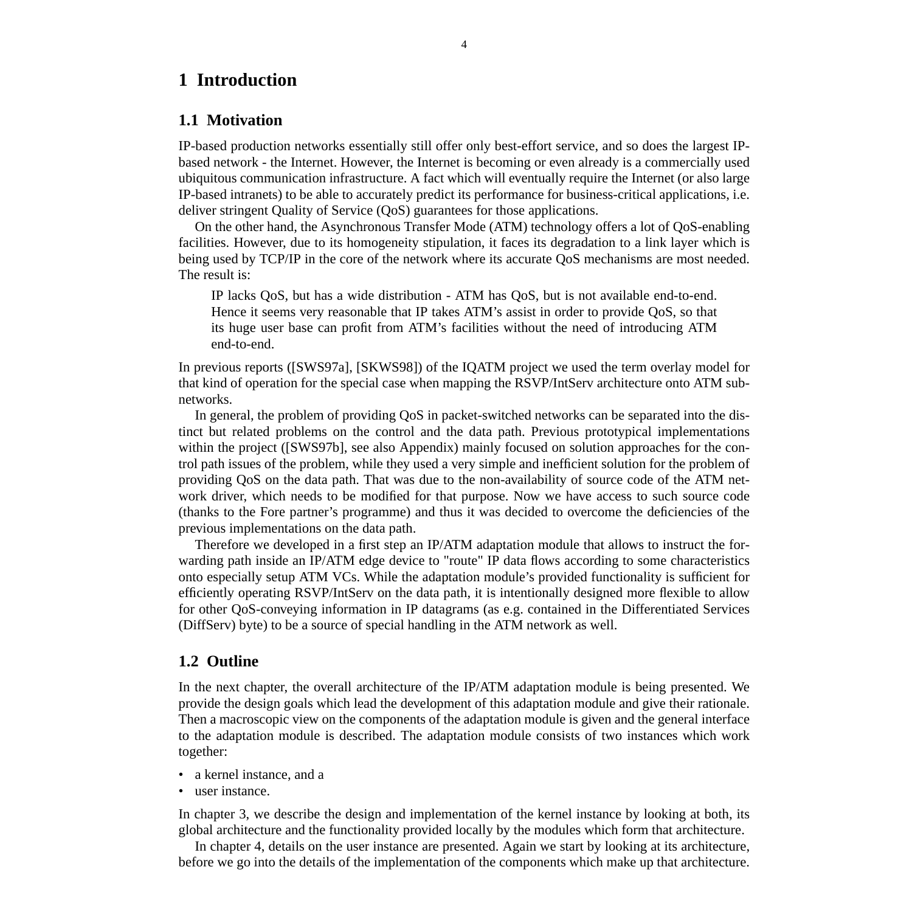# 1 Introduction

## 1.1 Motivation

IP-based production networks essentially still offer only best-effort service, and so does the largest IP-based network - the Internet. However, the Internet is becoming or even already is a commercially used ubiquitous communication infrastructure. A fact which will eventually require the Internet (or also large IP-based intranets) to be able to accurately predict its performance for business-critical applications, i.e. deliver stringent Quality of Service (QoS) guarantees for those applications.

On the other hand, the Asynchronous Transfer Mode (ATM) technology offers a lot of QoS-enabling facilities. However, due to its homogeneity stipulation, it faces its degradation to a link layer which is being used by TCP/IP in the core of the network where its accurate QoS mechanisms are most needed. The result is:

> IP lacks QoS, but has a wide distribution - ATM has QoS, but is not available end-to-end. Hence it seems very reasonable that IP takes ATM's assist in order to provide QoS, so that its huge user base can profit from ATM's facilities without the need of introducing ATM end-to-end.

In previous reports ([SWS97a], [SKWS98]) of the IQATM project we used the term overlay model for that kind of operation for the special case when mapping the RSVP/IntServ architecture onto ATM subnetworks.

In general, the problem of providing QoS in packet-switched networks can be separated into the distinct but related problems on the control and the data path. Previous prototypical implementations within the project ([SWS97b], see also Appendix) mainly focused on solution approaches for the control path issues of the problem, while they used a very simple and inefficient solution for the problem of providing QoS on the data path. That was due to the non-availability of source code of the ATM network driver, which needs to be modified for that purpose. Now we have access to such source code (thanks to the Fore partner's programme) and thus it was decided to overcome the deficiencies of the previous implementations on the data path.

Therefore we developed in a first step an IP/ATM adaptation module that allows to instruct the forwarding path inside an IP/ATM edge device to "route" IP data flows according to some characteristics onto especially setup ATM VCs. While the adaptation module's provided functionality is sufficient for efficiently operating RSVP/IntServ on the data path, it is intentionally designed more flexible to allow for other QoS-conveying information in IP datagrams (as e.g. contained in the Differentiated Services (DiffServ) byte) to be a source of special handling in the ATM network as well.

## 1.2 Outline

In the next chapter, the overall architecture of the IP/ATM adaptation module is being presented. We provide the design goals which lead the development of this adaptation module and give their rationale. Then a macroscopic view on the components of the adaptation module is given and the general interface to the adaptation module is described. The adaptation module consists of two instances which work together:

- a kernel instance, and a
- user instance.

In chapter 3, we describe the design and implementation of the kernel instance by looking at both, its global architecture and the functionality provided locally by the modules which form that architecture.

In chapter 4, details on the user instance are presented. Again we start by looking at its architecture, before we go into the details of the implementation of the components which make up that architecture.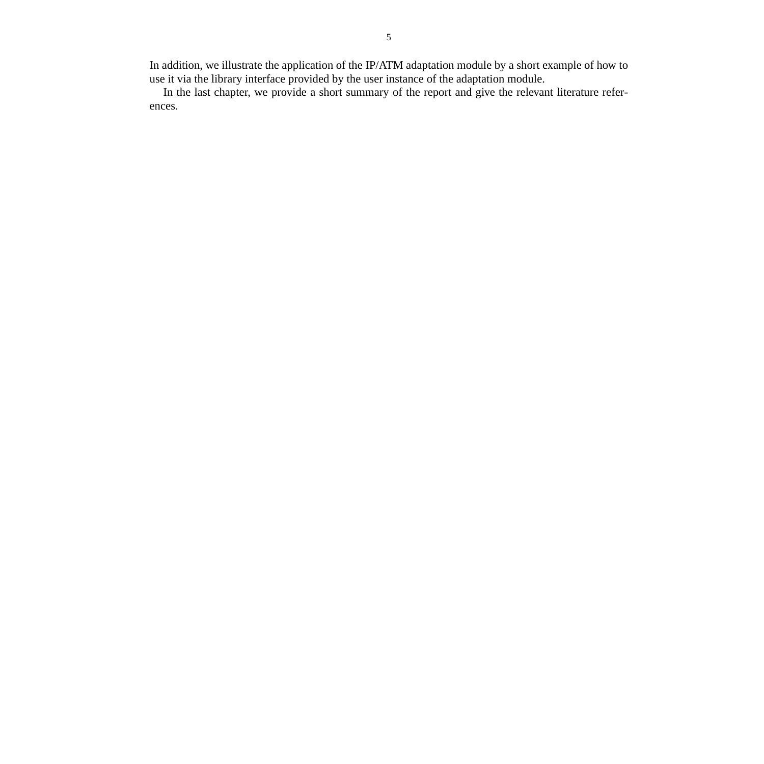In addition, we illustrate the application of the IP/ATM adaptation module by a short example of how to use it via the library interface provided by the user instance of the adaptation module.

In the last chapter, we provide a short summary of the report and give the relevant literature references.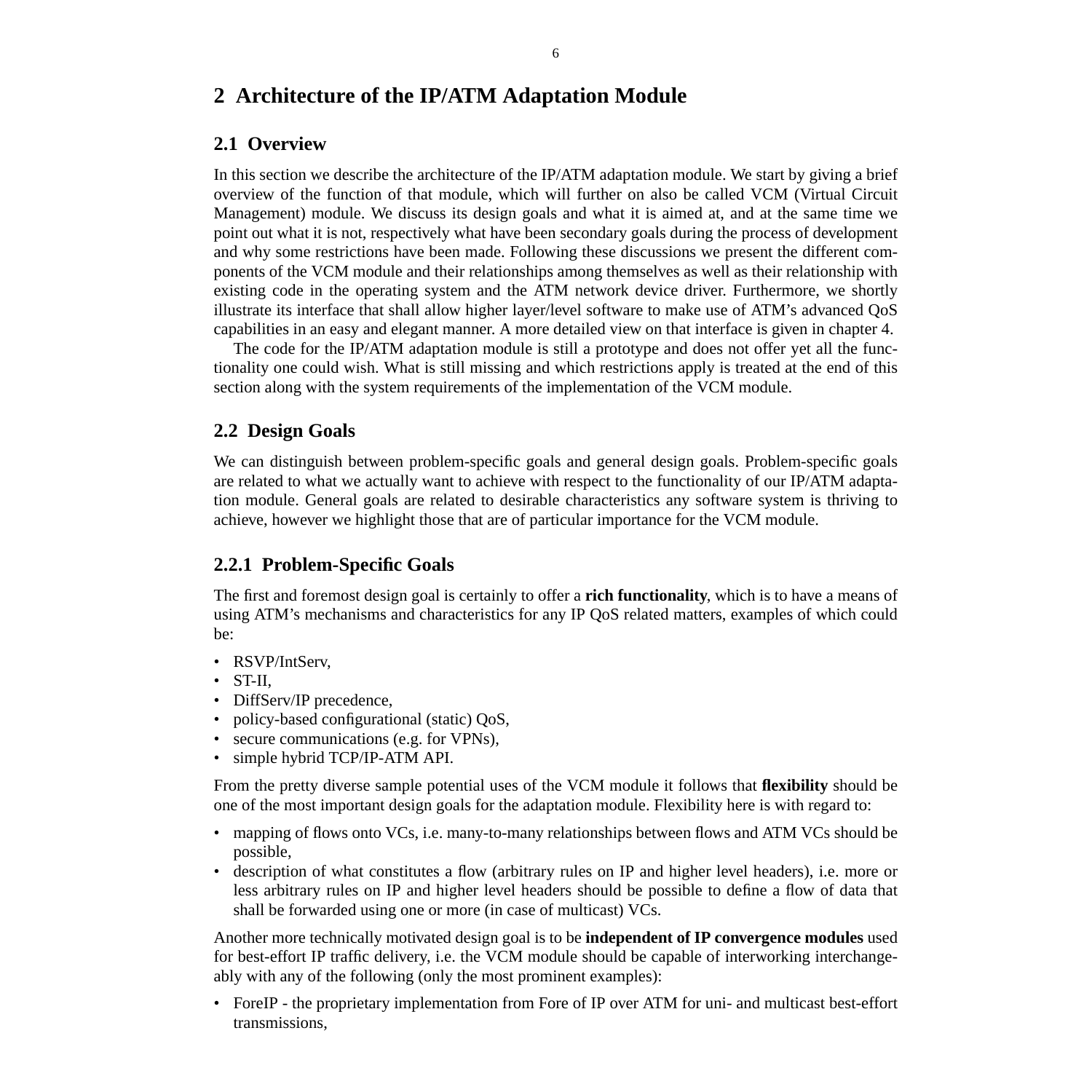# 2 Architecture of the IP/ATM Adaptation Module

## 2.1 Overview

In this section we describe the architecture of the IP/ATM adaptation module. We start by giving a brief overview of the function of that module, which will further on also be called VCM (Virtual Circuit Management) module. We discuss its design goals and what it is aimed at, and at the same time we point out what it is not, respectively what have been secondary goals during the process of development and why some restrictions have been made. Following these discussions we present the different components of the VCM module and their relationships among themselves as well as their relationship with existing code in the operating system and the ATM network device driver. Furthermore, we shortly illustrate its interface that shall allow higher layer/level software to make use of ATM's advanced QoS capabilities in an easy and elegant manner. A more detailed view on that interface is given in chapter 4.

The code for the IP/ATM adaptation module is still a prototype and does not offer yet all the functionality one could wish. What is still missing and which restrictions apply is treated at the end of this section along with the system requirements of the implementation of the VCM module.

## 2.2 Design Goals

We can distinguish between problem-specific goals and general design goals. Problem-specific goals are related to what we actually want to achieve with respect to the functionality of our IP/ATM adaptation module. General goals are related to desirable characteristics any software system is thriving to achieve, however we highlight those that are of particular importance for the VCM module.

### 2.2.1 Problem-Specific Goals

The first and foremost design goal is certainly to offer a **rich functionality**, which is to have a means of using ATM's mechanisms and characteristics for any IP QoS related matters, examples of which could be:

- RSVP/IntServ,
- ST-II,
- DiffServ/IP precedence,
- policy-based configurational (static) QoS,
- secure communications (e.g. for VPNs),
- simple hybrid TCP/IP-ATM API.

From the pretty diverse sample potential uses of the VCM module it follows that **flexibility** should be one of the most important design goals for the adaptation module. Flexibility here is with regard to:

- mapping of flows onto VCs, i.e. many-to-many relationships between flows and ATM VCs should be possible,
- description of what constitutes a flow (arbitrary rules on IP and higher level headers), i.e. more or less arbitrary rules on IP and higher level headers should be possible to define a flow of data that shall be forwarded using one or more (in case of multicast) VCs.

Another more technically motivated design goal is to be **independent of IP convergence modules** used for best-effort IP traffic delivery, i.e. the VCM module should be capable of interworking interchangeably with any of the following (only the most prominent examples):

- ForeIP - the proprietary implementation from Fore of IP over ATM for uni- and multicast best-effort transmissions,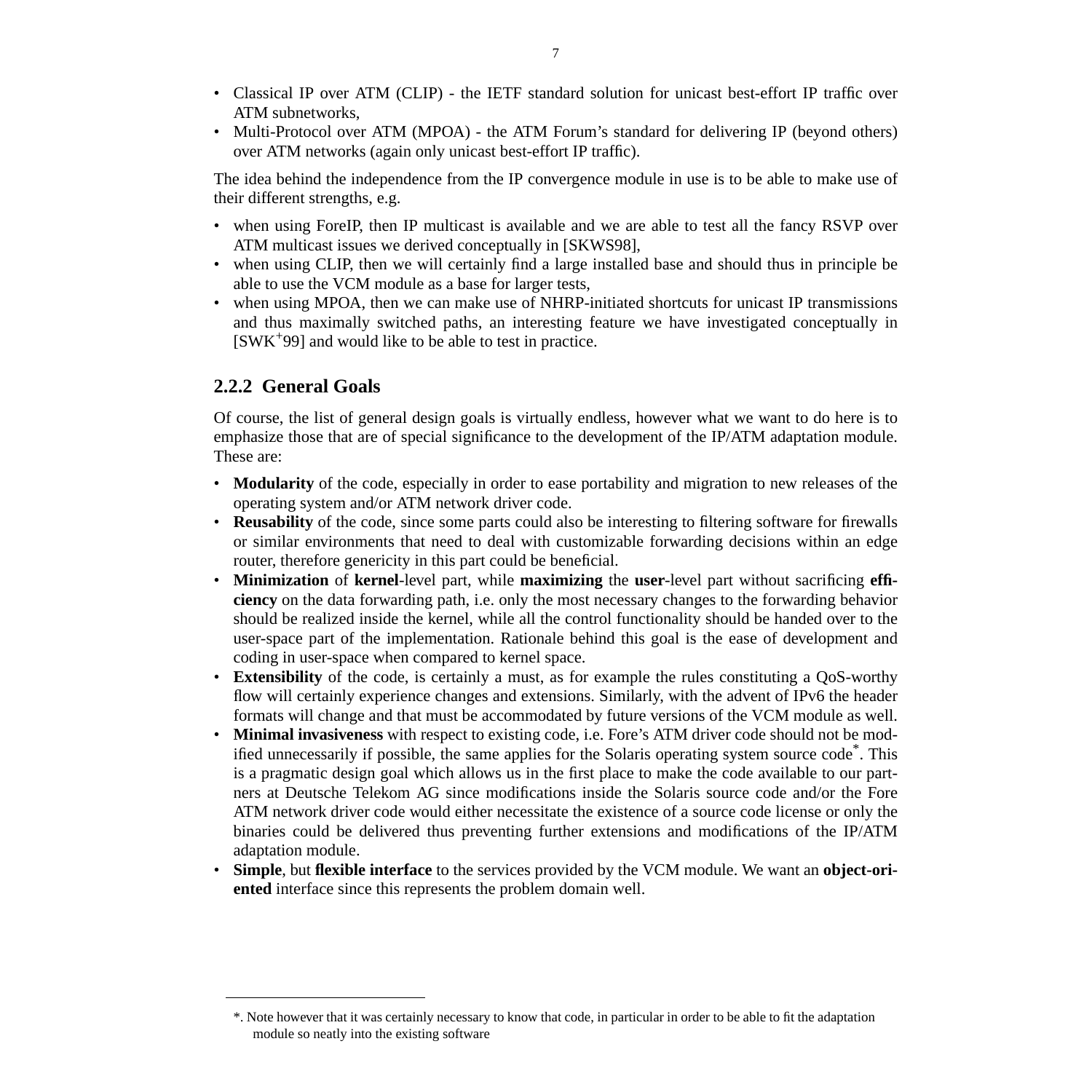- Classical IP over ATM (CLIP) - the IETF standard solution for unicast best-effort IP traffic over ATM subnetworks,
- Multi-Protocol over ATM (MPOA) - the ATM Forum's standard for delivering IP (beyond others) over ATM networks (again only unicast best-effort IP traffic).

The idea behind the independence from the IP convergence module in use is to be able to make use of their different strengths, e.g.

- when using ForeIP, then IP multicast is available and we are able to test all the fancy RSVP over ATM multicast issues we derived conceptually in [SKWS98],
- when using CLIP, then we will certainly find a large installed base and should thus in principle be able to use the VCM module as a base for larger tests,
- when using MPOA, then we can make use of NHRP-initiated shortcuts for unicast IP transmissions and thus maximally switched paths, an interesting feature we have investigated conceptually in [SWK+99] and would like to be able to test in practice.

### 2.2.2 General Goals

Of course, the list of general design goals is virtually endless, however what we want to do here is to emphasize those that are of special significance to the development of the IP/ATM adaptation module. These are:

- **Modularity** of the code, especially in order to ease portability and migration to new releases of the operating system and/or ATM network driver code.
- **Reusability** of the code, since some parts could also be interesting to filtering software for firewalls or similar environments that need to deal with customizable forwarding decisions within an edge router, therefore genericity in this part could be beneficial.
- **Minimization** of **kernel**-level part, while **maximizing** the **user**-level part without sacrificing **efficiency** on the data forwarding path, i.e. only the most necessary changes to the forwarding behavior should be realized inside the kernel, while all the control functionality should be handed over to the user-space part of the implementation. Rationale behind this goal is the ease of development and coding in user-space when compared to kernel space.
- **Extensibility** of the code, is certainly a must, as for example the rules constituting a QoS-worthy flow will certainly experience changes and extensions. Similarly, with the advent of IPv6 the header formats will change and that must be accommodated by future versions of the VCM module as well.
- **Minimal invasiveness** with respect to existing code, i.e. Fore's ATM driver code should not be modified unnecessarily if possible, the same applies for the Solaris operating system source code*. This is a pragmatic design goal which allows us in the first place to make the code available to our partners at Deutsche Telekom AG since modifications inside the Solaris source code and/or the Fore ATM network driver code would either necessitate the existence of a source code license or only the binaries could be delivered thus preventing further extensions and modifications of the IP/ATM adaptation module.
- **Simple**, but **flexible interface** to the services provided by the VCM module. We want an **object-oriented** interface since this represents the problem domain well.

*. Note however that it was certainly necessary to know that code, in particular in order to be able to fit the adaptation module so neatly into the existing software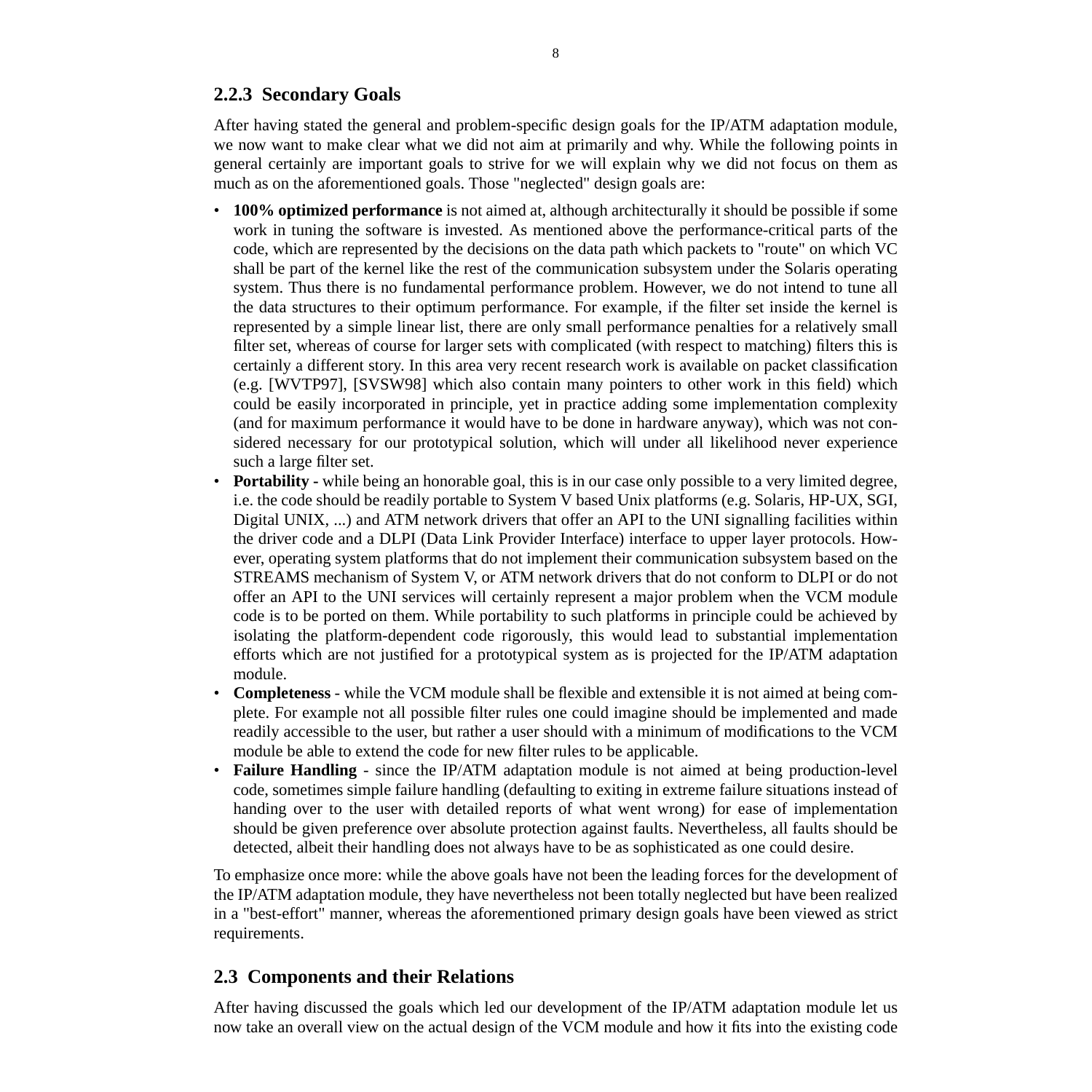### 2.2.3 Secondary Goals

After having stated the general and problem-specific design goals for the IP/ATM adaptation module, we now want to make clear what we did not aim at primarily and why. While the following points in general certainly are important goals to strive for we will explain why we did not focus on them as much as on the aforementioned goals. Those "neglected" design goals are:

- **100% optimized performance** is not aimed at, although architecturally it should be possible if some work in tuning the software is invested. As mentioned above the performance-critical parts of the code, which are represented by the decisions on the data path which packets to "route" on which VC shall be part of the kernel like the rest of the communication subsystem under the Solaris operating system. Thus there is no fundamental performance problem. However, we do not intend to tune all the data structures to their optimum performance. For example, if the filter set inside the kernel is represented by a simple linear list, there are only small performance penalties for a relatively small filter set, whereas of course for larger sets with complicated (with respect to matching) filters this is certainly a different story. In this area very recent research work is available on packet classification (e.g. [WVTP97], [SVSW98] which also contain many pointers to other work in this field) which could be easily incorporated in principle, yet in practice adding some implementation complexity (and for maximum performance it would have to be done in hardware anyway), which was not considered necessary for our prototypical solution, which will under all likelihood never experience such a large filter set.
- **Portability** - while being an honorable goal, this is in our case only possible to a very limited degree, i.e. the code should be readily portable to System V based Unix platforms (e.g. Solaris, HP-UX, SGI, Digital UNIX, ...) and ATM network drivers that offer an API to the UNI signalling facilities within the driver code and a DLPI (Data Link Provider Interface) interface to upper layer protocols. However, operating system platforms that do not implement their communication subsystem based on the STREAMS mechanism of System V, or ATM network drivers that do not conform to DLPI or do not offer an API to the UNI services will certainly represent a major problem when the VCM module code is to be ported on them. While portability to such platforms in principle could be achieved by isolating the platform-dependent code rigorously, this would lead to substantial implementation efforts which are not justified for a prototypical system as is projected for the IP/ATM adaptation module.
- **Completeness** - while the VCM module shall be flexible and extensible it is not aimed at being complete. For example not all possible filter rules one could imagine should be implemented and made readily accessible to the user, but rather a user should with a minimum of modifications to the VCM module be able to extend the code for new filter rules to be applicable.
- **Failure Handling** - since the IP/ATM adaptation module is not aimed at being production-level code, sometimes simple failure handling (defaulting to exiting in extreme failure situations instead of handing over to the user with detailed reports of what went wrong) for ease of implementation should be given preference over absolute protection against faults. Nevertheless, all faults should be detected, albeit their handling does not always have to be as sophisticated as one could desire.

To emphasize once more: while the above goals have not been the leading forces for the development of the IP/ATM adaptation module, they have nevertheless not been totally neglected but have been realized in a "best-effort" manner, whereas the aforementioned primary design goals have been viewed as strict requirements.

## 2.3 Components and their Relations

After having discussed the goals which led our development of the IP/ATM adaptation module let us now take an overall view on the actual design of the VCM module and how it fits into the existing code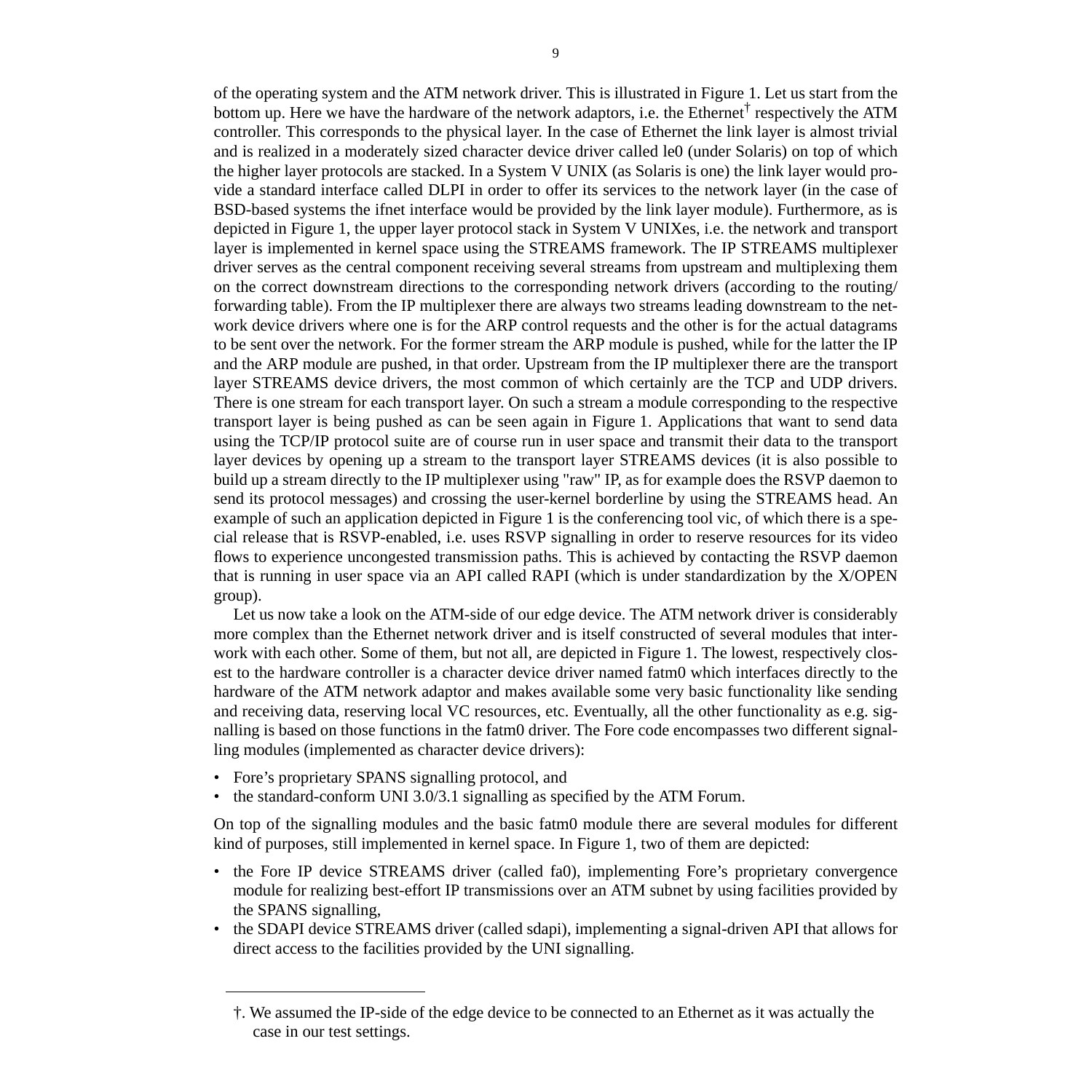of the operating system and the ATM network driver. This is illustrated in Figure 1. Let us start from the bottom up. Here we have the hardware of the network adaptors, i.e. the Ethernet† respectively the ATM controller. This corresponds to the physical layer. In the case of Ethernet the link layer is almost trivial and is realized in a moderately sized character device driver called le0 (under Solaris) on top of which the higher layer protocols are stacked. In a System V UNIX (as Solaris is one) the link layer would provide a standard interface called DLPI in order to offer its services to the network layer (in the case of BSD-based systems the ifnet interface would be provided by the link layer module). Furthermore, as is depicted in Figure 1, the upper layer protocol stack in System V UNIXes, i.e. the network and transport layer is implemented in kernel space using the STREAMS framework. The IP STREAMS multiplexer driver serves as the central component receiving several streams from upstream and multiplexing them on the correct downstream directions to the corresponding network drivers (according to the routing/forwarding table). From the IP multiplexer there are always two streams leading downstream to the network device drivers where one is for the ARP control requests and the other is for the actual datagrams to be sent over the network. For the former stream the ARP module is pushed, while for the latter the IP and the ARP module are pushed, in that order. Upstream from the IP multiplexer there are the transport layer STREAMS device drivers, the most common of which certainly are the TCP and UDP drivers. There is one stream for each transport layer. On such a stream a module corresponding to the respective transport layer is being pushed as can be seen again in Figure 1. Applications that want to send data using the TCP/IP protocol suite are of course run in user space and transmit their data to the transport layer devices by opening up a stream to the transport layer STREAMS devices (it is also possible to build up a stream directly to the IP multiplexer using "raw" IP, as for example does the RSVP daemon to send its protocol messages) and crossing the user-kernel borderline by using the STREAMS head. An example of such an application depicted in Figure 1 is the conferencing tool vic, of which there is a special release that is RSVP-enabled, i.e. uses RSVP signalling in order to reserve resources for its video flows to experience uncongested transmission paths. This is achieved by contacting the RSVP daemon that is running in user space via an API called RAPI (which is under standardization by the X/OPEN group).

Let us now take a look on the ATM-side of our edge device. The ATM network driver is considerably more complex than the Ethernet network driver and is itself constructed of several modules that interwork with each other. Some of them, but not all, are depicted in Figure 1. The lowest, respectively closest to the hardware controller is a character device driver named fatm0 which interfaces directly to the hardware of the ATM network adaptor and makes available some very basic functionality like sending and receiving data, reserving local VC resources, etc. Eventually, all the other functionality as e.g. signalling is based on those functions in the fatm0 driver. The Fore code encompasses two different signalling modules (implemented as character device drivers):

- Fore's proprietary SPANS signalling protocol, and
- the standard-conform UNI 3.0/3.1 signalling as specified by the ATM Forum.

On top of the signalling modules and the basic fatm0 module there are several modules for different kind of purposes, still implemented in kernel space. In Figure 1, two of them are depicted:

- the Fore IP device STREAMS driver (called fa0), implementing Fore's proprietary convergence module for realizing best-effort IP transmissions over an ATM subnet by using facilities provided by the SPANS signalling,
- the SDAPI device STREAMS driver (called sdapi), implementing a signal-driven API that allows for direct access to the facilities provided by the UNI signalling.

†. We assumed the IP-side of the edge device to be connected to an Ethernet as it was actually the case in our test settings.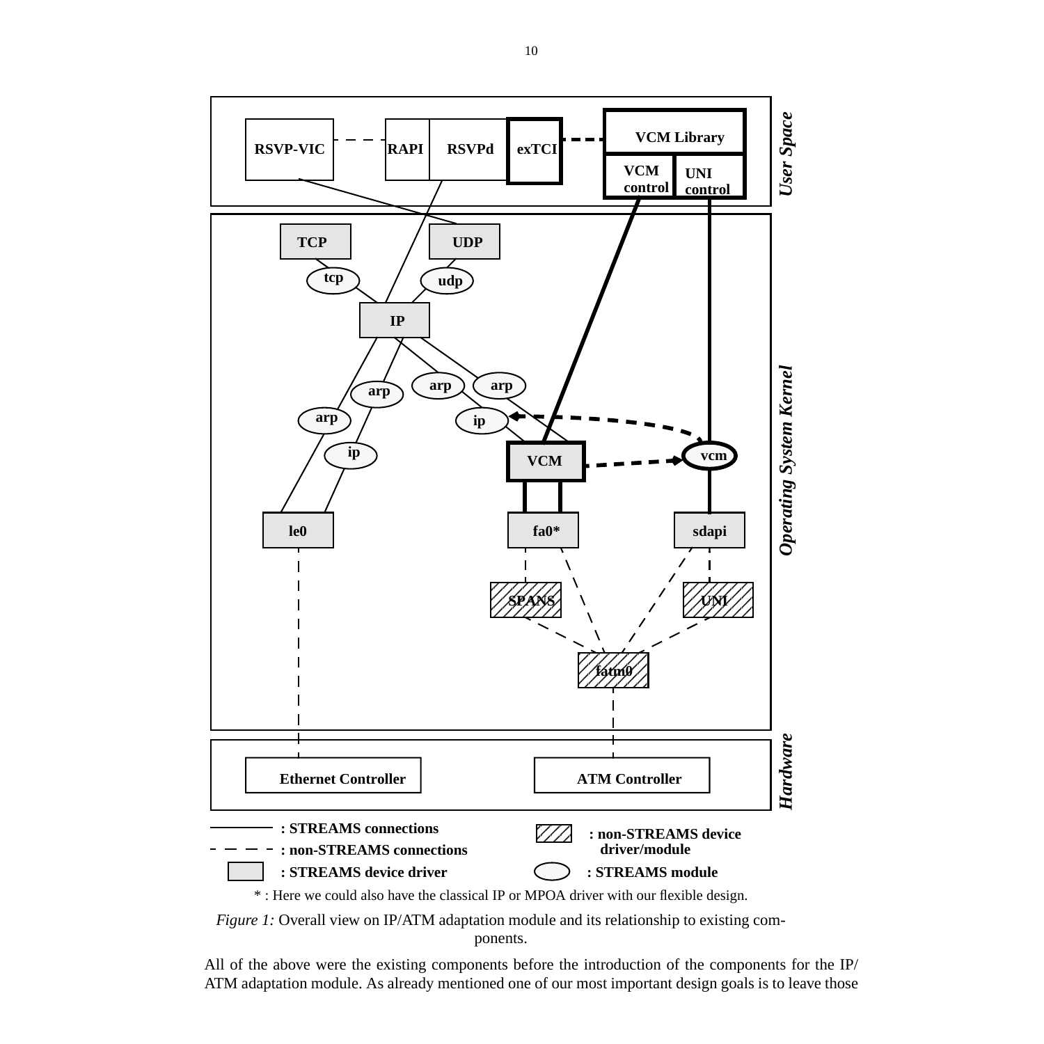*Figure 1:* Overall view on IP/ATM adaptation module and its relationship to existing components.

All of the above were the existing components before the introduction of the components for the IP/ATM adaptation module. As already mentioned one of our most important design goals is to leave those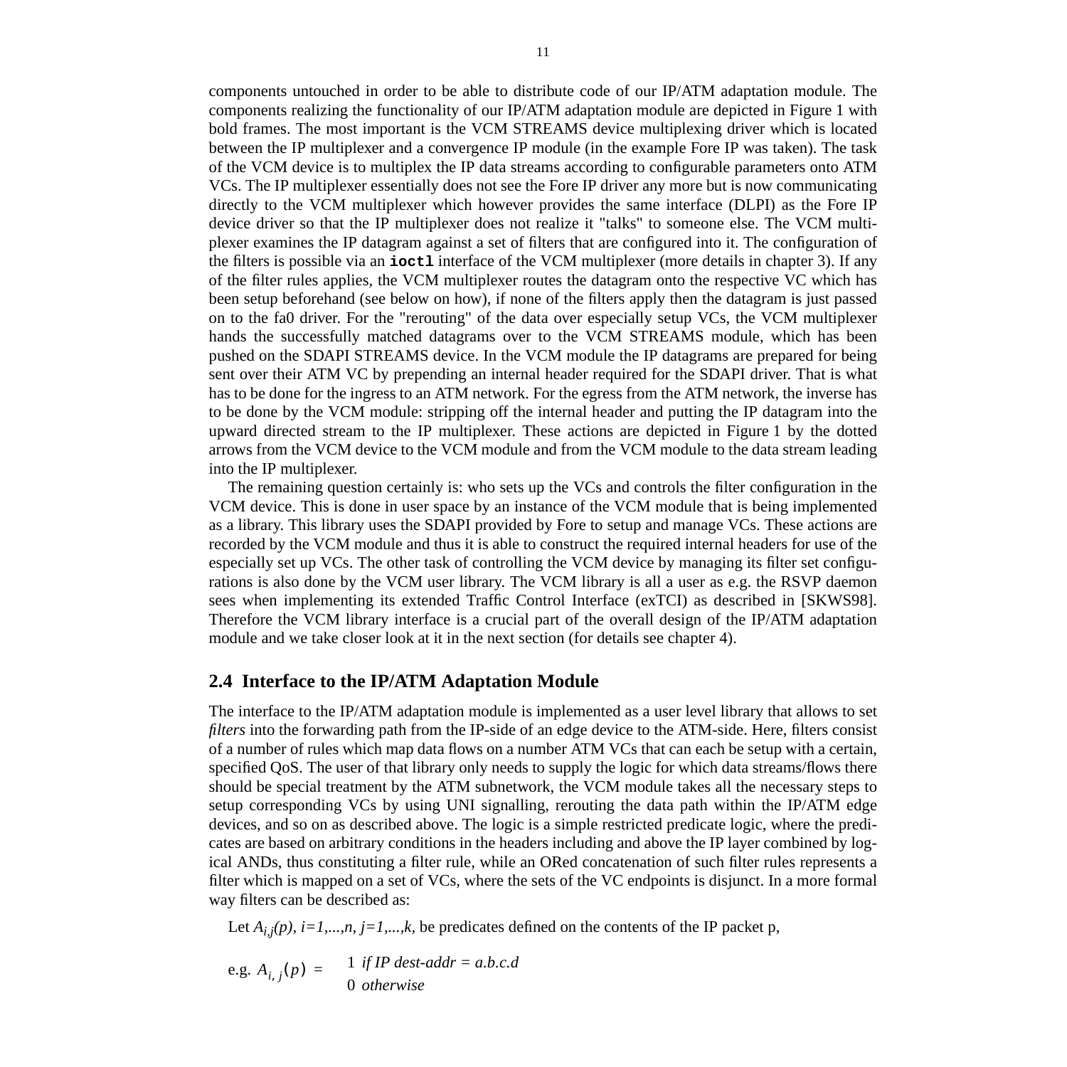components untouched in order to be able to distribute code of our IP/ATM adaptation module. The components realizing the functionality of our IP/ATM adaptation module are depicted in Figure 1 with bold frames. The most important is the VCM STREAMS device multiplexing driver which is located between the IP multiplexer and a convergence IP module (in the example Fore IP was taken). The task of the VCM device is to multiplex the IP data streams according to configurable parameters onto ATM VCs. The IP multiplexer essentially does not see the Fore IP driver any more but is now communicating directly to the VCM multiplexer which however provides the same interface (DLPI) as the Fore IP device driver so that the IP multiplexer does not realize it "talks" to someone else. The VCM multiplexer examines the IP datagram against a set of filters that are configured into it. The configuration of the filters is possible via an **`ioctl`** interface of the VCM multiplexer (more details in chapter 3). If any of the filter rules applies, the VCM multiplexer routes the datagram onto the respective VC which has been setup beforehand (see below on how), if none of the filters apply then the datagram is just passed on to the fa0 driver. For the "rerouting" of the data over especially setup VCs, the VCM multiplexer hands the successfully matched datagrams over to the VCM STREAMS module, which has been pushed on the SDAPI STREAMS device. In the VCM module the IP datagrams are prepared for being sent over their ATM VC by prepending an internal header required for the SDAPI driver. That is what has to be done for the ingress to an ATM network. For the egress from the ATM network, the inverse has to be done by the VCM module: stripping off the internal header and putting the IP datagram into the upward directed stream to the IP multiplexer. These actions are depicted in Figure 1 by the dotted arrows from the VCM device to the VCM module and from the VCM module to the data stream leading into the IP multiplexer.

The remaining question certainly is: who sets up the VCs and controls the filter configuration in the VCM device. This is done in user space by an instance of the VCM module that is being implemented as a library. This library uses the SDAPI provided by Fore to setup and manage VCs. These actions are recorded by the VCM module and thus it is able to construct the required internal headers for use of the especially set up VCs. The other task of controlling the VCM device by managing its filter set configurations is also done by the VCM user library. The VCM library is all a user as e.g. the RSVP daemon sees when implementing its extended Traffic Control Interface (exTCI) as described in [SKWS98]. Therefore the VCM library interface is a crucial part of the overall design of the IP/ATM adaptation module and we take closer look at it in the next section (for details see chapter 4).

## 2.4 Interface to the IP/ATM Adaptation Module

The interface to the IP/ATM adaptation module is implemented as a user level library that allows to set *filters* into the forwarding path from the IP-side of an edge device to the ATM-side. Here, filters consist of a number of rules which map data flows on a number ATM VCs that can each be setup with a certain, specified QoS. The user of that library only needs to supply the logic for which data streams/flows there should be special treatment by the ATM subnetwork, the VCM module takes all the necessary steps to setup corresponding VCs by using UNI signalling, rerouting the data path within the IP/ATM edge devices, and so on as described above. The logic is a simple restricted predicate logic, where the predicates are based on arbitrary conditions in the headers including and above the IP layer combined by logical ANDs, thus constituting a filter rule, while an ORed concatenation of such filter rules represents a filter which is mapped on a set of VCs, where the sets of the VC endpoints is disjunct. In a more formal way filters can be described as:

Let $A_{i,j}(p)$, $i=1,...,n$, $j=1,...,k$, be predicates defined on the contents of the IP packet p,

e.g. $A_{i,j}(p) = \begin{cases} 1 & \text{if IP dest-addr} = a.b.c.d \\ 0 & \text{otherwise} \end{cases}$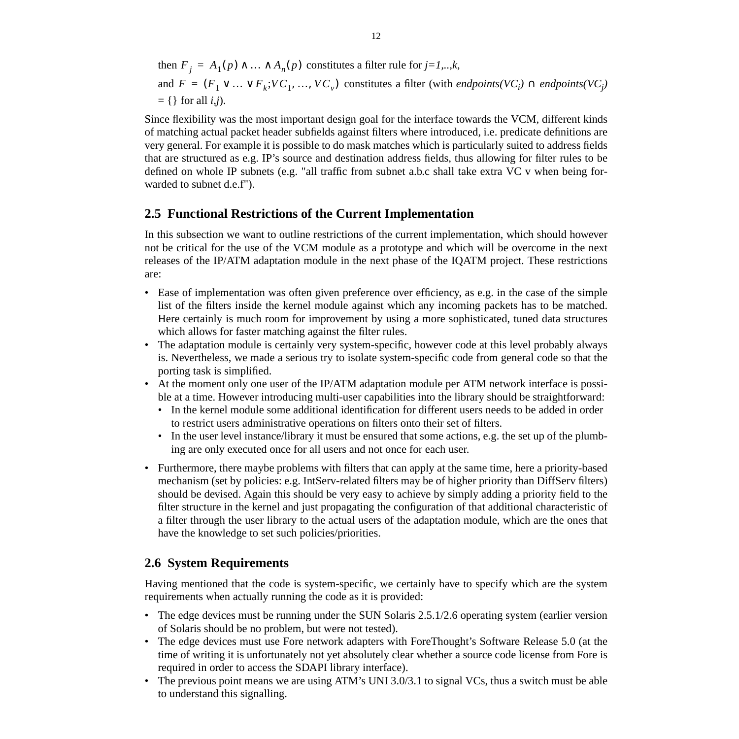then $F_j = A_1(p) \wedge \ldots \wedge A_n(p)$ constitutes a filter rule for *j=1,..,k*,

and $F = (F_1 \vee \ldots \vee F_k; VC_1, \ldots, VC_v)$ constitutes a filter (with *endpoints(VC$_i$)* ∩ *endpoints(VC$_j$)* = {} for all *i,j*).

Since flexibility was the most important design goal for the interface towards the VCM, different kinds of matching actual packet header subfields against filters where introduced, i.e. predicate definitions are very general. For example it is possible to do mask matches which is particularly suited to address fields that are structured as e.g. IP's source and destination address fields, thus allowing for filter rules to be defined on whole IP subnets (e.g. "all traffic from subnet a.b.c shall take extra VC v when being forwarded to subnet d.e.f").

## 2.5 Functional Restrictions of the Current Implementation

In this subsection we want to outline restrictions of the current implementation, which should however not be critical for the use of the VCM module as a prototype and which will be overcome in the next releases of the IP/ATM adaptation module in the next phase of the IQATM project. These restrictions are:

- Ease of implementation was often given preference over efficiency, as e.g. in the case of the simple list of the filters inside the kernel module against which any incoming packets has to be matched. Here certainly is much room for improvement by using a more sophisticated, tuned data structures which allows for faster matching against the filter rules.
- The adaptation module is certainly very system-specific, however code at this level probably always is. Nevertheless, we made a serious try to isolate system-specific code from general code so that the porting task is simplified.
- At the moment only one user of the IP/ATM adaptation module per ATM network interface is possible at a time. However introducing multi-user capabilities into the library should be straightforward:
  - In the kernel module some additional identification for different users needs to be added in order to restrict users administrative operations on filters onto their set of filters.
  - In the user level instance/library it must be ensured that some actions, e.g. the set up of the plumbing are only executed once for all users and not once for each user.
- Furthermore, there maybe problems with filters that can apply at the same time, here a priority-based mechanism (set by policies: e.g. IntServ-related filters may be of higher priority than DiffServ filters) should be devised. Again this should be very easy to achieve by simply adding a priority field to the filter structure in the kernel and just propagating the configuration of that additional characteristic of a filter through the user library to the actual users of the adaptation module, which are the ones that have the knowledge to set such policies/priorities.

## 2.6 System Requirements

Having mentioned that the code is system-specific, we certainly have to specify which are the system requirements when actually running the code as it is provided:

- The edge devices must be running under the SUN Solaris 2.5.1/2.6 operating system (earlier version of Solaris should be no problem, but were not tested).
- The edge devices must use Fore network adapters with ForeThought's Software Release 5.0 (at the time of writing it is unfortunately not yet absolutely clear whether a source code license from Fore is required in order to access the SDAPI library interface).
- The previous point means we are using ATM's UNI 3.0/3.1 to signal VCs, thus a switch must be able to understand this signalling.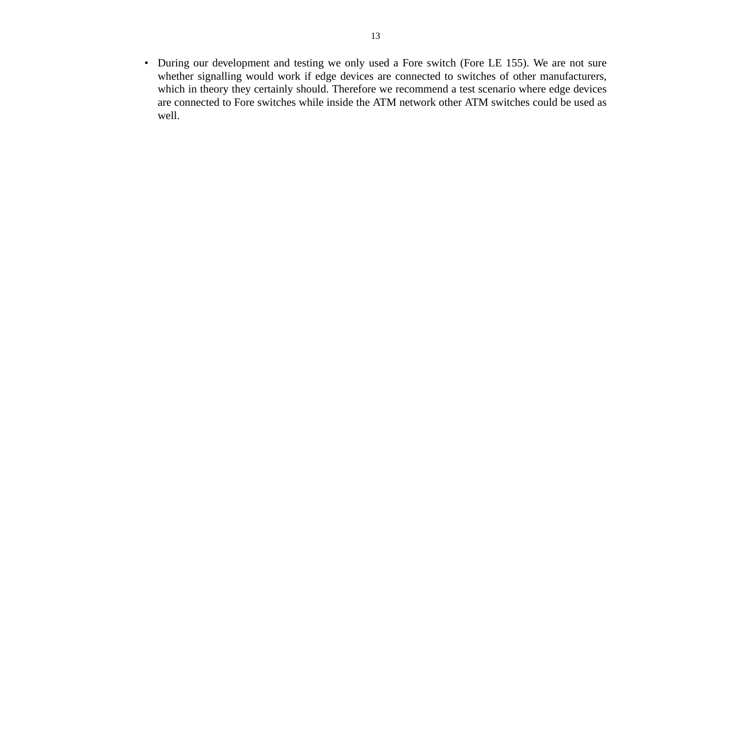- During our development and testing we only used a Fore switch (Fore LE 155). We are not sure whether signalling would work if edge devices are connected to switches of other manufacturers, which in theory they certainly should. Therefore we recommend a test scenario where edge devices are connected to Fore switches while inside the ATM network other ATM switches could be used as well.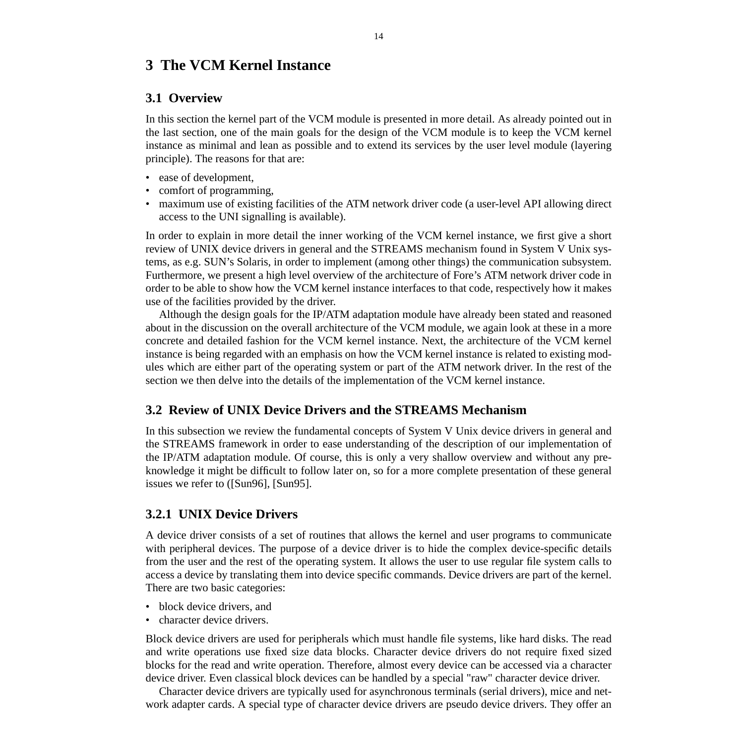# 3 The VCM Kernel Instance

## 3.1 Overview

In this section the kernel part of the VCM module is presented in more detail. As already pointed out in the last section, one of the main goals for the design of the VCM module is to keep the VCM kernel instance as minimal and lean as possible and to extend its services by the user level module (layering principle). The reasons for that are:

- ease of development,
- comfort of programming,
- maximum use of existing facilities of the ATM network driver code (a user-level API allowing direct access to the UNI signalling is available).

In order to explain in more detail the inner working of the VCM kernel instance, we first give a short review of UNIX device drivers in general and the STREAMS mechanism found in System V Unix systems, as e.g. SUN's Solaris, in order to implement (among other things) the communication subsystem. Furthermore, we present a high level overview of the architecture of Fore's ATM network driver code in order to be able to show how the VCM kernel instance interfaces to that code, respectively how it makes use of the facilities provided by the driver.

Although the design goals for the IP/ATM adaptation module have already been stated and reasoned about in the discussion on the overall architecture of the VCM module, we again look at these in a more concrete and detailed fashion for the VCM kernel instance. Next, the architecture of the VCM kernel instance is being regarded with an emphasis on how the VCM kernel instance is related to existing modules which are either part of the operating system or part of the ATM network driver. In the rest of the section we then delve into the details of the implementation of the VCM kernel instance.

## 3.2 Review of UNIX Device Drivers and the STREAMS Mechanism

In this subsection we review the fundamental concepts of System V Unix device drivers in general and the STREAMS framework in order to ease understanding of the description of our implementation of the IP/ATM adaptation module. Of course, this is only a very shallow overview and without any pre-knowledge it might be difficult to follow later on, so for a more complete presentation of these general issues we refer to ([Sun96], [Sun95].

### 3.2.1 UNIX Device Drivers

A device driver consists of a set of routines that allows the kernel and user programs to communicate with peripheral devices. The purpose of a device driver is to hide the complex device-specific details from the user and the rest of the operating system. It allows the user to use regular file system calls to access a device by translating them into device specific commands. Device drivers are part of the kernel. There are two basic categories:

- block device drivers, and
- character device drivers.

Block device drivers are used for peripherals which must handle file systems, like hard disks. The read and write operations use fixed size data blocks. Character device drivers do not require fixed sized blocks for the read and write operation. Therefore, almost every device can be accessed via a character device driver. Even classical block devices can be handled by a special "raw" character device driver.

Character device drivers are typically used for asynchronous terminals (serial drivers), mice and network adapter cards. A special type of character device drivers are pseudo device drivers. They offer an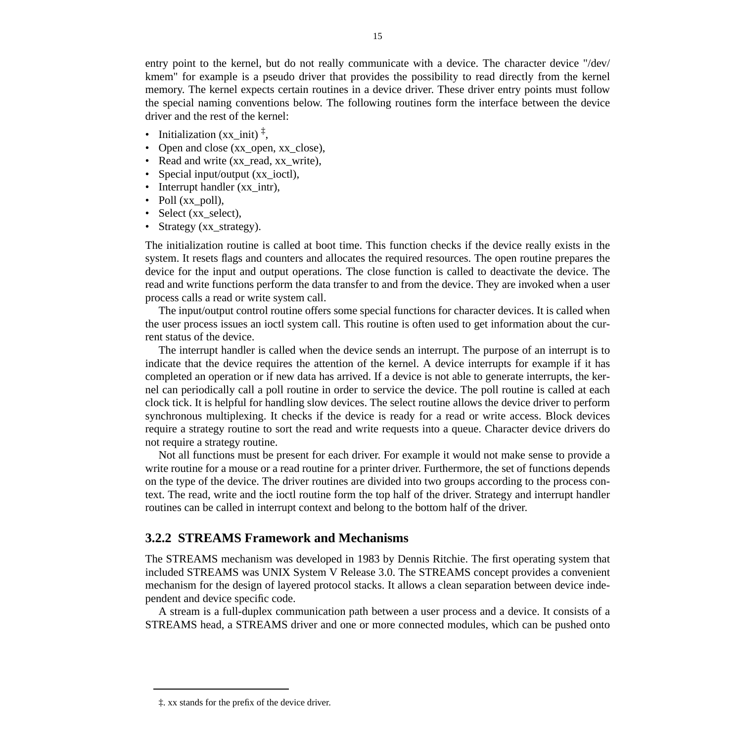entry point to the kernel, but do not really communicate with a device. The character device "/dev/kmem" for example is a pseudo driver that provides the possibility to read directly from the kernel memory. The kernel expects certain routines in a device driver. These driver entry points must follow the special naming conventions below. The following routines form the interface between the device driver and the rest of the kernel:

- Initialization (xx_init) [‡],
- Open and close (xx_open, xx_close),
- Read and write (xx_read, xx_write),
- Special input/output (xx_ioctl),
- Interrupt handler (xx_intr),
- Poll (xx_poll),
- Select (xx_select),
- Strategy (xx_strategy).

The initialization routine is called at boot time. This function checks if the device really exists in the system. It resets flags and counters and allocates the required resources. The open routine prepares the device for the input and output operations. The close function is called to deactivate the device. The read and write functions perform the data transfer to and from the device. They are invoked when a user process calls a read or write system call.

The input/output control routine offers some special functions for character devices. It is called when the user process issues an ioctl system call. This routine is often used to get information about the current status of the device.

The interrupt handler is called when the device sends an interrupt. The purpose of an interrupt is to indicate that the device requires the attention of the kernel. A device interrupts for example if it has completed an operation or if new data has arrived. If a device is not able to generate interrupts, the kernel can periodically call a poll routine in order to service the device. The poll routine is called at each clock tick. It is helpful for handling slow devices. The select routine allows the device driver to perform synchronous multiplexing. It checks if the device is ready for a read or write access. Block devices require a strategy routine to sort the read and write requests into a queue. Character device drivers do not require a strategy routine.

Not all functions must be present for each driver. For example it would not make sense to provide a write routine for a mouse or a read routine for a printer driver. Furthermore, the set of functions depends on the type of the device. The driver routines are divided into two groups according to the process context. The read, write and the ioctl routine form the top half of the driver. Strategy and interrupt handler routines can be called in interrupt context and belong to the bottom half of the driver.

### 3.2.2 STREAMS Framework and Mechanisms

The STREAMS mechanism was developed in 1983 by Dennis Ritchie. The first operating system that included STREAMS was UNIX System V Release 3.0. The STREAMS concept provides a convenient mechanism for the design of layered protocol stacks. It allows a clean separation between device independent and device specific code.

A stream is a full-duplex communication path between a user process and a device. It consists of a STREAMS head, a STREAMS driver and one or more connected modules, which can be pushed onto

---

‡. xx stands for the prefix of the device driver.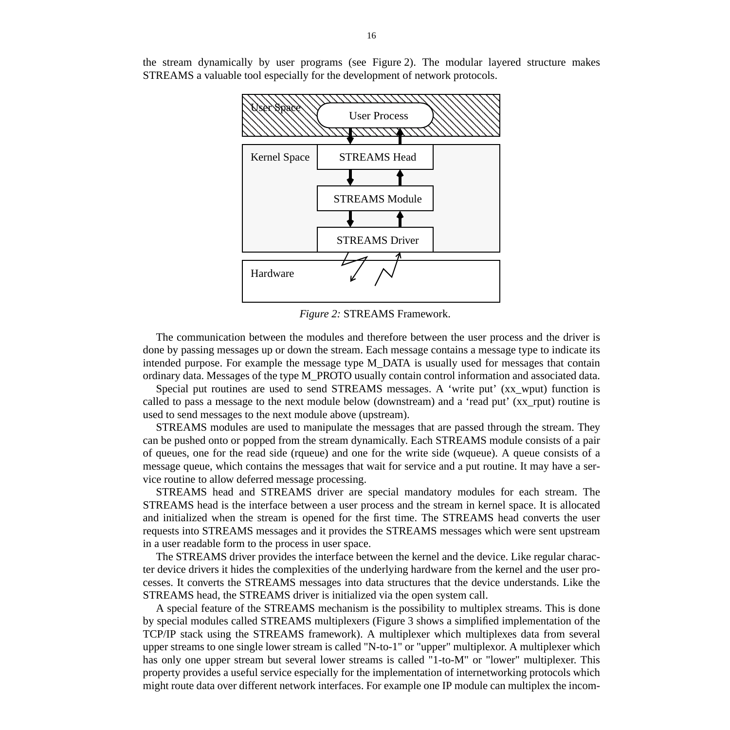the stream dynamically by user programs (see Figure 2). The modular layered structure makes STREAMS a valuable tool especially for the development of network protocols.

*Figure 2:* STREAMS Framework.

The communication between the modules and therefore between the user process and the driver is done by passing messages up or down the stream. Each message contains a message type to indicate its intended purpose. For example the message type M_DATA is usually used for messages that contain ordinary data. Messages of the type M_PROTO usually contain control information and associated data.

Special put routines are used to send STREAMS messages. A 'write put' (xx_wput) function is called to pass a message to the next module below (downstream) and a 'read put' (xx_rput) routine is used to send messages to the next module above (upstream).

STREAMS modules are used to manipulate the messages that are passed through the stream. They can be pushed onto or popped from the stream dynamically. Each STREAMS module consists of a pair of queues, one for the read side (rqueue) and one for the write side (wqueue). A queue consists of a message queue, which contains the messages that wait for service and a put routine. It may have a service routine to allow deferred message processing.

STREAMS head and STREAMS driver are special mandatory modules for each stream. The STREAMS head is the interface between a user process and the stream in kernel space. It is allocated and initialized when the stream is opened for the first time. The STREAMS head converts the user requests into STREAMS messages and it provides the STREAMS messages which were sent upstream in a user readable form to the process in user space.

The STREAMS driver provides the interface between the kernel and the device. Like regular character device drivers it hides the complexities of the underlying hardware from the kernel and the user processes. It converts the STREAMS messages into data structures that the device understands. Like the STREAMS head, the STREAMS driver is initialized via the open system call.

A special feature of the STREAMS mechanism is the possibility to multiplex streams. This is done by special modules called STREAMS multiplexers (Figure 3 shows a simplified implementation of the TCP/IP stack using the STREAMS framework). A multiplexer which multiplexes data from several upper streams to one single lower stream is called "N-to-1" or "upper" multiplexor. A multiplexer which has only one upper stream but several lower streams is called "1-to-M" or "lower" multiplexer. This property provides a useful service especially for the implementation of internetworking protocols which might route data over different network interfaces. For example one IP module can multiplex the incom-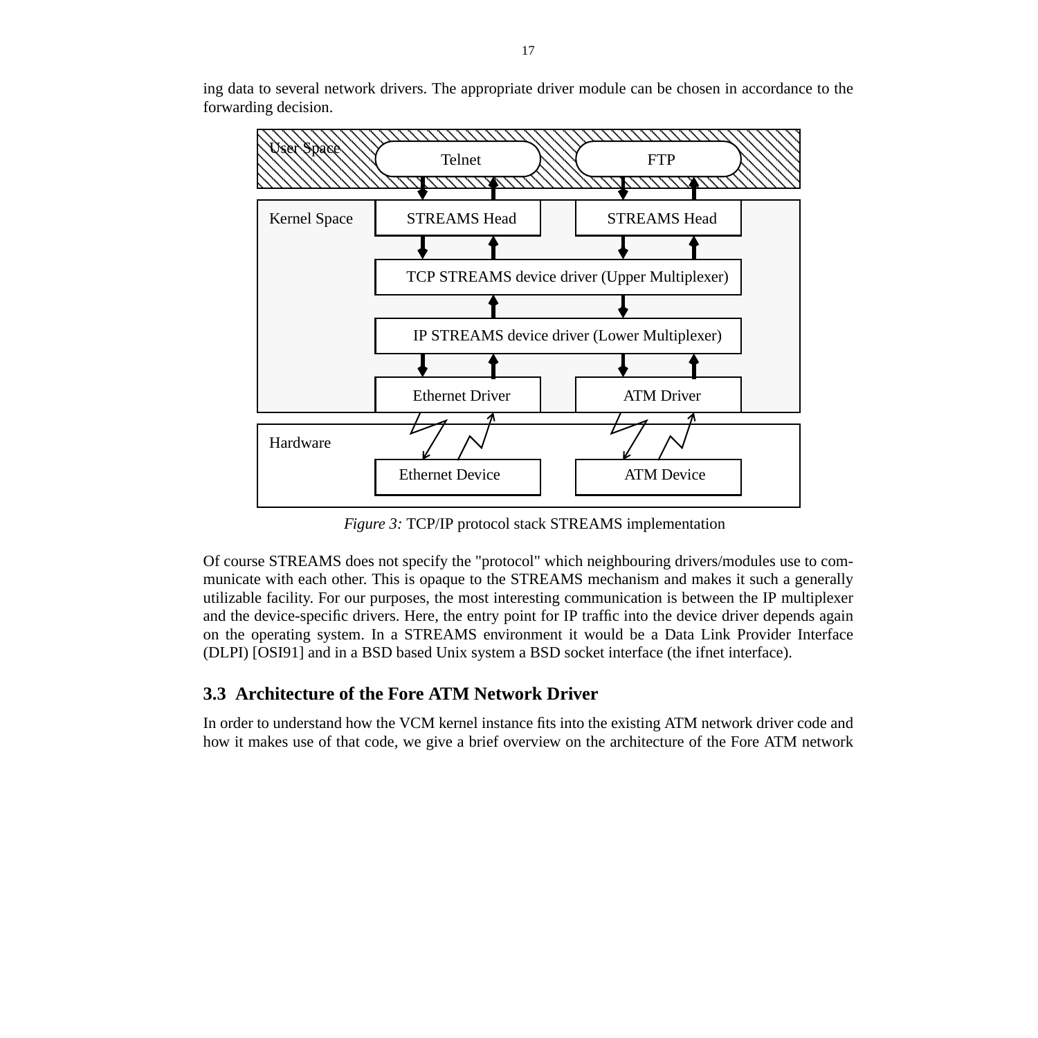ing data to several network drivers. The appropriate driver module can be chosen in accordance to the forwarding decision.

*Figure 3:* TCP/IP protocol stack STREAMS implementation

Of course STREAMS does not specify the "protocol" which neighbouring drivers/modules use to communicate with each other. This is opaque to the STREAMS mechanism and makes it such a generally utilizable facility. For our purposes, the most interesting communication is between the IP multiplexer and the device-specific drivers. Here, the entry point for IP traffic into the device driver depends again on the operating system. In a STREAMS environment it would be a Data Link Provider Interface (DLPI) [OSI91] and in a BSD based Unix system a BSD socket interface (the ifnet interface).

### 3.3 Architecture of the Fore ATM Network Driver

In order to understand how the VCM kernel instance fits into the existing ATM network driver code and how it makes use of that code, we give a brief overview on the architecture of the Fore ATM network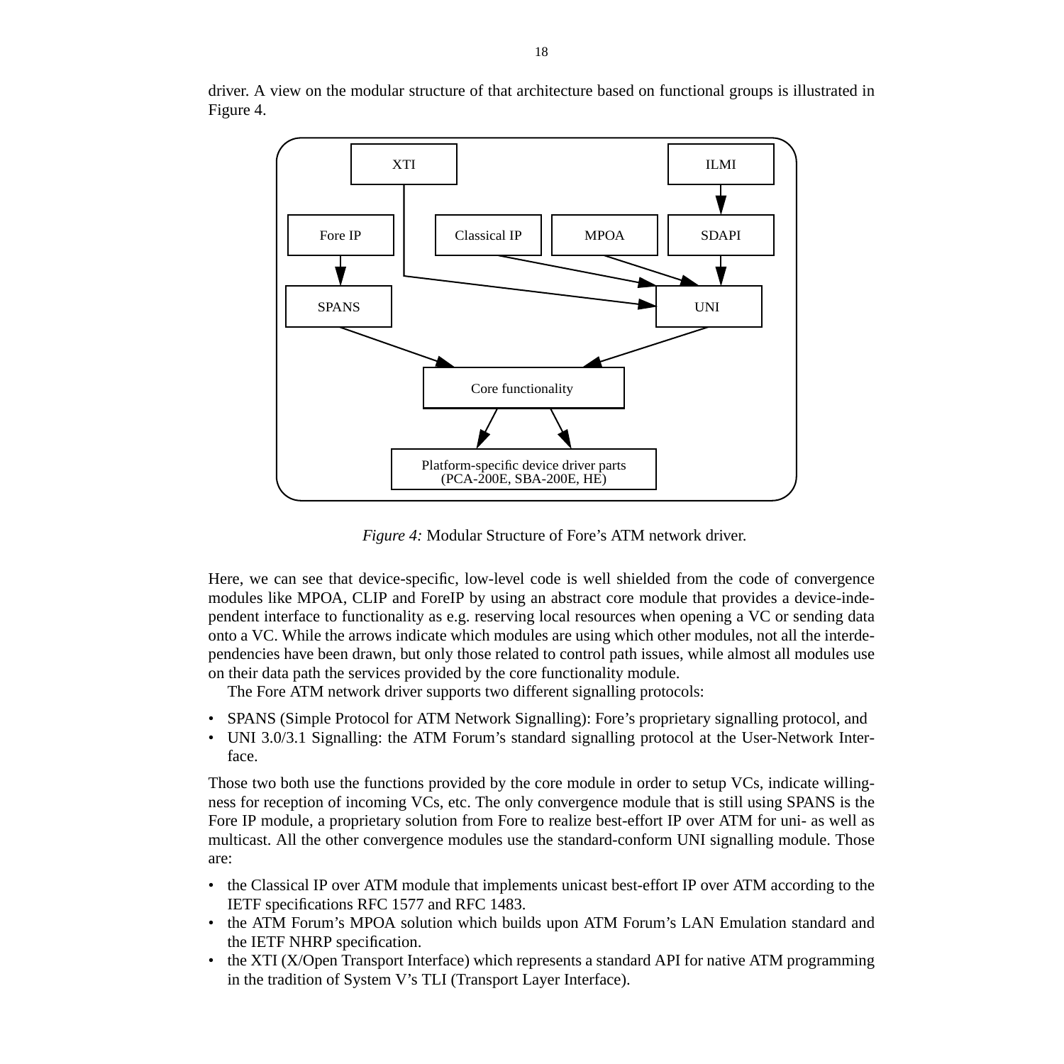driver. A view on the modular structure of that architecture based on functional groups is illustrated in Figure 4.

*Figure 4:* Modular Structure of Fore's ATM network driver.

Here, we can see that device-specific, low-level code is well shielded from the code of convergence modules like MPOA, CLIP and ForeIP by using an abstract core module that provides a device-independent interface to functionality as e.g. reserving local resources when opening a VC or sending data onto a VC. While the arrows indicate which modules are using which other modules, not all the interdependencies have been drawn, but only those related to control path issues, while almost all modules use on their data path the services provided by the core functionality module.

The Fore ATM network driver supports two different signalling protocols:

- SPANS (Simple Protocol for ATM Network Signalling): Fore's proprietary signalling protocol, and
- UNI 3.0/3.1 Signalling: the ATM Forum's standard signalling protocol at the User-Network Interface.

Those two both use the functions provided by the core module in order to setup VCs, indicate willingness for reception of incoming VCs, etc. The only convergence module that is still using SPANS is the Fore IP module, a proprietary solution from Fore to realize best-effort IP over ATM for uni- as well as multicast. All the other convergence modules use the standard-conform UNI signalling module. Those are:

- the Classical IP over ATM module that implements unicast best-effort IP over ATM according to the IETF specifications RFC 1577 and RFC 1483.
- the ATM Forum's MPOA solution which builds upon ATM Forum's LAN Emulation standard and the IETF NHRP specification.
- the XTI (X/Open Transport Interface) which represents a standard API for native ATM programming in the tradition of System V's TLI (Transport Layer Interface).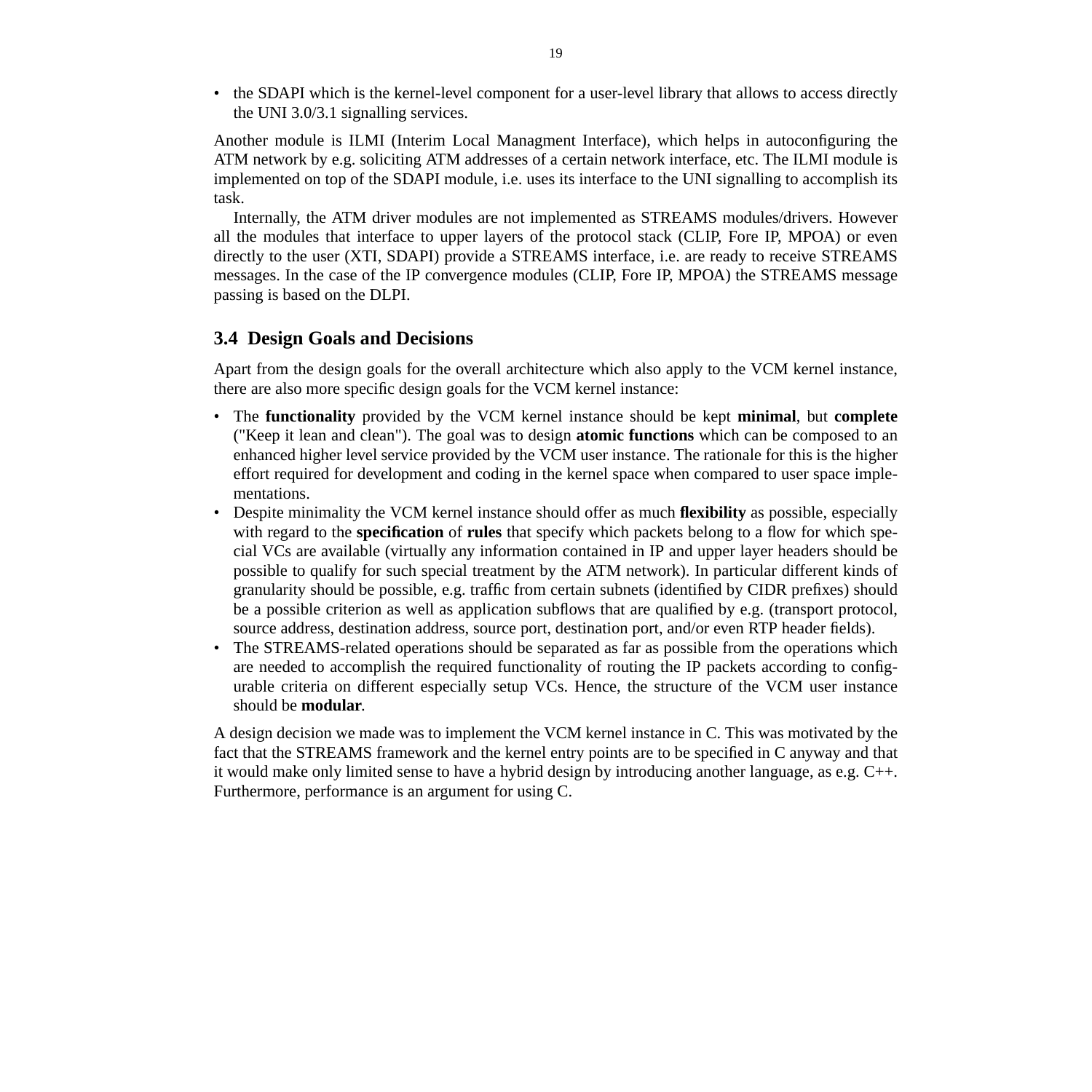- the SDAPI which is the kernel-level component for a user-level library that allows to access directly the UNI 3.0/3.1 signalling services.

Another module is ILMI (Interim Local Managment Interface), which helps in autoconfiguring the ATM network by e.g. soliciting ATM addresses of a certain network interface, etc. The ILMI module is implemented on top of the SDAPI module, i.e. uses its interface to the UNI signalling to accomplish its task.

Internally, the ATM driver modules are not implemented as STREAMS modules/drivers. However all the modules that interface to upper layers of the protocol stack (CLIP, Fore IP, MPOA) or even directly to the user (XTI, SDAPI) provide a STREAMS interface, i.e. are ready to receive STREAMS messages. In the case of the IP convergence modules (CLIP, Fore IP, MPOA) the STREAMS message passing is based on the DLPI.

## 3.4 Design Goals and Decisions

Apart from the design goals for the overall architecture which also apply to the VCM kernel instance, there are also more specific design goals for the VCM kernel instance:

- The **functionality** provided by the VCM kernel instance should be kept **minimal**, but **complete** ("Keep it lean and clean"). The goal was to design **atomic functions** which can be composed to an enhanced higher level service provided by the VCM user instance. The rationale for this is the higher effort required for development and coding in the kernel space when compared to user space implementations.
- Despite minimality the VCM kernel instance should offer as much **flexibility** as possible, especially with regard to the **specification** of **rules** that specify which packets belong to a flow for which special VCs are available (virtually any information contained in IP and upper layer headers should be possible to qualify for such special treatment by the ATM network). In particular different kinds of granularity should be possible, e.g. traffic from certain subnets (identified by CIDR prefixes) should be a possible criterion as well as application subflows that are qualified by e.g. (transport protocol, source address, destination address, source port, destination port, and/or even RTP header fields).
- The STREAMS-related operations should be separated as far as possible from the operations which are needed to accomplish the required functionality of routing the IP packets according to configurable criteria on different especially setup VCs. Hence, the structure of the VCM user instance should be **modular**.

A design decision we made was to implement the VCM kernel instance in C. This was motivated by the fact that the STREAMS framework and the kernel entry points are to be specified in C anyway and that it would make only limited sense to have a hybrid design by introducing another language, as e.g. C++. Furthermore, performance is an argument for using C.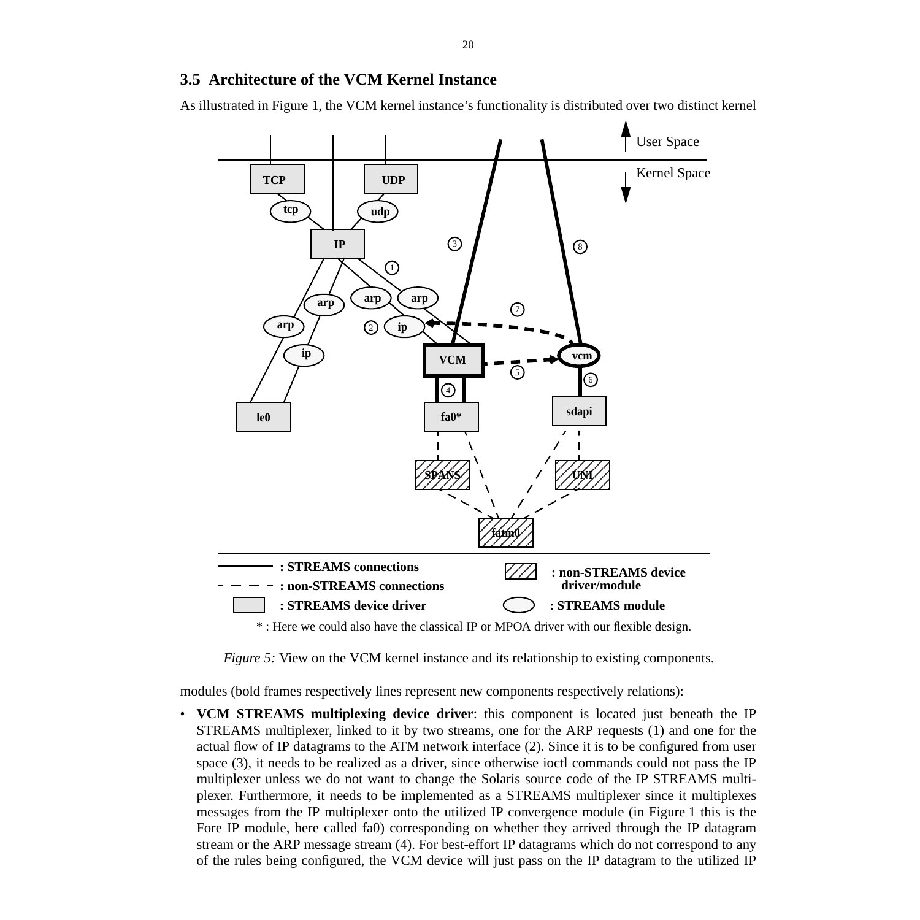## 3.5 Architecture of the VCM Kernel Instance

As illustrated in Figure 1, the VCM kernel instance's functionality is distributed over two distinct kernel

*Figure 5:* View on the VCM kernel instance and its relationship to existing components.

modules (bold frames respectively lines represent new components respectively relations):

- **VCM STREAMS multiplexing device driver**: this component is located just beneath the IP STREAMS multiplexer, linked to it by two streams, one for the ARP requests (1) and one for the actual flow of IP datagrams to the ATM network interface (2). Since it is to be configured from user space (3), it needs to be realized as a driver, since otherwise ioctl commands could not pass the IP multiplexer unless we do not want to change the Solaris source code of the IP STREAMS multiplexer. Furthermore, it needs to be implemented as a STREAMS multiplexer since it multiplexes messages from the IP multiplexer onto the utilized IP convergence module (in Figure 1 this is the Fore IP module, here called fa0) corresponding on whether they arrived through the IP datagram stream or the ARP message stream (4). For best-effort IP datagrams which do not correspond to any of the rules being configured, the VCM device will just pass on the IP datagram to the utilized IP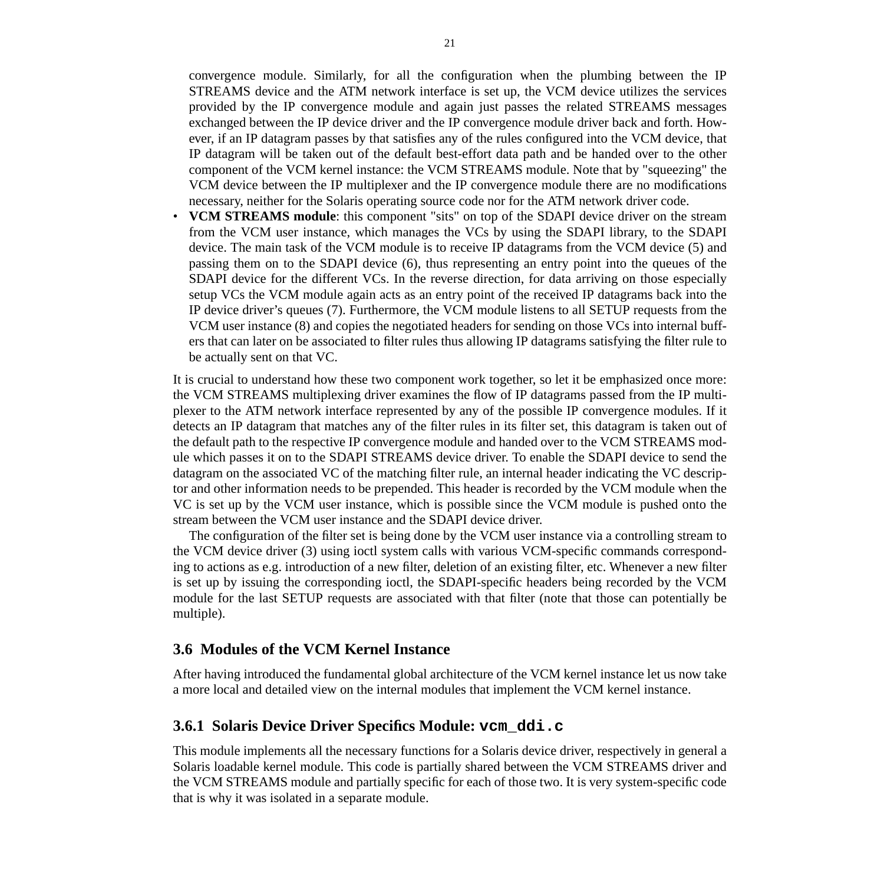convergence module. Similarly, for all the configuration when the plumbing between the IP STREAMS device and the ATM network interface is set up, the VCM device utilizes the services provided by the IP convergence module and again just passes the related STREAMS messages exchanged between the IP device driver and the IP convergence module driver back and forth. However, if an IP datagram passes by that satisfies any of the rules configured into the VCM device, that IP datagram will be taken out of the default best-effort data path and be handed over to the other component of the VCM kernel instance: the VCM STREAMS module. Note that by "squeezing" the VCM device between the IP multiplexer and the IP convergence module there are no modifications necessary, neither for the Solaris operating source code nor for the ATM network driver code.

- **VCM STREAMS module**: this component "sits" on top of the SDAPI device driver on the stream from the VCM user instance, which manages the VCs by using the SDAPI library, to the SDAPI device. The main task of the VCM module is to receive IP datagrams from the VCM device (5) and passing them on to the SDAPI device (6), thus representing an entry point into the queues of the SDAPI device for the different VCs. In the reverse direction, for data arriving on those especially setup VCs the VCM module again acts as an entry point of the received IP datagrams back into the IP device driver's queues (7). Furthermore, the VCM module listens to all SETUP requests from the VCM user instance (8) and copies the negotiated headers for sending on those VCs into internal buffers that can later on be associated to filter rules thus allowing IP datagrams satisfying the filter rule to be actually sent on that VC.

It is crucial to understand how these two component work together, so let it be emphasized once more: the VCM STREAMS multiplexing driver examines the flow of IP datagrams passed from the IP multiplexer to the ATM network interface represented by any of the possible IP convergence modules. If it detects an IP datagram that matches any of the filter rules in its filter set, this datagram is taken out of the default path to the respective IP convergence module and handed over to the VCM STREAMS module which passes it on to the SDAPI STREAMS device driver. To enable the SDAPI device to send the datagram on the associated VC of the matching filter rule, an internal header indicating the VC descriptor and other information needs to be prepended. This header is recorded by the VCM module when the VC is set up by the VCM user instance, which is possible since the VCM module is pushed onto the stream between the VCM user instance and the SDAPI device driver.

The configuration of the filter set is being done by the VCM user instance via a controlling stream to the VCM device driver (3) using ioctl system calls with various VCM-specific commands corresponding to actions as e.g. introduction of a new filter, deletion of an existing filter, etc. Whenever a new filter is set up by issuing the corresponding ioctl, the SDAPI-specific headers being recorded by the VCM module for the last SETUP requests are associated with that filter (note that those can potentially be multiple).

## 3.6 Modules of the VCM Kernel Instance

After having introduced the fundamental global architecture of the VCM kernel instance let us now take a more local and detailed view on the internal modules that implement the VCM kernel instance.

### 3.6.1 Solaris Device Driver Specifics Module: `vcm_ddi.c`

This module implements all the necessary functions for a Solaris device driver, respectively in general a Solaris loadable kernel module. This code is partially shared between the VCM STREAMS driver and the VCM STREAMS module and partially specific for each of those two. It is very system-specific code that is why it was isolated in a separate module.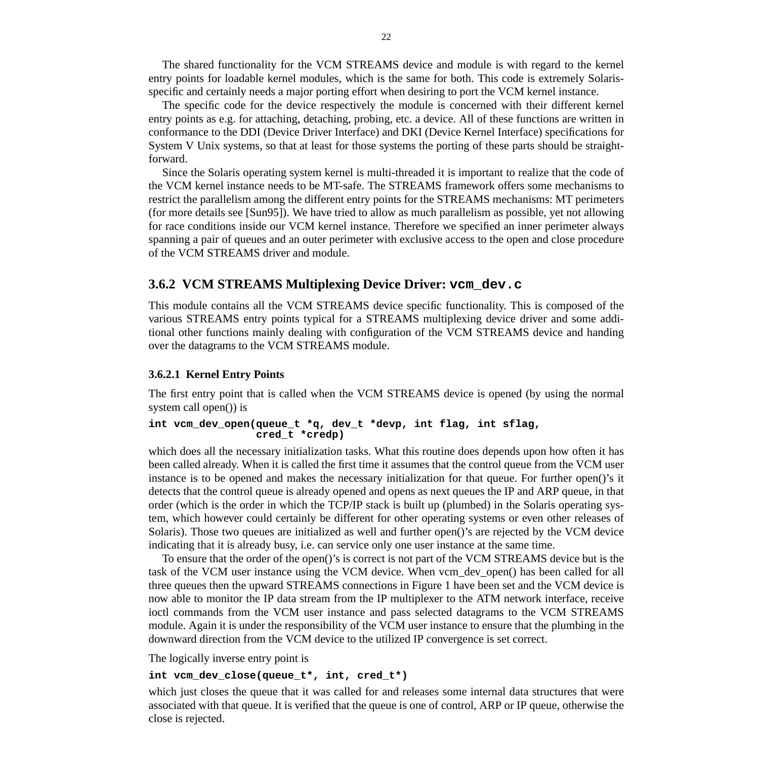The shared functionality for the VCM STREAMS device and module is with regard to the kernel entry points for loadable kernel modules, which is the same for both. This code is extremely Solaris-specific and certainly needs a major porting effort when desiring to port the VCM kernel instance.

The specific code for the device respectively the module is concerned with their different kernel entry points as e.g. for attaching, detaching, probing, etc. a device. All of these functions are written in conformance to the DDI (Device Driver Interface) and DKI (Device Kernel Interface) specifications for System V Unix systems, so that at least for those systems the porting of these parts should be straightforward.

Since the Solaris operating system kernel is multi-threaded it is important to realize that the code of the VCM kernel instance needs to be MT-safe. The STREAMS framework offers some mechanisms to restrict the parallelism among the different entry points for the STREAMS mechanisms: MT perimeters (for more details see [Sun95]). We have tried to allow as much parallelism as possible, yet not allowing for race conditions inside our VCM kernel instance. Therefore we specified an inner perimeter always spanning a pair of queues and an outer perimeter with exclusive access to the open and close procedure of the VCM STREAMS driver and module.

### 3.6.2 VCM STREAMS Multiplexing Device Driver: `vcm_dev.c`

This module contains all the VCM STREAMS device specific functionality. This is composed of the various STREAMS entry points typical for a STREAMS multiplexing device driver and some additional other functions mainly dealing with configuration of the VCM STREAMS device and handing over the datagrams to the VCM STREAMS module.

#### 3.6.2.1 Kernel Entry Points

The first entry point that is called when the VCM STREAMS device is opened (by using the normal system call open()) is

```
int vcm_dev_open(queue_t *q, dev_t *devp, int flag, int sflag,
                 cred_t *credp)
```

which does all the necessary initialization tasks. What this routine does depends upon how often it has been called already. When it is called the first time it assumes that the control queue from the VCM user instance is to be opened and makes the necessary initialization for that queue. For further open()'s it detects that the control queue is already opened and opens as next queues the IP and ARP queue, in that order (which is the order in which the TCP/IP stack is built up (plumbed) in the Solaris operating system, which however could certainly be different for other operating systems or even other releases of Solaris). Those two queues are initialized as well and further open()'s are rejected by the VCM device indicating that it is already busy, i.e. can service only one user instance at the same time.

To ensure that the order of the open()'s is correct is not part of the VCM STREAMS device but is the task of the VCM user instance using the VCM device. When vcm_dev_open() has been called for all three queues then the upward STREAMS connections in Figure 1 have been set and the VCM device is now able to monitor the IP data stream from the IP multiplexer to the ATM network interface, receive ioctl commands from the VCM user instance and pass selected datagrams to the VCM STREAMS module. Again it is under the responsibility of the VCM user instance to ensure that the plumbing in the downward direction from the VCM device to the utilized IP convergence is set correct.

The logically inverse entry point is

```
int vcm_dev_close(queue_t*, int, cred_t*)
```

which just closes the queue that it was called for and releases some internal data structures that were associated with that queue. It is verified that the queue is one of control, ARP or IP queue, otherwise the close is rejected.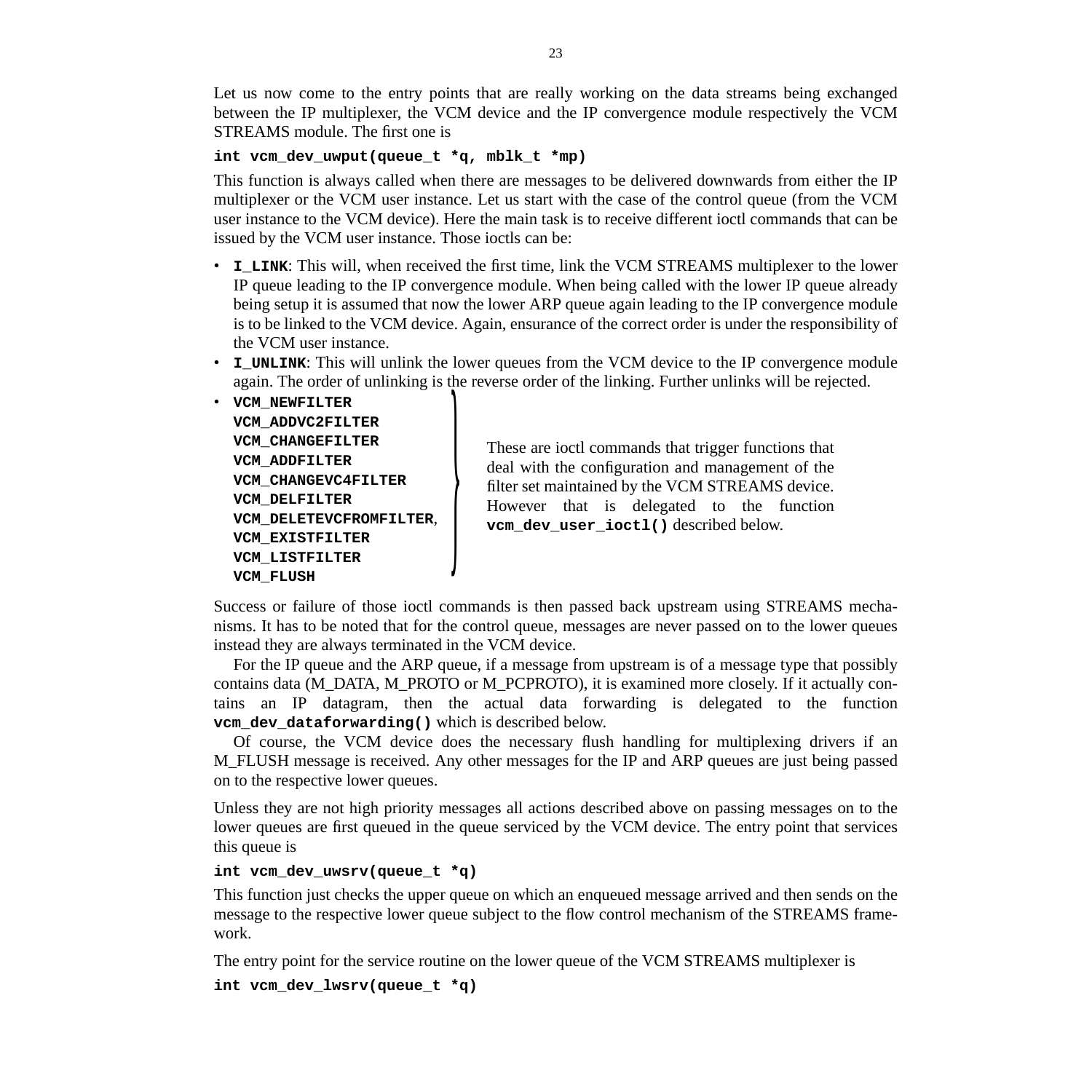Let us now come to the entry points that are really working on the data streams being exchanged between the IP multiplexer, the VCM device and the IP convergence module respectively the VCM STREAMS module. The first one is

**`int vcm_dev_uwput(queue_t *q, mblk_t *mp)`**

This function is always called when there are messages to be delivered downwards from either the IP multiplexer or the VCM user instance. Let us start with the case of the control queue (from the VCM user instance to the VCM device). Here the main task is to receive different ioctl commands that can be issued by the VCM user instance. Those ioctls can be:

- **`I_LINK`**: This will, when received the first time, link the VCM STREAMS multiplexer to the lower IP queue leading to the IP convergence module. When being called with the lower IP queue already being setup it is assumed that now the lower ARP queue again leading to the IP convergence module is to be linked to the VCM device. Again, ensurance of the correct order is under the responsibility of the VCM user instance.
- **`I_UNLINK`**: This will unlink the lower queues from the VCM device to the IP convergence module again. The order of unlinking is the reverse order of the linking. Further unlinks will be rejected.
- **`VCM_NEWFILTER`**
  **`VCM_ADDVC2FILTER`**
  **`VCM_CHANGEFILTER`**
  **`VCM_ADDFILTER`**
  **`VCM_CHANGEVC4FILTER`**
  **`VCM_DELFILTER`**
  **`VCM_DELETEVCFROMFILTER`**,
  **`VCM_EXISTFILTER`**
  **`VCM_LISTFILTER`**
  **`VCM_FLUSH`**

  These are ioctl commands that trigger functions that deal with the configuration and management of the filter set maintained by the VCM STREAMS device. However that is delegated to the function **`vcm_dev_user_ioctl()`** described below.

Success or failure of those ioctl commands is then passed back upstream using STREAMS mechanisms. It has to be noted that for the control queue, messages are never passed on to the lower queues instead they are always terminated in the VCM device.

For the IP queue and the ARP queue, if a message from upstream is of a message type that possibly contains data (M_DATA, M_PROTO or M_PCPROTO), it is examined more closely. If it actually contains an IP datagram, then the actual data forwarding is delegated to the function **`vcm_dev_dataforwarding()`** which is described below.

Of course, the VCM device does the necessary flush handling for multiplexing drivers if an M_FLUSH message is received. Any other messages for the IP and ARP queues are just being passed on to the respective lower queues.

Unless they are not high priority messages all actions described above on passing messages on to the lower queues are first queued in the queue serviced by the VCM device. The entry point that services this queue is

**`int vcm_dev_uwsrv(queue_t *q)`**

This function just checks the upper queue on which an enqueued message arrived and then sends on the message to the respective lower queue subject to the flow control mechanism of the STREAMS framework.

The entry point for the service routine on the lower queue of the VCM STREAMS multiplexer is

**`int vcm_dev_lwsrv(queue_t *q)`**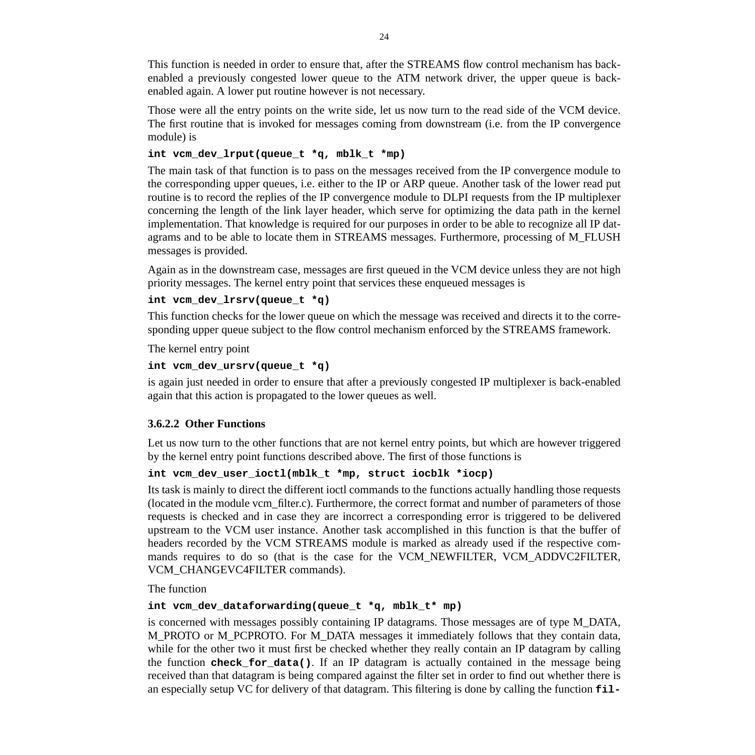This function is needed in order to ensure that, after the STREAMS flow control mechanism has back-enabled a previously congested lower queue to the ATM network driver, the upper queue is back-enabled again. A lower put routine however is not necessary.

Those were all the entry points on the write side, let us now turn to the read side of the VCM device. The first routine that is invoked for messages coming from downstream (i.e. from the IP convergence module) is

**`int vcm_dev_lrput(queue_t *q, mblk_t *mp)`**

The main task of that function is to pass on the messages received from the IP convergence module to the corresponding upper queues, i.e. either to the IP or ARP queue. Another task of the lower read put routine is to record the replies of the IP convergence module to DLPI requests from the IP multiplexer concerning the length of the link layer header, which serve for optimizing the data path in the kernel implementation. That knowledge is required for our purposes in order to be able to recognize all IP datagrams and to be able to locate them in STREAMS messages. Furthermore, processing of M_FLUSH messages is provided.

Again as in the downstream case, messages are first queued in the VCM device unless they are not high priority messages. The kernel entry point that services these enqueued messages is

**`int vcm_dev_lrsrv(queue_t *q)`**

This function checks for the lower queue on which the message was received and directs it to the corresponding upper queue subject to the flow control mechanism enforced by the STREAMS framework.

The kernel entry point

**`int vcm_dev_ursrv(queue_t *q)`**

is again just needed in order to ensure that after a previously congested IP multiplexer is back-enabled again that this action is propagated to the lower queues as well.

#### 3.6.2.2 Other Functions

Let us now turn to the other functions that are not kernel entry points, but which are however triggered by the kernel entry point functions described above. The first of those functions is

**`int vcm_dev_user_ioctl(mblk_t *mp, struct iocblk *iocp)`**

Its task is mainly to direct the different ioctl commands to the functions actually handling those requests (located in the module vcm_filter.c). Furthermore, the correct format and number of parameters of those requests is checked and in case they are incorrect a corresponding error is triggered to be delivered upstream to the VCM user instance. Another task accomplished in this function is that the buffer of headers recorded by the VCM STREAMS module is marked as already used if the respective commands requires to do so (that is the case for the VCM_NEWFILTER, VCM_ADDVC2FILTER, VCM_CHANGEVC4FILTER commands).

The function

**`int vcm_dev_dataforwarding(queue_t *q, mblk_t* mp)`**

is concerned with messages possibly containing IP datagrams. Those messages are of type M_DATA, M_PROTO or M_PCPROTO. For M_DATA messages it immediately follows that they contain data, while for the other two it must first be checked whether they really contain an IP datagram by calling the function **`check_for_data()`**. If an IP datagram is actually contained in the message being received than that datagram is being compared against the filter set in order to find out whether there is an especially setup VC for delivery of that datagram. This filtering is done by calling the function **fil-**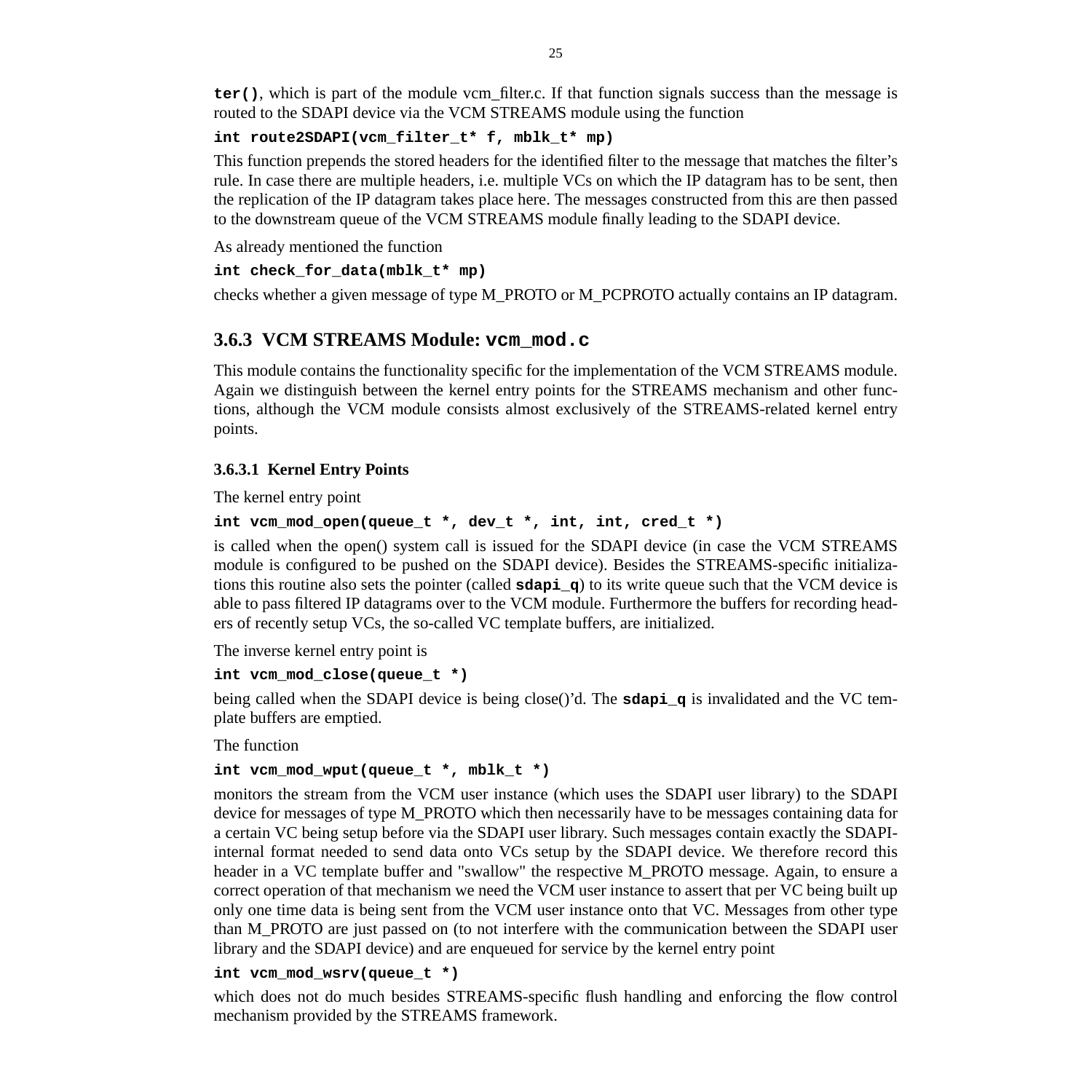**ter()**, which is part of the module vcm_filter.c. If that function signals success than the message is routed to the SDAPI device via the VCM STREAMS module using the function

```
int route2SDAPI(vcm_filter_t* f, mblk_t* mp)
```

This function prepends the stored headers for the identified filter to the message that matches the filter's rule. In case there are multiple headers, i.e. multiple VCs on which the IP datagram has to be sent, then the replication of the IP datagram takes place here. The messages constructed from this are then passed to the downstream queue of the VCM STREAMS module finally leading to the SDAPI device.

As already mentioned the function

```
int check_for_data(mblk_t* mp)
```

checks whether a given message of type M_PROTO or M_PCPROTO actually contains an IP datagram.

### 3.6.3 VCM STREAMS Module: `vcm_mod.c`

This module contains the functionality specific for the implementation of the VCM STREAMS module. Again we distinguish between the kernel entry points for the STREAMS mechanism and other functions, although the VCM module consists almost exclusively of the STREAMS-related kernel entry points.

#### 3.6.3.1 Kernel Entry Points

The kernel entry point

```
int vcm_mod_open(queue_t *, dev_t *, int, int, cred_t *)
```

is called when the open() system call is issued for the SDAPI device (in case the VCM STREAMS module is configured to be pushed on the SDAPI device). Besides the STREAMS-specific initializations this routine also sets the pointer (called **sdapi_q**) to its write queue such that the VCM device is able to pass filtered IP datagrams over to the VCM module. Furthermore the buffers for recording headers of recently setup VCs, the so-called VC template buffers, are initialized.

The inverse kernel entry point is

```
int vcm_mod_close(queue_t *)
```

being called when the SDAPI device is being close()'d. The **sdapi_q** is invalidated and the VC template buffers are emptied.

The function

```
int vcm_mod_wput(queue_t *, mblk_t *)
```

monitors the stream from the VCM user instance (which uses the SDAPI user library) to the SDAPI device for messages of type M_PROTO which then necessarily have to be messages containing data for a certain VC being setup before via the SDAPI user library. Such messages contain exactly the SDAPI-internal format needed to send data onto VCs setup by the SDAPI device. We therefore record this header in a VC template buffer and "swallow" the respective M_PROTO message. Again, to ensure a correct operation of that mechanism we need the VCM user instance to assert that per VC being built up only one time data is being sent from the VCM user instance onto that VC. Messages from other type than M_PROTO are just passed on (to not interfere with the communication between the SDAPI user library and the SDAPI device) and are enqueued for service by the kernel entry point

```
int vcm_mod_wsrv(queue_t *)
```

which does not do much besides STREAMS-specific flush handling and enforcing the flow control mechanism provided by the STREAMS framework.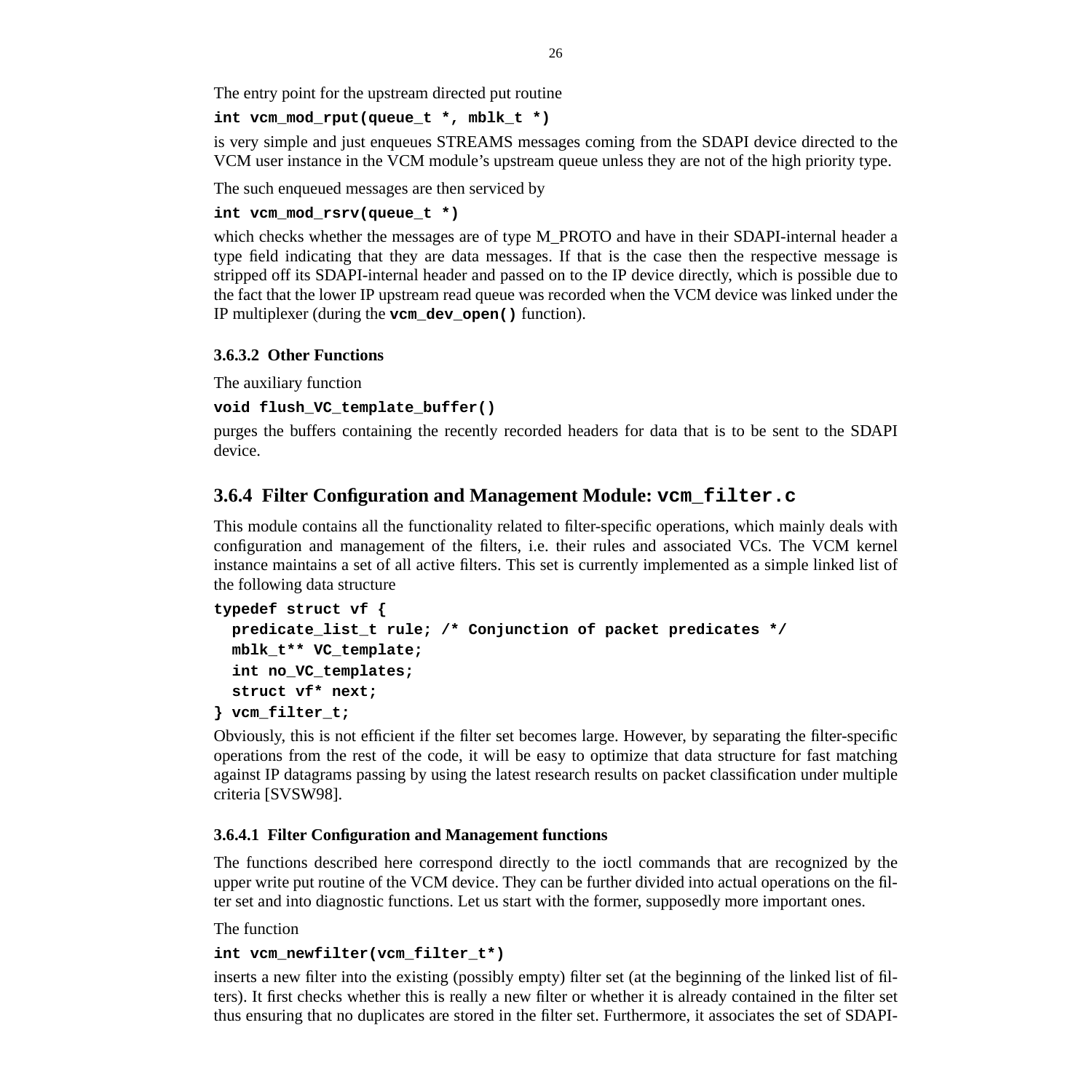The entry point for the upstream directed put routine

```
int vcm_mod_rput(queue_t *, mblk_t *)
```

is very simple and just enqueues STREAMS messages coming from the SDAPI device directed to the VCM user instance in the VCM module's upstream queue unless they are not of the high priority type.

The such enqueued messages are then serviced by

```
int vcm_mod_rsrv(queue_t *)
```

which checks whether the messages are of type M_PROTO and have in their SDAPI-internal header a type field indicating that they are data messages. If that is the case then the respective message is stripped off its SDAPI-internal header and passed on to the IP device directly, which is possible due to the fact that the lower IP upstream read queue was recorded when the VCM device was linked under the IP multiplexer (during the **`vcm_dev_open()`** function).

#### 3.6.3.2 Other Functions

The auxiliary function

```
void flush_VC_template_buffer()
```

purges the buffers containing the recently recorded headers for data that is to be sent to the SDAPI device.

### 3.6.4 Filter Configuration and Management Module: `vcm_filter.c`

This module contains all the functionality related to filter-specific operations, which mainly deals with configuration and management of the filters, i.e. their rules and associated VCs. The VCM kernel instance maintains a set of all active filters. This set is currently implemented as a simple linked list of the following data structure

```
typedef struct vf {
  predicate_list_t rule; /* Conjunction of packet predicates */
  mblk_t** VC_template;
  int no_VC_templates;
  struct vf* next;
} vcm_filter_t;
```

Obviously, this is not efficient if the filter set becomes large. However, by separating the filter-specific operations from the rest of the code, it will be easy to optimize that data structure for fast matching against IP datagrams passing by using the latest research results on packet classification under multiple criteria [SVSW98].

#### 3.6.4.1 Filter Configuration and Management functions

The functions described here correspond directly to the ioctl commands that are recognized by the upper write put routine of the VCM device. They can be further divided into actual operations on the filter set and into diagnostic functions. Let us start with the former, supposedly more important ones.

The function

```
int vcm_newfilter(vcm_filter_t*)
```

inserts a new filter into the existing (possibly empty) filter set (at the beginning of the linked list of filters). It first checks whether this is really a new filter or whether it is already contained in the filter set thus ensuring that no duplicates are stored in the filter set. Furthermore, it associates the set of SDAPI-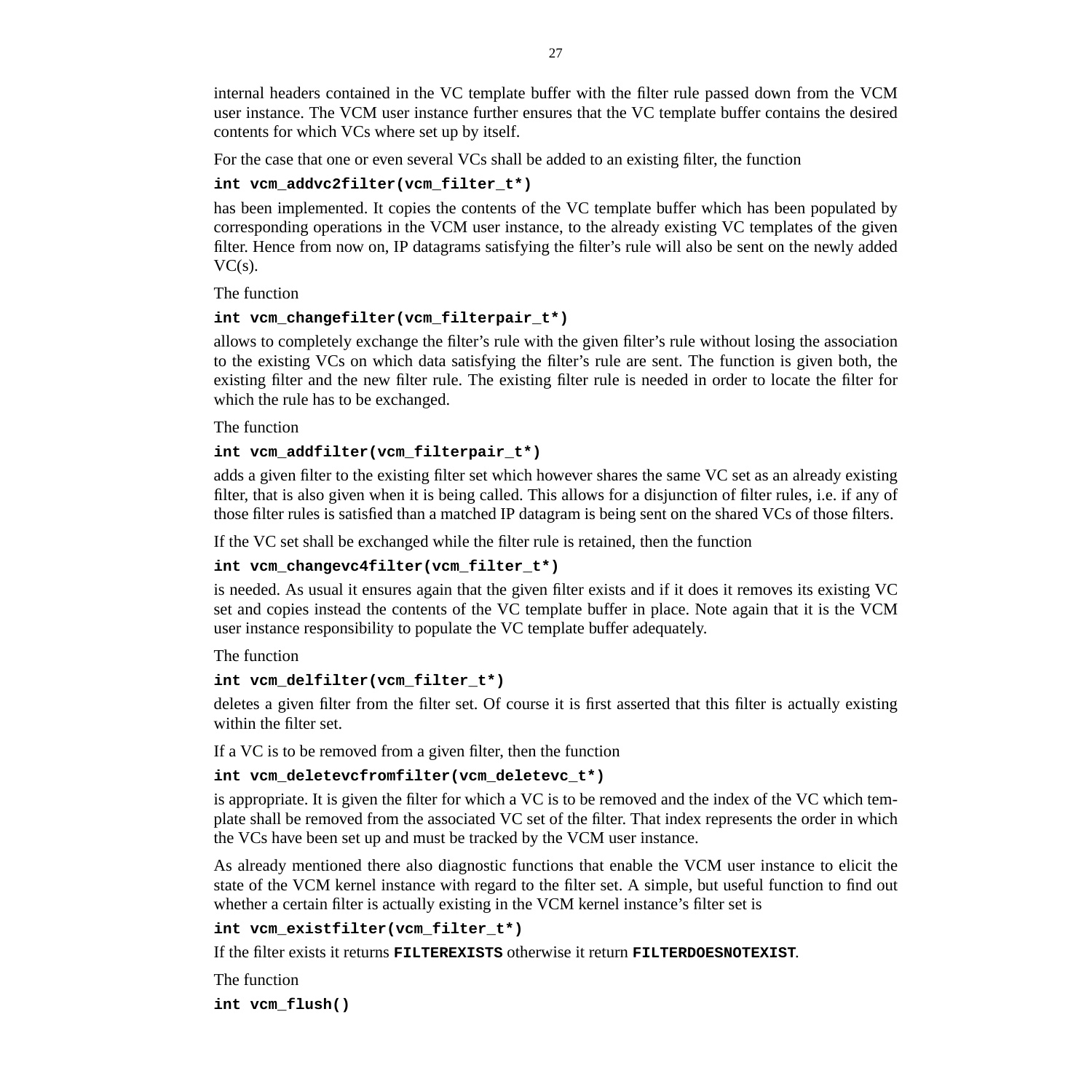internal headers contained in the VC template buffer with the filter rule passed down from the VCM user instance. The VCM user instance further ensures that the VC template buffer contains the desired contents for which VCs where set up by itself.

For the case that one or even several VCs shall be added to an existing filter, the function

```
int vcm_addvc2filter(vcm_filter_t*)
```

has been implemented. It copies the contents of the VC template buffer which has been populated by corresponding operations in the VCM user instance, to the already existing VC templates of the given filter. Hence from now on, IP datagrams satisfying the filter's rule will also be sent on the newly added VC(s).

The function

```
int vcm_changefilter(vcm_filterpair_t*)
```

allows to completely exchange the filter's rule with the given filter's rule without losing the association to the existing VCs on which data satisfying the filter's rule are sent. The function is given both, the existing filter and the new filter rule. The existing filter rule is needed in order to locate the filter for which the rule has to be exchanged.

The function

```
int vcm_addfilter(vcm_filterpair_t*)
```

adds a given filter to the existing filter set which however shares the same VC set as an already existing filter, that is also given when it is being called. This allows for a disjunction of filter rules, i.e. if any of those filter rules is satisfied than a matched IP datagram is being sent on the shared VCs of those filters.

If the VC set shall be exchanged while the filter rule is retained, then the function

```
int vcm_changevc4filter(vcm_filter_t*)
```

is needed. As usual it ensures again that the given filter exists and if it does it removes its existing VC set and copies instead the contents of the VC template buffer in place. Note again that it is the VCM user instance responsibility to populate the VC template buffer adequately.

The function

```
int vcm_delfilter(vcm_filter_t*)
```

deletes a given filter from the filter set. Of course it is first asserted that this filter is actually existing within the filter set.

If a VC is to be removed from a given filter, then the function

```
int vcm_deletevcfromfilter(vcm_deletevc_t*)
```

is appropriate. It is given the filter for which a VC is to be removed and the index of the VC which template shall be removed from the associated VC set of the filter. That index represents the order in which the VCs have been set up and must be tracked by the VCM user instance.

As already mentioned there also diagnostic functions that enable the VCM user instance to elicit the state of the VCM kernel instance with regard to the filter set. A simple, but useful function to find out whether a certain filter is actually existing in the VCM kernel instance's filter set is

```
int vcm_existfilter(vcm_filter_t*)
```

If the filter exists it returns **FILTEREXISTS** otherwise it return **FILTERDOESNOTEXIST**.

The function

```
int vcm_flush()
```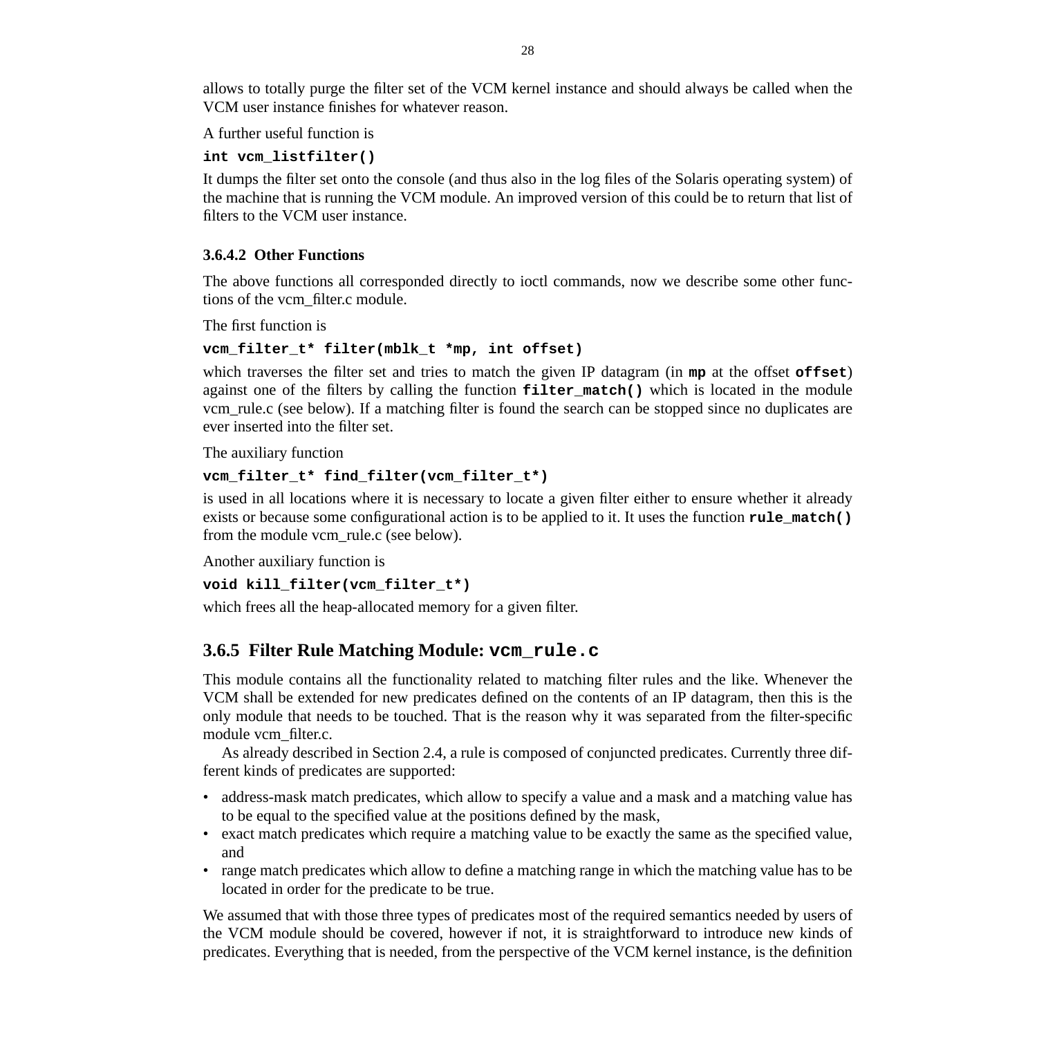allows to totally purge the filter set of the VCM kernel instance and should always be called when the VCM user instance finishes for whatever reason.

A further useful function is

**`int vcm_listfilter()`**

It dumps the filter set onto the console (and thus also in the log files of the Solaris operating system) of the machine that is running the VCM module. An improved version of this could be to return that list of filters to the VCM user instance.

#### 3.6.4.2 Other Functions

The above functions all corresponded directly to ioctl commands, now we describe some other functions of the vcm_filter.c module.

The first function is

**`vcm_filter_t* filter(mblk_t *mp, int offset)`**

which traverses the filter set and tries to match the given IP datagram (in **`mp`** at the offset **`offset`**) against one of the filters by calling the function **`filter_match()`** which is located in the module vcm_rule.c (see below). If a matching filter is found the search can be stopped since no duplicates are ever inserted into the filter set.

The auxiliary function

**`vcm_filter_t* find_filter(vcm_filter_t*)`**

is used in all locations where it is necessary to locate a given filter either to ensure whether it already exists or because some configurational action is to be applied to it. It uses the function **`rule_match()`** from the module vcm_rule.c (see below).

Another auxiliary function is

**`void kill_filter(vcm_filter_t*)`**

which frees all the heap-allocated memory for a given filter.

### 3.6.5 Filter Rule Matching Module: `vcm_rule.c`

This module contains all the functionality related to matching filter rules and the like. Whenever the VCM shall be extended for new predicates defined on the contents of an IP datagram, then this is the only module that needs to be touched. That is the reason why it was separated from the filter-specific module vcm_filter.c.

As already described in Section 2.4, a rule is composed of conjuncted predicates. Currently three different kinds of predicates are supported:

- address-mask match predicates, which allow to specify a value and a mask and a matching value has to be equal to the specified value at the positions defined by the mask,
- exact match predicates which require a matching value to be exactly the same as the specified value, and
- range match predicates which allow to define a matching range in which the matching value has to be located in order for the predicate to be true.

We assumed that with those three types of predicates most of the required semantics needed by users of the VCM module should be covered, however if not, it is straightforward to introduce new kinds of predicates. Everything that is needed, from the perspective of the VCM kernel instance, is the definition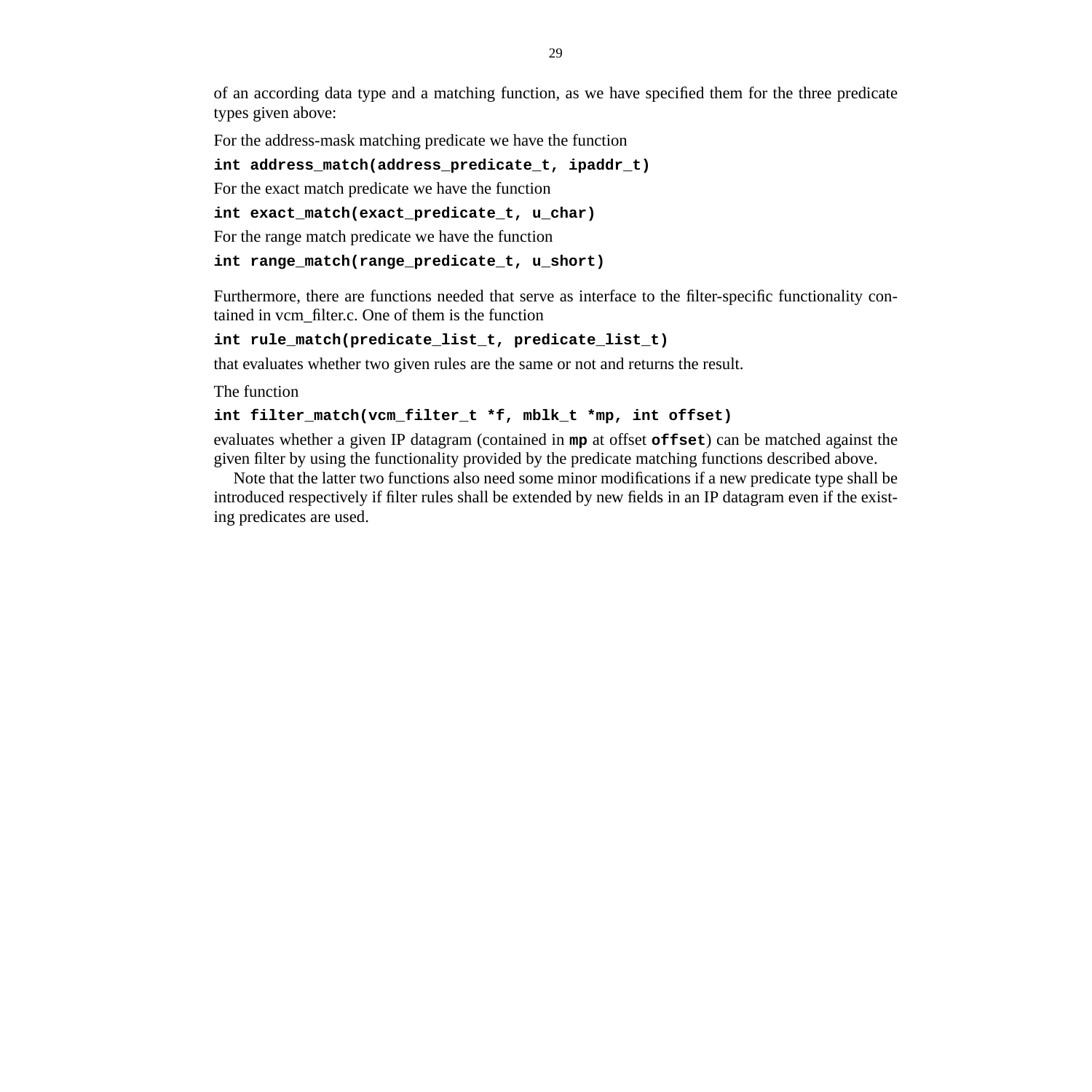of an according data type and a matching function, as we have specified them for the three predicate types given above:

For the address-mask matching predicate we have the function

```
int address_match(address_predicate_t, ipaddr_t)
```

For the exact match predicate we have the function

```
int exact_match(exact_predicate_t, u_char)
```

For the range match predicate we have the function

```
int range_match(range_predicate_t, u_short)
```

Furthermore, there are functions needed that serve as interface to the filter-specific functionality contained in vcm_filter.c. One of them is the function

```
int rule_match(predicate_list_t, predicate_list_t)
```

that evaluates whether two given rules are the same or not and returns the result.

The function

```
int filter_match(vcm_filter_t *f, mblk_t *mp, int offset)
```

evaluates whether a given IP datagram (contained in **`mp`** at offset **`offset`**) can be matched against the given filter by using the functionality provided by the predicate matching functions described above.

Note that the latter two functions also need some minor modifications if a new predicate type shall be introduced respectively if filter rules shall be extended by new fields in an IP datagram even if the existing predicates are used.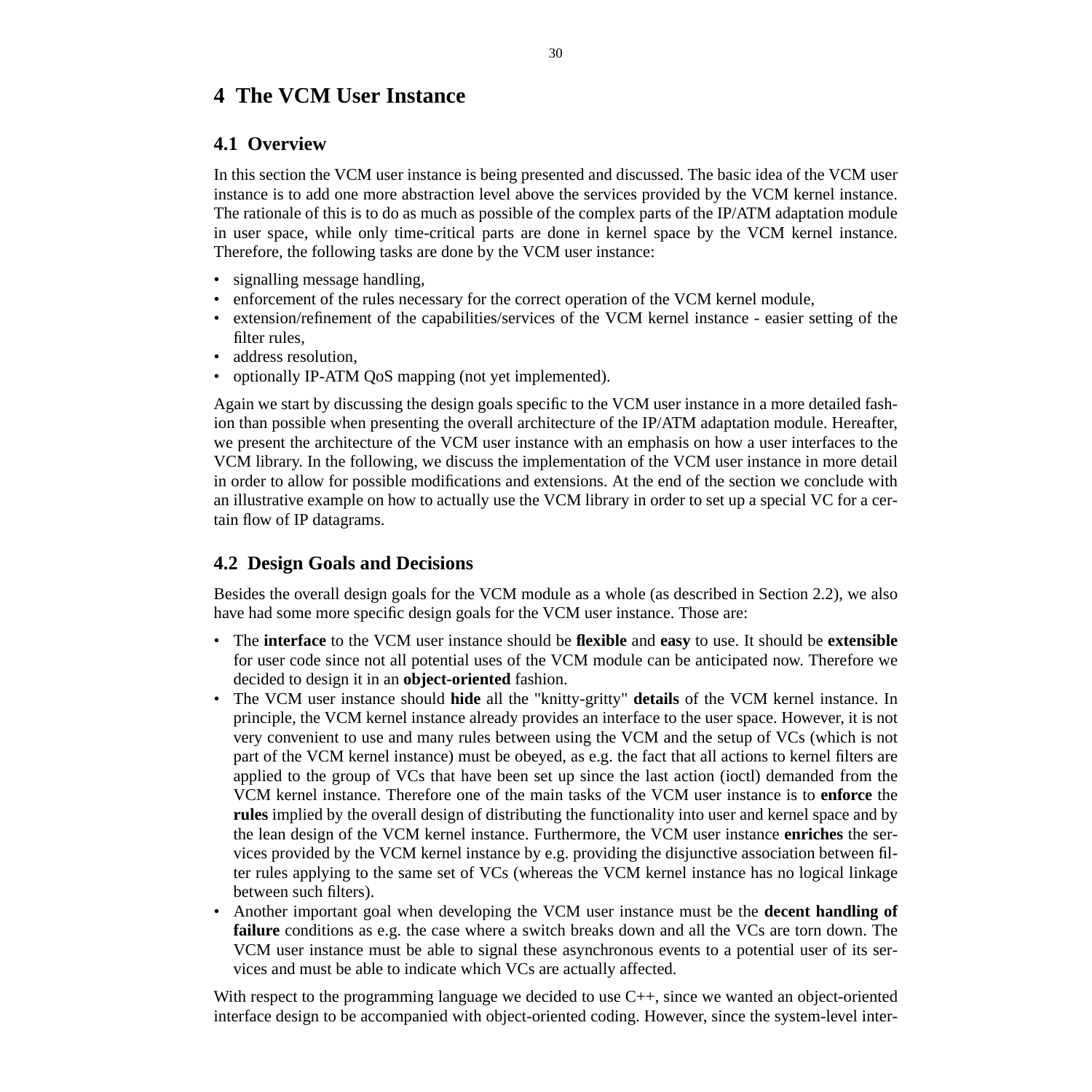# 4 The VCM User Instance

## 4.1 Overview

In this section the VCM user instance is being presented and discussed. The basic idea of the VCM user instance is to add one more abstraction level above the services provided by the VCM kernel instance. The rationale of this is to do as much as possible of the complex parts of the IP/ATM adaptation module in user space, while only time-critical parts are done in kernel space by the VCM kernel instance. Therefore, the following tasks are done by the VCM user instance:

- signalling message handling,
- enforcement of the rules necessary for the correct operation of the VCM kernel module,
- extension/refinement of the capabilities/services of the VCM kernel instance - easier setting of the filter rules,
- address resolution,
- optionally IP-ATM QoS mapping (not yet implemented).

Again we start by discussing the design goals specific to the VCM user instance in a more detailed fashion than possible when presenting the overall architecture of the IP/ATM adaptation module. Hereafter, we present the architecture of the VCM user instance with an emphasis on how a user interfaces to the VCM library. In the following, we discuss the implementation of the VCM user instance in more detail in order to allow for possible modifications and extensions. At the end of the section we conclude with an illustrative example on how to actually use the VCM library in order to set up a special VC for a certain flow of IP datagrams.

## 4.2 Design Goals and Decisions

Besides the overall design goals for the VCM module as a whole (as described in Section 2.2), we also have had some more specific design goals for the VCM user instance. Those are:

- The **interface** to the VCM user instance should be **flexible** and **easy** to use. It should be **extensible** for user code since not all potential uses of the VCM module can be anticipated now. Therefore we decided to design it in an **object-oriented** fashion.
- The VCM user instance should **hide** all the "knitty-gritty" **details** of the VCM kernel instance. In principle, the VCM kernel instance already provides an interface to the user space. However, it is not very convenient to use and many rules between using the VCM and the setup of VCs (which is not part of the VCM kernel instance) must be obeyed, as e.g. the fact that all actions to kernel filters are applied to the group of VCs that have been set up since the last action (ioctl) demanded from the VCM kernel instance. Therefore one of the main tasks of the VCM user instance is to **enforce** the **rules** implied by the overall design of distributing the functionality into user and kernel space and by the lean design of the VCM kernel instance. Furthermore, the VCM user instance **enriches** the services provided by the VCM kernel instance by e.g. providing the disjunctive association between filter rules applying to the same set of VCs (whereas the VCM kernel instance has no logical linkage between such filters).
- Another important goal when developing the VCM user instance must be the **decent handling of failure** conditions as e.g. the case where a switch breaks down and all the VCs are torn down. The VCM user instance must be able to signal these asynchronous events to a potential user of its services and must be able to indicate which VCs are actually affected.

With respect to the programming language we decided to use C++, since we wanted an object-oriented interface design to be accompanied with object-oriented coding. However, since the system-level inter-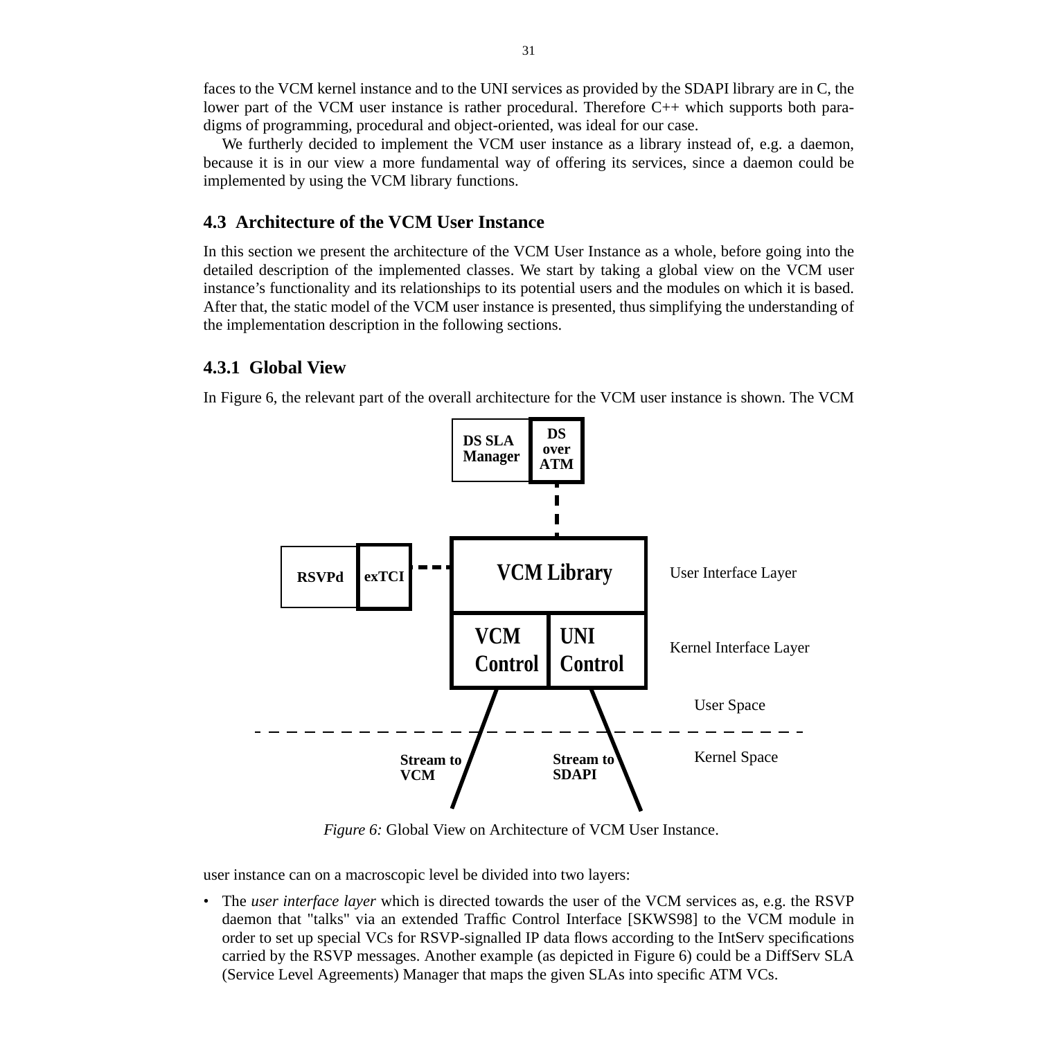faces to the VCM kernel instance and to the UNI services as provided by the SDAPI library are in C, the lower part of the VCM user instance is rather procedural. Therefore C++ which supports both paradigms of programming, procedural and object-oriented, was ideal for our case.

We furtherly decided to implement the VCM user instance as a library instead of, e.g. a daemon, because it is in our view a more fundamental way of offering its services, since a daemon could be implemented by using the VCM library functions.

## 4.3 Architecture of the VCM User Instance

In this section we present the architecture of the VCM User Instance as a whole, before going into the detailed description of the implemented classes. We start by taking a global view on the VCM user instance's functionality and its relationships to its potential users and the modules on which it is based. After that, the static model of the VCM user instance is presented, thus simplifying the understanding of the implementation description in the following sections.

### 4.3.1 Global View

In Figure 6, the relevant part of the overall architecture for the VCM user instance is shown. The VCM

*Figure 6:* Global View on Architecture of VCM User Instance.

user instance can on a macroscopic level be divided into two layers:

- The *user interface layer* which is directed towards the user of the VCM services as, e.g. the RSVP daemon that "talks" via an extended Traffic Control Interface [SKWS98] to the VCM module in order to set up special VCs for RSVP-signalled IP data flows according to the IntServ specifications carried by the RSVP messages. Another example (as depicted in Figure 6) could be a DiffServ SLA (Service Level Agreements) Manager that maps the given SLAs into specific ATM VCs.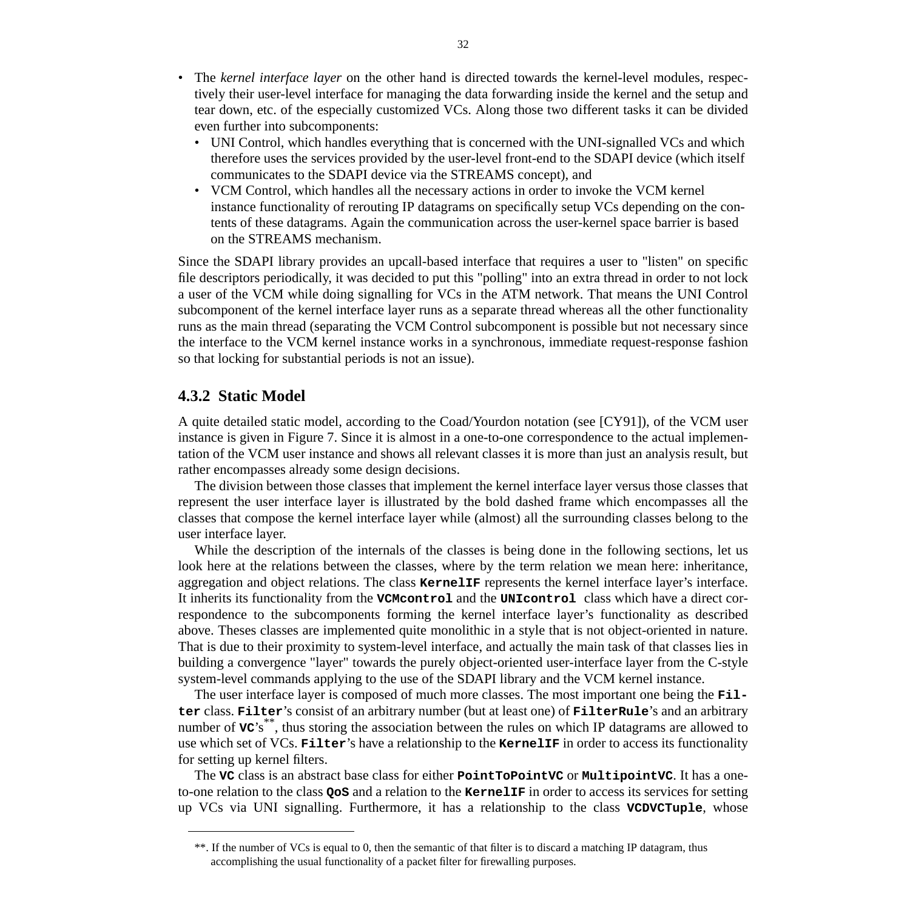- The *kernel interface layer* on the other hand is directed towards the kernel-level modules, respectively their user-level interface for managing the data forwarding inside the kernel and the setup and tear down, etc. of the especially customized VCs. Along those two different tasks it can be divided even further into subcomponents:
  - UNI Control, which handles everything that is concerned with the UNI-signalled VCs and which therefore uses the services provided by the user-level front-end to the SDAPI device (which itself communicates to the SDAPI device via the STREAMS concept), and
  - VCM Control, which handles all the necessary actions in order to invoke the VCM kernel instance functionality of rerouting IP datagrams on specifically setup VCs depending on the contents of these datagrams. Again the communication across the user-kernel space barrier is based on the STREAMS mechanism.

Since the SDAPI library provides an upcall-based interface that requires a user to "listen" on specific file descriptors periodically, it was decided to put this "polling" into an extra thread in order to not lock a user of the VCM while doing signalling for VCs in the ATM network. That means the UNI Control subcomponent of the kernel interface layer runs as a separate thread whereas all the other functionality runs as the main thread (separating the VCM Control subcomponent is possible but not necessary since the interface to the VCM kernel instance works in a synchronous, immediate request-response fashion so that locking for substantial periods is not an issue).

### 4.3.2 Static Model

A quite detailed static model, according to the Coad/Yourdon notation (see [CY91]), of the VCM user instance is given in Figure 7. Since it is almost in a one-to-one correspondence to the actual implementation of the VCM user instance and shows all relevant classes it is more than just an analysis result, but rather encompasses already some design decisions.

The division between those classes that implement the kernel interface layer versus those classes that represent the user interface layer is illustrated by the bold dashed frame which encompasses all the classes that compose the kernel interface layer while (almost) all the surrounding classes belong to the user interface layer.

While the description of the internals of the classes is being done in the following sections, let us look here at the relations between the classes, where by the term relation we mean here: inheritance, aggregation and object relations. The class **`KernelIF`** represents the kernel interface layer's interface. It inherits its functionality from the **`VCMcontrol`** and the **`UNIcontrol`** class which have a direct correspondence to the subcomponents forming the kernel interface layer's functionality as described above. Theses classes are implemented quite monolithic in a style that is not object-oriented in nature. That is due to their proximity to system-level interface, and actually the main task of that classes lies in building a convergence "layer" towards the purely object-oriented user-interface layer from the C-style system-level commands applying to the use of the SDAPI library and the VCM kernel instance.

The user interface layer is composed of much more classes. The most important one being the **`Filter`** class. **`Filter`**'s consist of an arbitrary number (but at least one) of **`FilterRule`**'s and an arbitrary number of **`VC`**'s[**], thus storing the association between the rules on which IP datagrams are allowed to use which set of VCs. **`Filter`**'s have a relationship to the **`KernelIF`** in order to access its functionality for setting up kernel filters.

The **`VC`** class is an abstract base class for either **`PointToPointVC`** or **`MultipointVC`**. It has a one-to-one relation to the class **`QoS`** and a relation to the **`KernelIF`** in order to access its services for setting up VCs via UNI signalling. Furthermore, it has a relationship to the class **`VCDVCTuple`**, whose

---

**. If the number of VCs is equal to 0, then the semantic of that filter is to discard a matching IP datagram, thus accomplishing the usual functionality of a packet filter for firewalling purposes.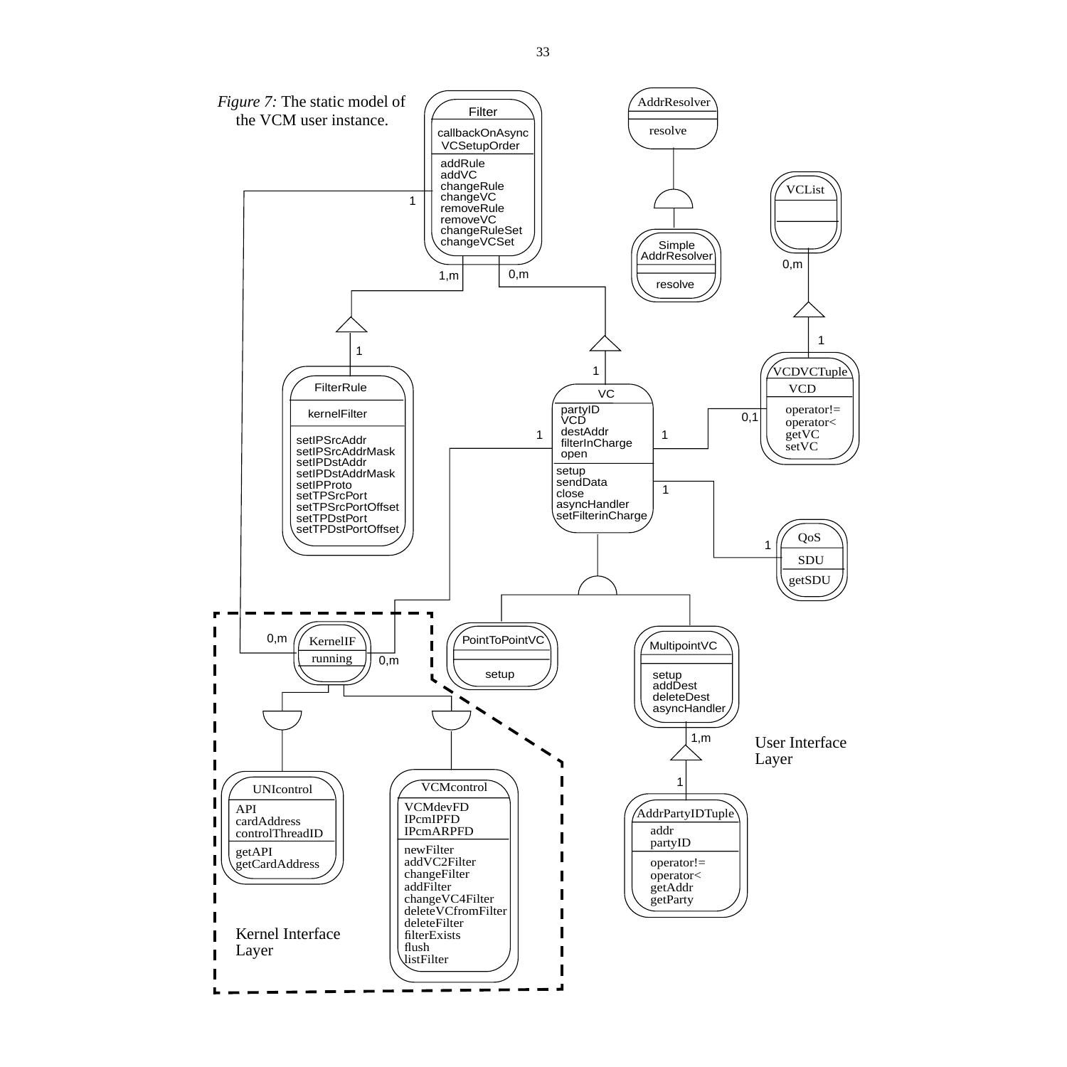*Figure 7:* The static model of the VCM user instance.

Filter
callbackOnAsync VCSetupOrder
addRule
addVC
changeRule
changeVC
removeRule
removeVC
changeRuleSet
changeVCSet

AddrResolver
resolve

Simple AddrResolver
resolve

VCList

FilterRule
kernelFilter
setIPSrcAddr
setIPSrcAddrMask
setIPDstAddr
setIPDstAddrMask
setIPProto
setTPSrcPort
setTPSrcPortOffset
setTPDstPort
setTPDstPortOffset

VC
partyID
VCD
destAddr
filterInCharge
open
setup
sendData
close
asyncHandler
setFilterinCharge

VCDVCTuple
VCD
operator!=
operator<
getVC
setVC

QoS
SDU
getSDU

KernelIF
running

PointToPointVC
setup

MultipointVC
setup
addDest
deleteDest
asyncHandler

UNIcontrol
API
cardAddress
controlThreadID
getAPI
getCardAddress

VCMcontrol
VCMdevFD
IPcmIPFD
IPcmARPFD
newFilter
addVC2Filter
changeFilter
addFilter
changeVC4Filter
deleteVCfromFilter
deleteFilter
filterExists
flush
listFilter

AddrPartyIDTuple
addr
partyID
operator!=
operator<
getAddr
getParty

User Interface Layer

Kernel Interface Layer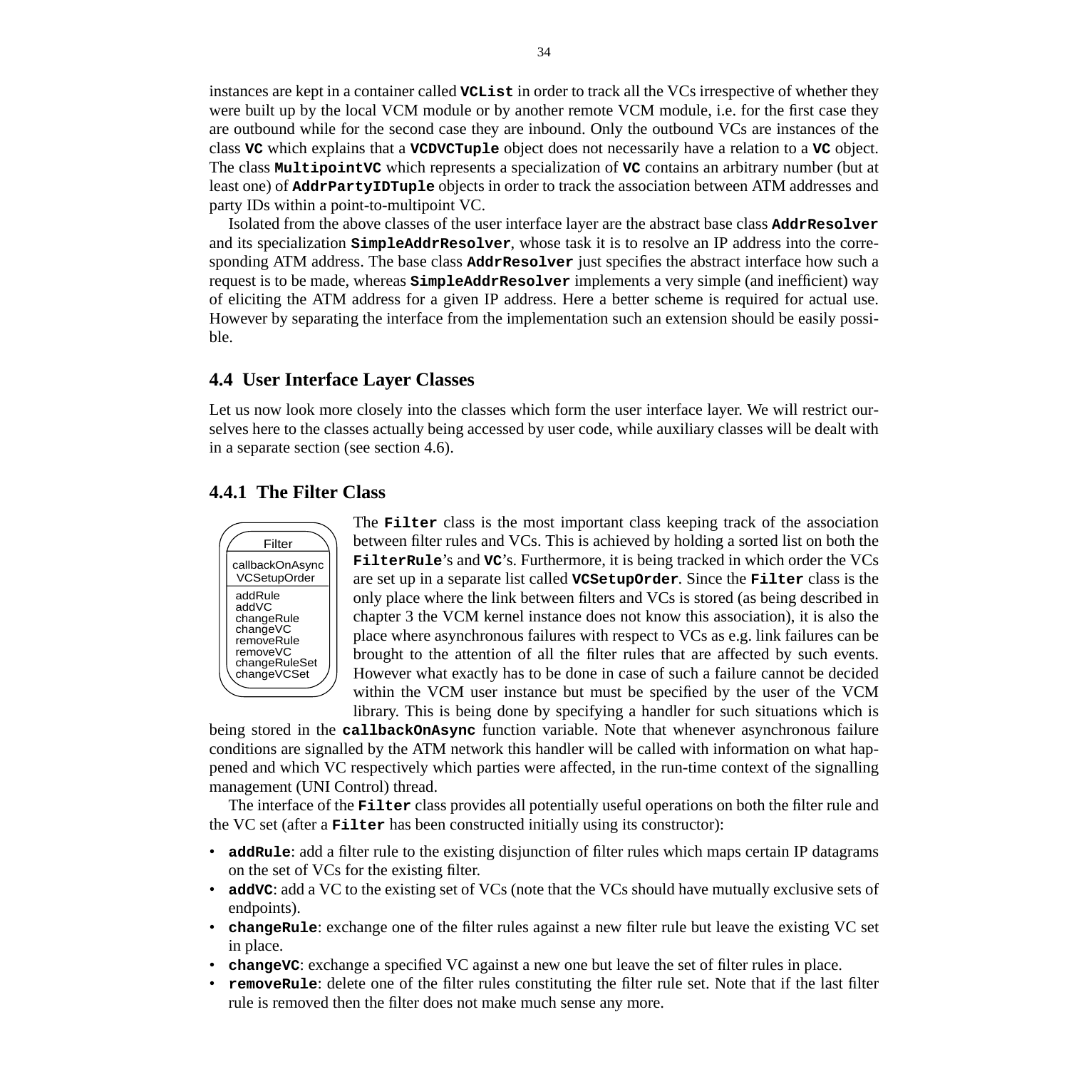instances are kept in a container called **`VCList`** in order to track all the VCs irrespective of whether they were built up by the local VCM module or by another remote VCM module, i.e. for the first case they are outbound while for the second case they are inbound. Only the outbound VCs are instances of the class **`VC`** which explains that a **`VCDVCTuple`** object does not necessarily have a relation to a **`VC`** object. The class **`MultipointVC`** which represents a specialization of **`VC`** contains an arbitrary number (but at least one) of **`AddrPartyIDTuple`** objects in order to track the association between ATM addresses and party IDs within a point-to-multipoint VC.

Isolated from the above classes of the user interface layer are the abstract base class **`AddrResolver`** and its specialization **`SimpleAddrResolver`**, whose task it is to resolve an IP address into the corresponding ATM address. The base class **`AddrResolver`** just specifies the abstract interface how such a request is to be made, whereas **`SimpleAddrResolver`** implements a very simple (and inefficient) way of eliciting the ATM address for a given IP address. Here a better scheme is required for actual use. However by separating the interface from the implementation such an extension should be easily possible.

## 4.4 User Interface Layer Classes

Let us now look more closely into the classes which form the user interface layer. We will restrict ourselves here to the classes actually being accessed by user code, while auxiliary classes will be dealt with in a separate section (see section 4.6).

### 4.4.1 The Filter Class

| Filter |
| --- |
| callbackOnAsync<br>VCSetupOrder |
| addRule<br>addVC<br>changeRule<br>changeVC<br>removeRule<br>removeVC<br>changeRuleSet<br>changeVCSet |

The **`Filter`** class is the most important class keeping track of the association between filter rules and VCs. This is achieved by holding a sorted list on both the **`FilterRule`**'s and **`VC`**'s. Furthermore, it is being tracked in which order the VCs are set up in a separate list called **`VCSetupOrder`**. Since the **`Filter`** class is the only place where the link between filters and VCs is stored (as being described in chapter 3 the VCM kernel instance does not know this association), it is also the place where asynchronous failures with respect to VCs as e.g. link failures can be brought to the attention of all the filter rules that are affected by such events. However what exactly has to be done in case of such a failure cannot be decided within the VCM user instance but must be specified by the user of the VCM library. This is being done by specifying a handler for such situations which is being stored in the **`callbackOnAsync`** function variable. Note that whenever asynchronous failure conditions are signalled by the ATM network this handler will be called with information on what happened and which VC respectively which parties were affected, in the run-time context of the signalling management (UNI Control) thread.

The interface of the **`Filter`** class provides all potentially useful operations on both the filter rule and the VC set (after a **`Filter`** has been constructed initially using its constructor):

- **`addRule`**: add a filter rule to the existing disjunction of filter rules which maps certain IP datagrams on the set of VCs for the existing filter.
- **`addVC`**: add a VC to the existing set of VCs (note that the VCs should have mutually exclusive sets of endpoints).
- **`changeRule`**: exchange one of the filter rules against a new filter rule but leave the existing VC set in place.
- **`changeVC`**: exchange a specified VC against a new one but leave the set of filter rules in place.
- **`removeRule`**: delete one of the filter rules constituting the filter rule set. Note that if the last filter rule is removed then the filter does not make much sense any more.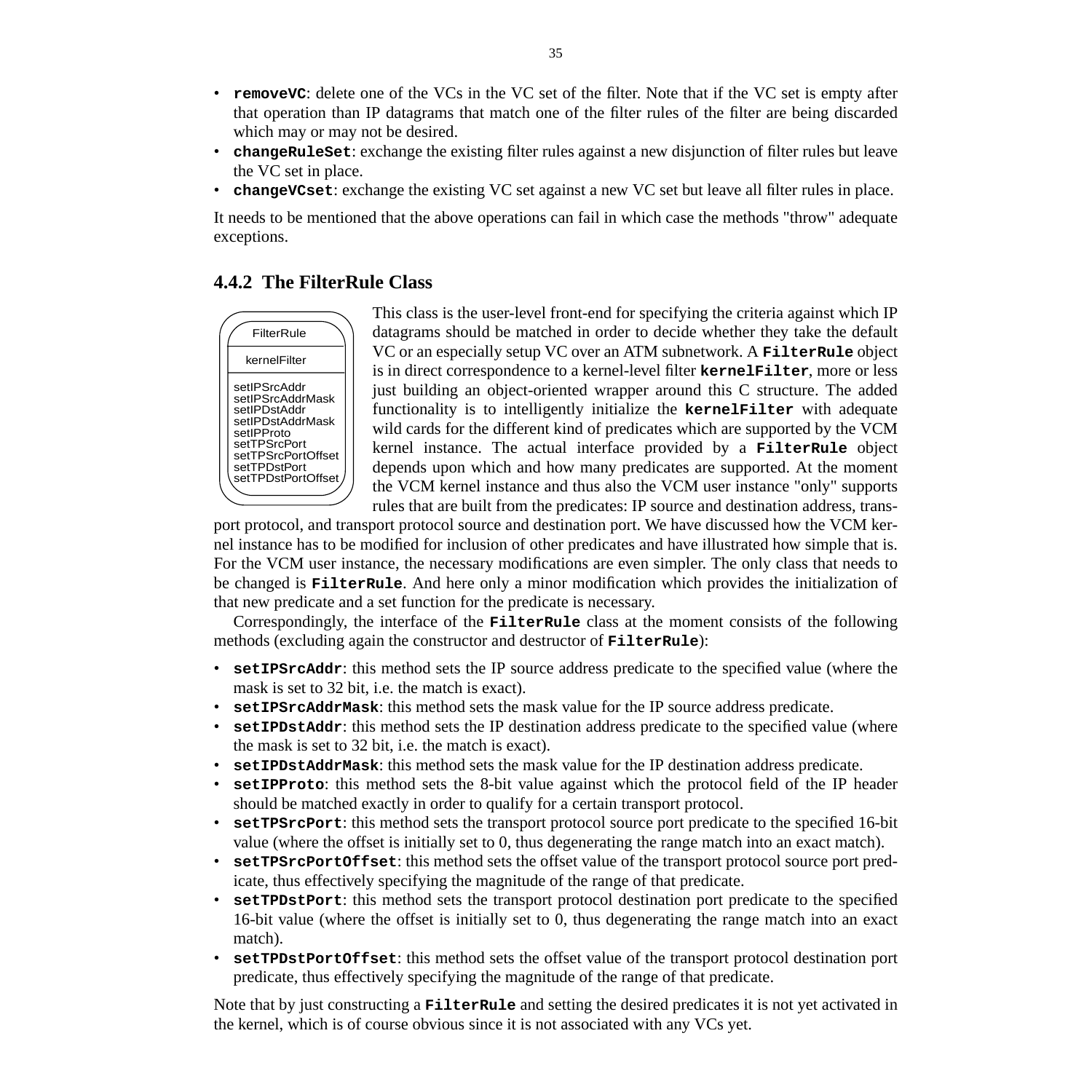- **removeVC**: delete one of the VCs in the VC set of the filter. Note that if the VC set is empty after that operation than IP datagrams that match one of the filter rules of the filter are being discarded which may or may not be desired.
- **changeRuleSet**: exchange the existing filter rules against a new disjunction of filter rules but leave the VC set in place.
- **changeVCset**: exchange the existing VC set against a new VC set but leave all filter rules in place.

It needs to be mentioned that the above operations can fail in which case the methods "throw" adequate exceptions.

### 4.4.2 The FilterRule Class

FilterRule

kernelFilter

setIPSrcAddr
setIPSrcAddrMask
setIPDstAddr
setIPDstAddrMask
setIPProto
setTPSrcPort
setTPSrcPortOffset
setTPDstPort
setTPDstPortOffset

This class is the user-level front-end for specifying the criteria against which IP datagrams should be matched in order to decide whether they take the default VC or an especially setup VC over an ATM subnetwork. A **FilterRule** object is in direct correspondence to a kernel-level filter **kernelFilter**, more or less just building an object-oriented wrapper around this C structure. The added functionality is to intelligently initialize the **kernelFilter** with adequate wild cards for the different kind of predicates which are supported by the VCM kernel instance. The actual interface provided by a **FilterRule** object depends upon which and how many predicates are supported. At the moment the VCM kernel instance and thus also the VCM user instance "only" supports rules that are built from the predicates: IP source and destination address, transport protocol, and transport protocol source and destination port. We have discussed how the VCM kernel instance has to be modified for inclusion of other predicates and have illustrated how simple that is. For the VCM user instance, the necessary modifications are even simpler. The only class that needs to be changed is **FilterRule**. And here only a minor modification which provides the initialization of that new predicate and a set function for the predicate is necessary.

Correspondingly, the interface of the **FilterRule** class at the moment consists of the following methods (excluding again the constructor and destructor of **FilterRule**):

- **setIPSrcAddr**: this method sets the IP source address predicate to the specified value (where the mask is set to 32 bit, i.e. the match is exact).
- **setIPSrcAddrMask**: this method sets the mask value for the IP source address predicate.
- **setIPDstAddr**: this method sets the IP destination address predicate to the specified value (where the mask is set to 32 bit, i.e. the match is exact).
- **setIPDstAddrMask**: this method sets the mask value for the IP destination address predicate.
- **setIPProto**: this method sets the 8-bit value against which the protocol field of the IP header should be matched exactly in order to qualify for a certain transport protocol.
- **setTPSrcPort**: this method sets the transport protocol source port predicate to the specified 16-bit value (where the offset is initially set to 0, thus degenerating the range match into an exact match).
- **setTPSrcPortOffset**: this method sets the offset value of the transport protocol source port predicate, thus effectively specifying the magnitude of the range of that predicate.
- **setTPDstPort**: this method sets the transport protocol destination port predicate to the specified 16-bit value (where the offset is initially set to 0, thus degenerating the range match into an exact match).
- **setTPDstPortOffset**: this method sets the offset value of the transport protocol destination port predicate, thus effectively specifying the magnitude of the range of that predicate.

Note that by just constructing a **FilterRule** and setting the desired predicates it is not yet activated in the kernel, which is of course obvious since it is not associated with any VCs yet.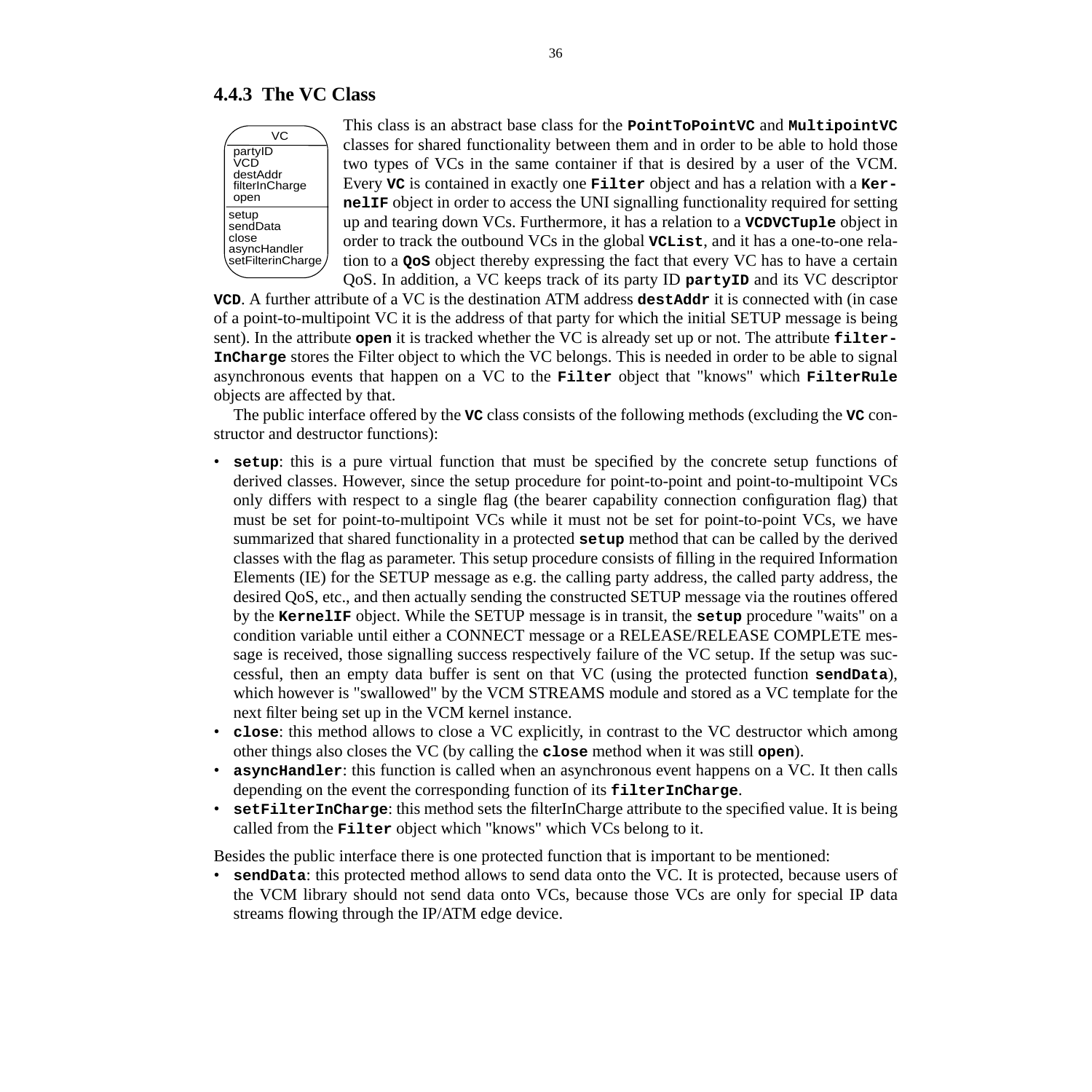### 4.4.3 The VC Class

| VC |
| --- |
| partyID<br>VCD<br>destAddr<br>filterInCharge<br>open |
| setup<br>sendData<br>close<br>asyncHandler<br>setFilterinCharge |

This class is an abstract base class for the **PointToPointVC** and **MultipointVC** classes for shared functionality between them and in order to be able to hold those two types of VCs in the same container if that is desired by a user of the VCM. Every **VC** is contained in exactly one **Filter** object and has a relation with a **KernelIF** object in order to access the UNI signalling functionality required for setting up and tearing down VCs. Furthermore, it has a relation to a **VCDVCTuple** object in order to track the outbound VCs in the global **VCList**, and it has a one-to-one relation to a **QoS** object thereby expressing the fact that every VC has to have a certain QoS. In addition, a VC keeps track of its party ID **partyID** and its VC descriptor **VCD**. A further attribute of a VC is the destination ATM address **destAddr** it is connected with (in case of a point-to-multipoint VC it is the address of that party for which the initial SETUP message is being sent). In the attribute **open** it is tracked whether the VC is already set up or not. The attribute **filterInCharge** stores the Filter object to which the VC belongs. This is needed in order to be able to signal asynchronous events that happen on a VC to the **Filter** object that "knows" which **FilterRule** objects are affected by that.

The public interface offered by the **VC** class consists of the following methods (excluding the **VC** constructor and destructor functions):

- **setup**: this is a pure virtual function that must be specified by the concrete setup functions of derived classes. However, since the setup procedure for point-to-point and point-to-multipoint VCs only differs with respect to a single flag (the bearer capability connection configuration flag) that must be set for point-to-multipoint VCs while it must not be set for point-to-point VCs, we have summarized that shared functionality in a protected **setup** method that can be called by the derived classes with the flag as parameter. This setup procedure consists of filling in the required Information Elements (IE) for the SETUP message as e.g. the calling party address, the called party address, the desired QoS, etc., and then actually sending the constructed SETUP message via the routines offered by the **KernelIF** object. While the SETUP message is in transit, the **setup** procedure "waits" on a condition variable until either a CONNECT message or a RELEASE/RELEASE COMPLETE message is received, those signalling success respectively failure of the VC setup. If the setup was successful, then an empty data buffer is sent on that VC (using the protected function **sendData**), which however is "swallowed" by the VCM STREAMS module and stored as a VC template for the next filter being set up in the VCM kernel instance.
- **close**: this method allows to close a VC explicitly, in contrast to the VC destructor which among other things also closes the VC (by calling the **close** method when it was still **open**).
- **asyncHandler**: this function is called when an asynchronous event happens on a VC. It then calls depending on the event the corresponding function of its **filterInCharge**.
- **setFilterInCharge**: this method sets the filterInCharge attribute to the specified value. It is being called from the **Filter** object which "knows" which VCs belong to it.

Besides the public interface there is one protected function that is important to be mentioned:

- **sendData**: this protected method allows to send data onto the VC. It is protected, because users of the VCM library should not send data onto VCs, because those VCs are only for special IP data streams flowing through the IP/ATM edge device.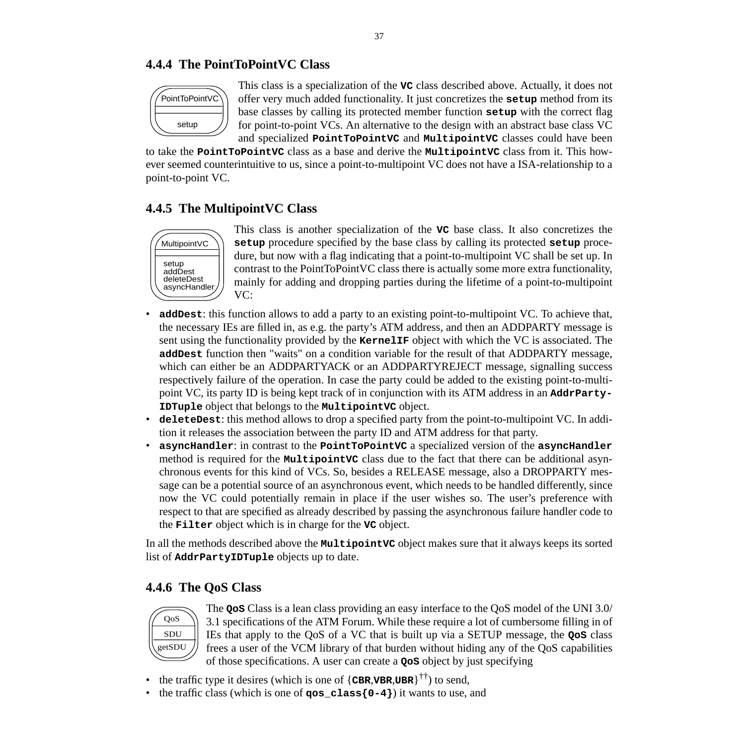### 4.4.4 The PointToPointVC Class

This class is a specialization of the **VC** class described above. Actually, it does not offer very much added functionality. It just concretizes the **setup** method from its base classes by calling its protected member function **setup** with the correct flag for point-to-point VCs. An alternative to the design with an abstract base class VC and specialized **PointToPointVC** and **MultipointVC** classes could have been to take the **PointToPointVC** class as a base and derive the **MultipointVC** class from it. This however seemed counterintuitive to us, since a point-to-multipoint VC does not have a ISA-relationship to a point-to-point VC.

### 4.4.5 The MultipointVC Class

This class is another specialization of the **VC** base class. It also concretizes the **setup** procedure specified by the base class by calling its protected **setup** procedure, but now with a flag indicating that a point-to-multipoint VC shall be set up. In contrast to the PointToPointVC class there is actually some more extra functionality, mainly for adding and dropping parties during the lifetime of a point-to-multipoint VC:

- **addDest**: this function allows to add a party to an existing point-to-multipoint VC. To achieve that, the necessary IEs are filled in, as e.g. the party's ATM address, and then an ADDPARTY message is sent using the functionality provided by the **KernelIF** object with which the VC is associated. The **addDest** function then "waits" on a condition variable for the result of that ADDPARTY message, which can either be an ADDPARTYACK or an ADDPARTYREJECT message, signalling success respectively failure of the operation. In case the party could be added to the existing point-to-multipoint VC, its party ID is being kept track of in conjunction with its ATM address in an **AddrPartyIDTuple** object that belongs to the **MultipointVC** object.
- **deleteDest**: this method allows to drop a specified party from the point-to-multipoint VC. In addition it releases the association between the party ID and ATM address for that party.
- **asyncHandler**: in contrast to the **PointToPointVC** a specialized version of the **asyncHandler** method is required for the **MultipointVC** class due to the fact that there can be additional asynchronous events for this kind of VCs. So, besides a RELEASE message, also a DROPPARTY message can be a potential source of an asynchronous event, which needs to be handled differently, since now the VC could potentially remain in place if the user wishes so. The user's preference with respect to that are specified as already described by passing the asynchronous failure handler code to the **Filter** object which is in charge for the **VC** object.

In all the methods described above the **MultipointVC** object makes sure that it always keeps its sorted list of **AddrPartyIDTuple** objects up to date.

### 4.4.6 The QoS Class

The **QoS** Class is a lean class providing an easy interface to the QoS model of the UNI 3.0/3.1 specifications of the ATM Forum. While these require a lot of cumbersome filling in of IEs that apply to the QoS of a VC that is built up via a SETUP message, the **QoS** class frees a user of the VCM library of that burden without hiding any of the QoS capabilities of those specifications. A user can create a **QoS** object by just specifying

- the traffic type it desires (which is one of {**CBR**,**VBR**,**UBR**}[††]) to send,
- the traffic class (which is one of **qos_class{0-4}**) it wants to use, and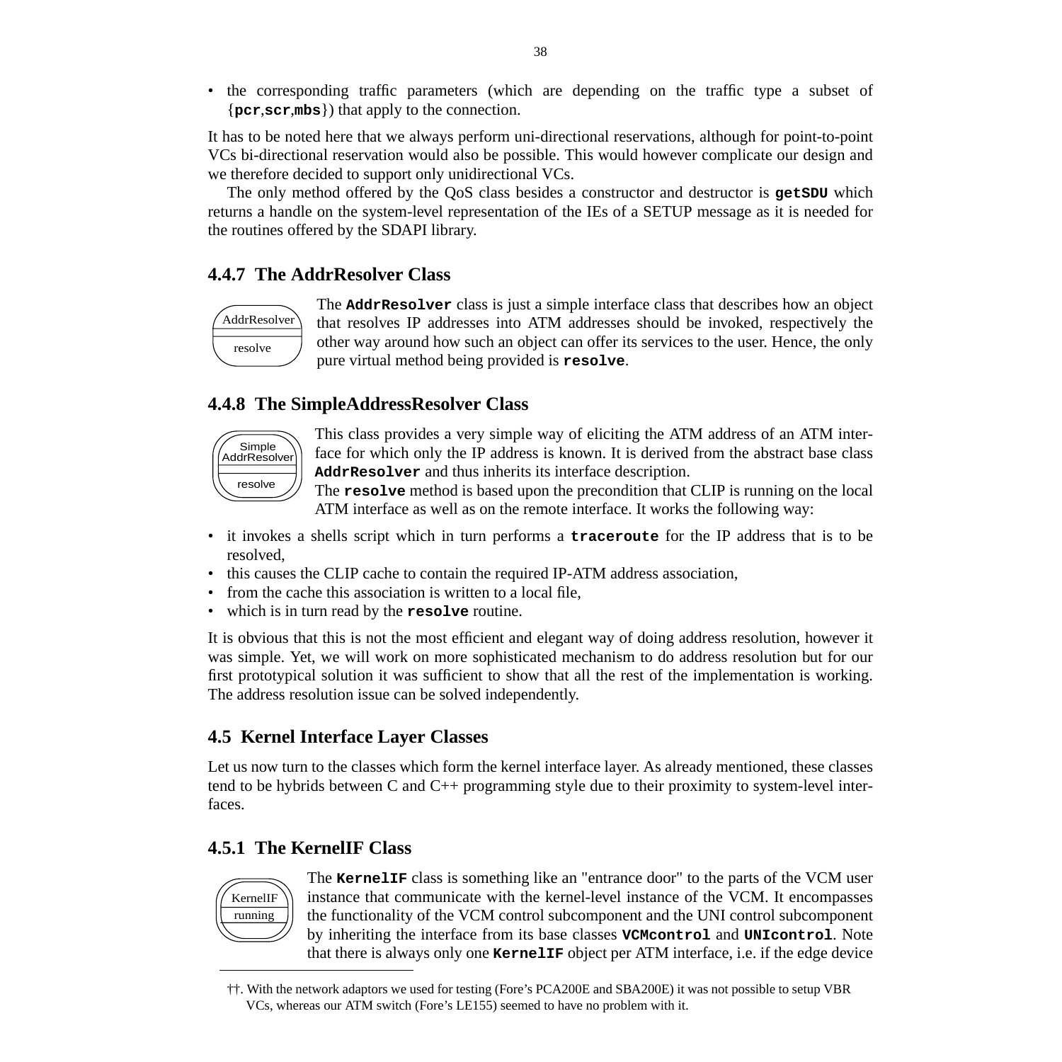- the corresponding traffic parameters (which are depending on the traffic type a subset of {**pcr**,**scr**,**mbs**}) that apply to the connection.

It has to be noted here that we always perform uni-directional reservations, although for point-to-point VCs bi-directional reservation would also be possible. This would however complicate our design and we therefore decided to support only unidirectional VCs.

The only method offered by the QoS class besides a constructor and destructor is **getSDU** which returns a handle on the system-level representation of the IEs of a SETUP message as it is needed for the routines offered by the SDAPI library.

### 4.4.7 The AddrResolver Class

AddrResolver
resolve

The **AddrResolver** class is just a simple interface class that describes how an object that resolves IP addresses into ATM addresses should be invoked, respectively the other way around how such an object can offer its services to the user. Hence, the only pure virtual method being provided is **resolve**.

### 4.4.8 The SimpleAddressResolver Class

Simple AddrResolver
resolve

This class provides a very simple way of eliciting the ATM address of an ATM interface for which only the IP address is known. It is derived from the abstract base class **AddrResolver** and thus inherits its interface description.
The **resolve** method is based upon the precondition that CLIP is running on the local ATM interface as well as on the remote interface. It works the following way:

- it invokes a shells script which in turn performs a **traceroute** for the IP address that is to be resolved,
- this causes the CLIP cache to contain the required IP-ATM address association,
- from the cache this association is written to a local file,
- which is in turn read by the **resolve** routine.

It is obvious that this is not the most efficient and elegant way of doing address resolution, however it was simple. Yet, we will work on more sophisticated mechanism to do address resolution but for our first prototypical solution it was sufficient to show that all the rest of the implementation is working. The address resolution issue can be solved independently.

## 4.5 Kernel Interface Layer Classes

Let us now turn to the classes which form the kernel interface layer. As already mentioned, these classes tend to be hybrids between C and C++ programming style due to their proximity to system-level interfaces.

### 4.5.1 The KernelIF Class

KernelIF
running

The **KernelIF** class is something like an "entrance door" to the parts of the VCM user instance that communicate with the kernel-level instance of the VCM. It encompasses the functionality of the VCM control subcomponent and the UNI control subcomponent by inheriting the interface from its base classes **VCMcontrol** and **UNIcontrol**. Note that there is always only one **KernelIF** object per ATM interface, i.e. if the edge device

††. With the network adaptors we used for testing (Fore's PCA200E and SBA200E) it was not possible to setup VBR VCs, whereas our ATM switch (Fore's LE155) seemed to have no problem with it.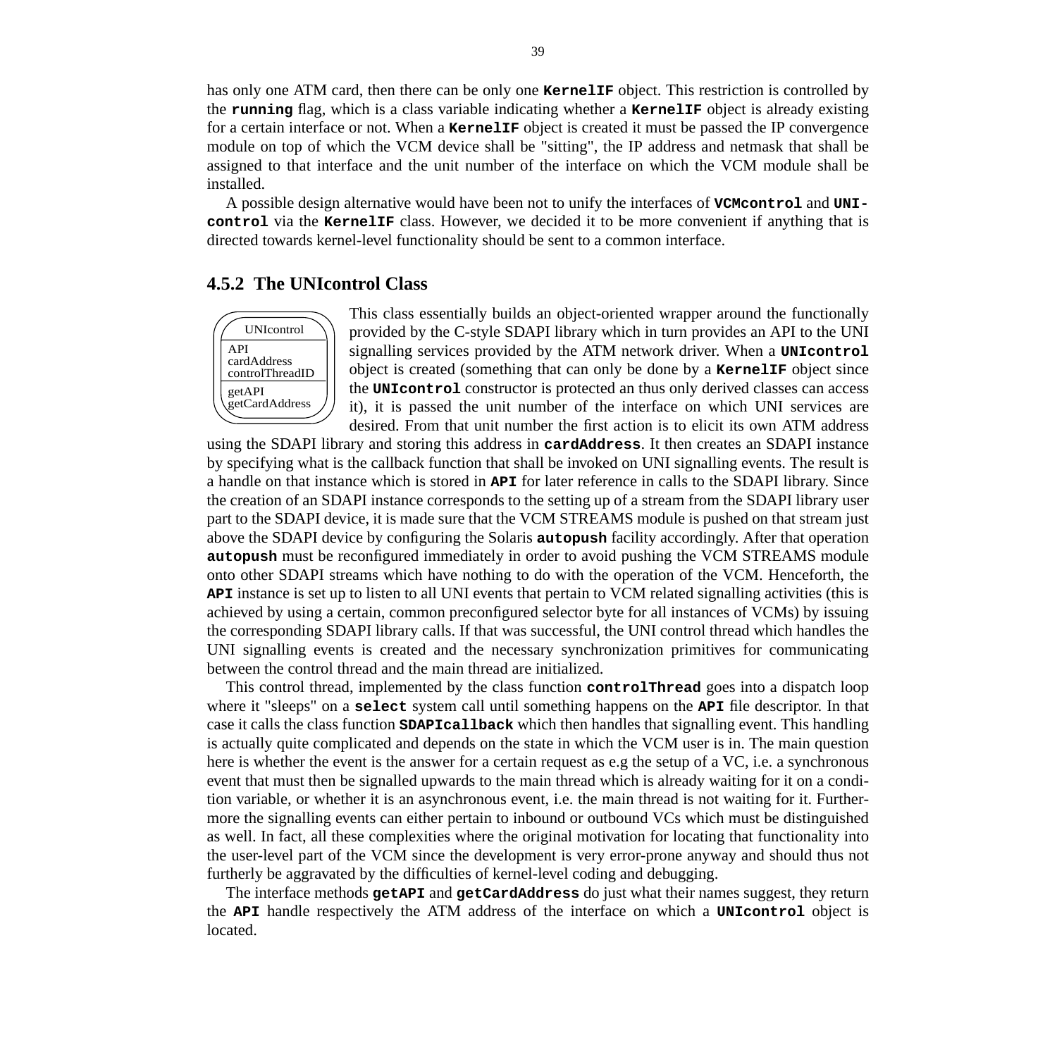has only one ATM card, then there can be only one **KernelIF** object. This restriction is controlled by the **running** flag, which is a class variable indicating whether a **KernelIF** object is already existing for a certain interface or not. When a **KernelIF** object is created it must be passed the IP convergence module on top of which the VCM device shall be "sitting", the IP address and netmask that shall be assigned to that interface and the unit number of the interface on which the VCM module shall be installed.

A possible design alternative would have been not to unify the interfaces of **VCMcontrol** and **UNIcontrol** via the **KernelIF** class. However, we decided it to be more convenient if anything that is directed towards kernel-level functionality should be sent to a common interface.

### 4.5.2 The UNIcontrol Class

| UNIcontrol |
|---|
| API<br>cardAddress<br>controlThreadID |
| getAPI<br>getCardAddress |

This class essentially builds an object-oriented wrapper around the functionally provided by the C-style SDAPI library which in turn provides an API to the UNI signalling services provided by the ATM network driver. When a **UNIcontrol** object is created (something that can only be done by a **KernelIF** object since the **UNIcontrol** constructor is protected an thus only derived classes can access it), it is passed the unit number of the interface on which UNI services are desired. From that unit number the first action is to elicit its own ATM address using the SDAPI library and storing this address in **cardAddress**. It then creates an SDAPI instance by specifying what is the callback function that shall be invoked on UNI signalling events. The result is a handle on that instance which is stored in **API** for later reference in calls to the SDAPI library. Since the creation of an SDAPI instance corresponds to the setting up of a stream from the SDAPI library user part to the SDAPI device, it is made sure that the VCM STREAMS module is pushed on that stream just above the SDAPI device by configuring the Solaris **autopush** facility accordingly. After that operation **autopush** must be reconfigured immediately in order to avoid pushing the VCM STREAMS module onto other SDAPI streams which have nothing to do with the operation of the VCM. Henceforth, the **API** instance is set up to listen to all UNI events that pertain to VCM related signalling activities (this is achieved by using a certain, common preconfigured selector byte for all instances of VCMs) by issuing the corresponding SDAPI library calls. If that was successful, the UNI control thread which handles the UNI signalling events is created and the necessary synchronization primitives for communicating between the control thread and the main thread are initialized.

This control thread, implemented by the class function **controlThread** goes into a dispatch loop where it "sleeps" on a **select** system call until something happens on the **API** file descriptor. In that case it calls the class function **SDAPIcallback** which then handles that signalling event. This handling is actually quite complicated and depends on the state in which the VCM user is in. The main question here is whether the event is the answer for a certain request as e.g the setup of a VC, i.e. a synchronous event that must then be signalled upwards to the main thread which is already waiting for it on a condition variable, or whether it is an asynchronous event, i.e. the main thread is not waiting for it. Furthermore the signalling events can either pertain to inbound or outbound VCs which must be distinguished as well. In fact, all these complexities where the original motivation for locating that functionality into the user-level part of the VCM since the development is very error-prone anyway and should thus not furtherly be aggravated by the difficulties of kernel-level coding and debugging.

The interface methods **getAPI** and **getCardAddress** do just what their names suggest, they return the **API** handle respectively the ATM address of the interface on which a **UNIcontrol** object is located.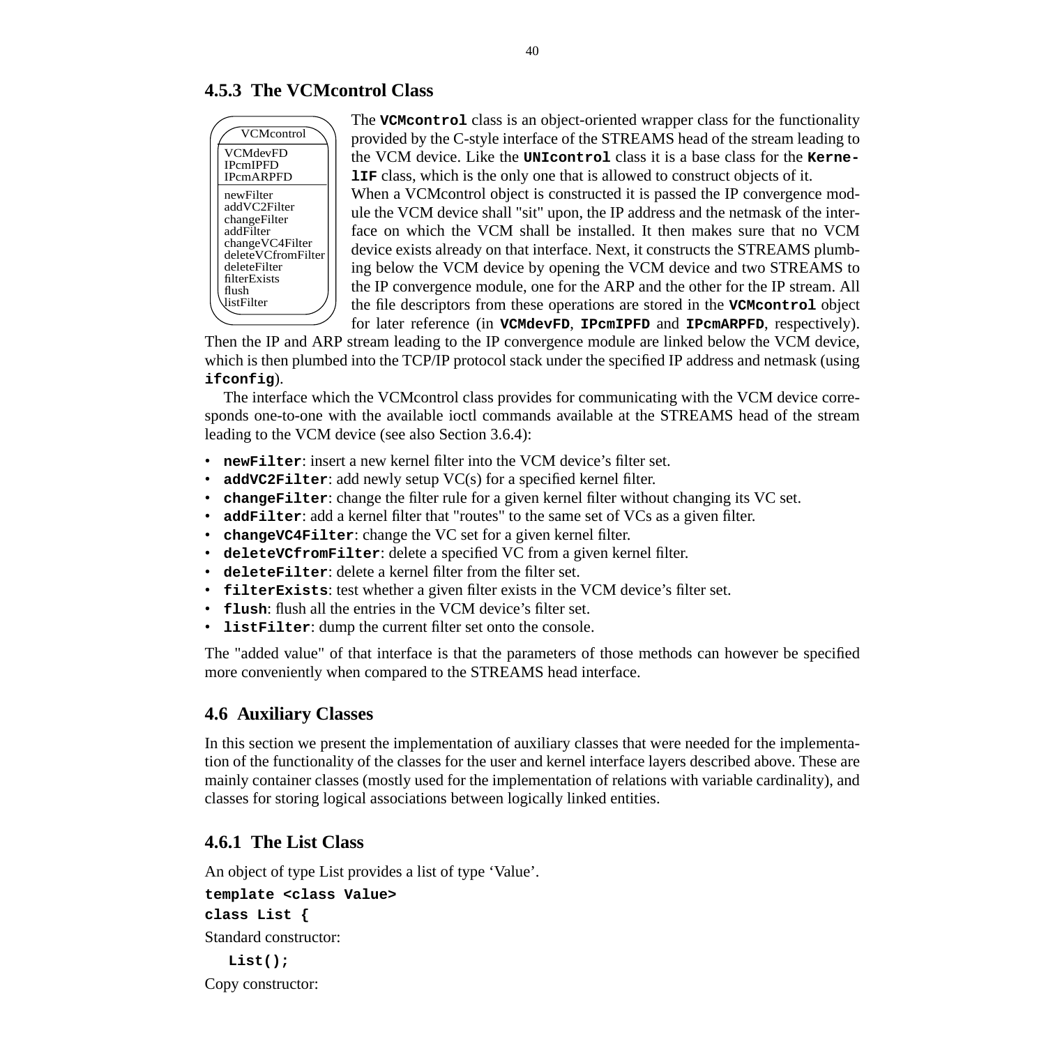### 4.5.3 The VCMcontrol Class

VCMcontrol

VCMdevFD
IPcmIPFD
IPcmARPFD

newFilter
addVC2Filter
changeFilter
addFilter
changeVC4Filter
deleteVCfromFilter
deleteFilter
filterExists
flush
listFilter

The **VCMcontrol** class is an object-oriented wrapper class for the functionality provided by the C-style interface of the STREAMS head of the stream leading to the VCM device. Like the **UNIcontrol** class it is a base class for the **KernelIF** class, which is the only one that is allowed to construct objects of it.

When a VCMcontrol object is constructed it is passed the IP convergence module the VCM device shall "sit" upon, the IP address and the netmask of the interface on which the VCM shall be installed. It then makes sure that no VCM device exists already on that interface. Next, it constructs the STREAMS plumbing below the VCM device by opening the VCM device and two STREAMS to the IP convergence module, one for the ARP and the other for the IP stream. All the file descriptors from these operations are stored in the **VCMcontrol** object for later reference (in **VCMdevFD**, **IPcmIPFD** and **IPcmARPFD**, respectively). Then the IP and ARP stream leading to the IP convergence module are linked below the VCM device, which is then plumbed into the TCP/IP protocol stack under the specified IP address and netmask (using **ifconfig**).

The interface which the VCMcontrol class provides for communicating with the VCM device corresponds one-to-one with the available ioctl commands available at the STREAMS head of the stream leading to the VCM device (see also Section 3.6.4):

- **newFilter**: insert a new kernel filter into the VCM device's filter set.
- **addVC2Filter**: add newly setup VC(s) for a specified kernel filter.
- **changeFilter**: change the filter rule for a given kernel filter without changing its VC set.
- **addFilter**: add a kernel filter that "routes" to the same set of VCs as a given filter.
- **changeVC4Filter**: change the VC set for a given kernel filter.
- **deleteVCfromFilter**: delete a specified VC from a given kernel filter.
- **deleteFilter**: delete a kernel filter from the filter set.
- **filterExists**: test whether a given filter exists in the VCM device's filter set.
- **flush**: flush all the entries in the VCM device's filter set.
- **listFilter**: dump the current filter set onto the console.

The "added value" of that interface is that the parameters of those methods can however be specified more conveniently when compared to the STREAMS head interface.

## 4.6 Auxiliary Classes

In this section we present the implementation of auxiliary classes that were needed for the implementation of the functionality of the classes for the user and kernel interface layers described above. These are mainly container classes (mostly used for the implementation of relations with variable cardinality), and classes for storing logical associations between logically linked entities.

### 4.6.1 The List Class

An object of type List provides a list of type 'Value'.

```
template <class Value>
class List {
```

Standard constructor:

```
List();
```

Copy constructor: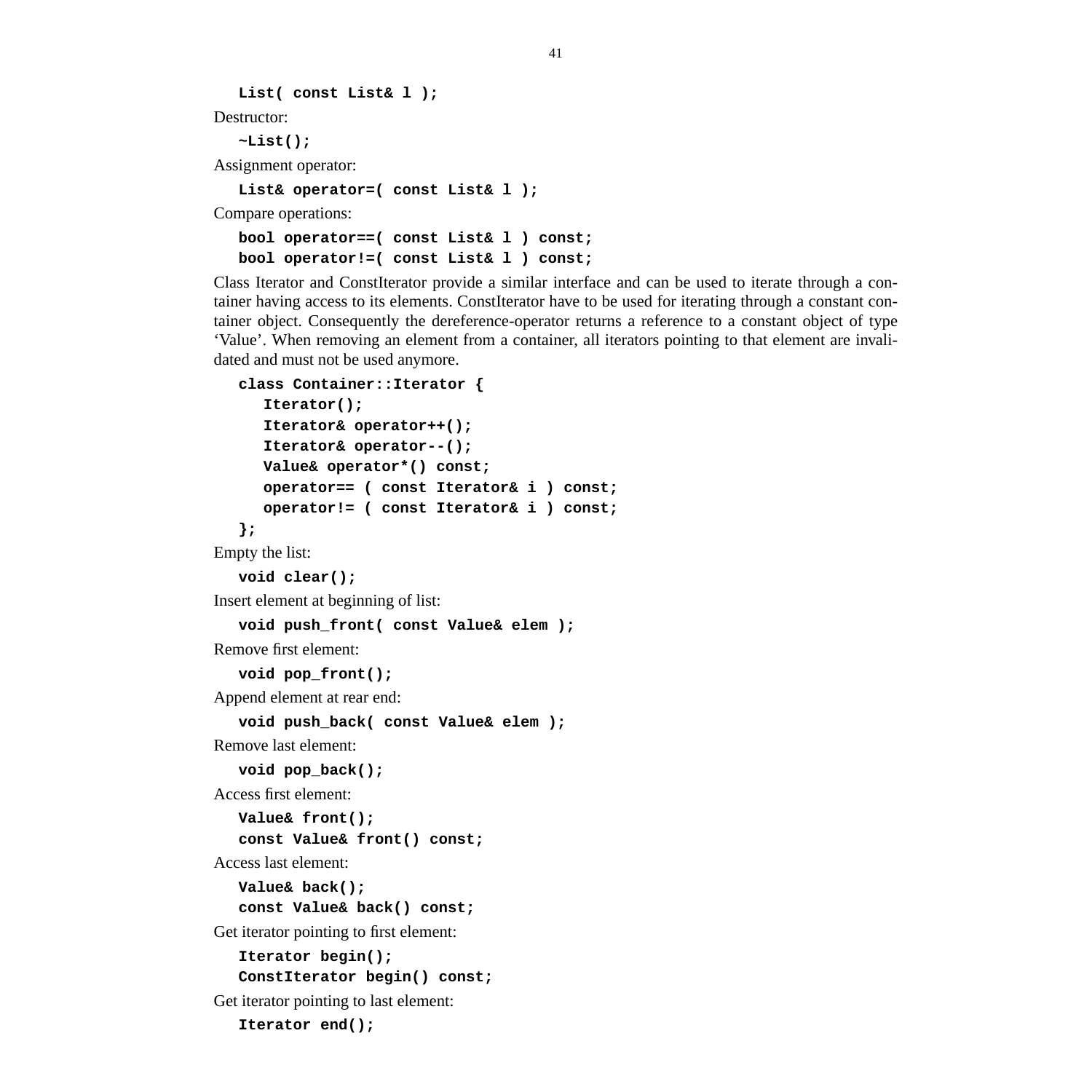```
List( const List& l );
```

Destructor:

```
~List();
```

Assignment operator:

```
List& operator=( const List& l );
```

Compare operations:

```
bool operator==( const List& l ) const;
bool operator!=( const List& l ) const;
```

Class Iterator and ConstIterator provide a similar interface and can be used to iterate through a container having access to its elements. ConstIterator have to be used for iterating through a constant container object. Consequently the dereference-operator returns a reference to a constant object of type 'Value'. When removing an element from a container, all iterators pointing to that element are invalidated and must not be used anymore.

```
class Container::Iterator {
   Iterator();
   Iterator& operator++();
   Iterator& operator--();
   Value& operator*() const;
   operator== ( const Iterator& i ) const;
   operator!= ( const Iterator& i ) const;
};
```

Empty the list:

```
void clear();
```

Insert element at beginning of list:

```
void push_front( const Value& elem );
```

Remove first element:

```
void pop_front();
```

Append element at rear end:

```
void push_back( const Value& elem );
```

Remove last element:

```
void pop_back();
```

Access first element:

```
Value& front();
const Value& front() const;
```

Access last element:

```
Value& back();
const Value& back() const;
```

Get iterator pointing to first element:

```
Iterator begin();
ConstIterator begin() const;
```

Get iterator pointing to last element:

```
Iterator end();
```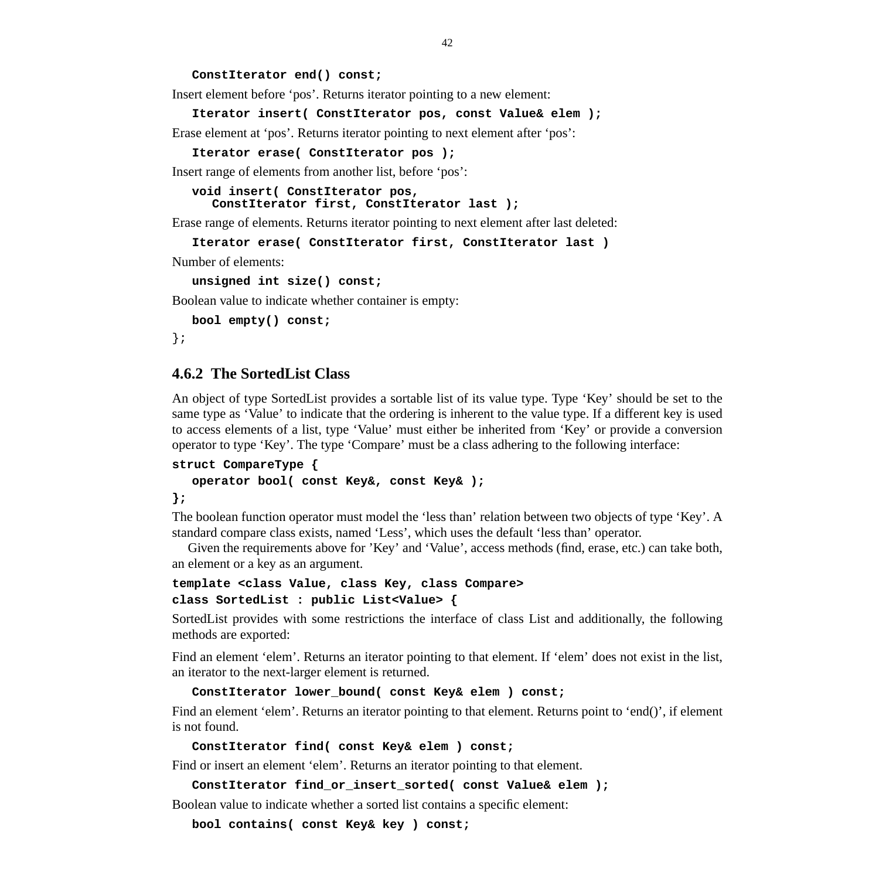```
ConstIterator end() const;
```

Insert element before ‘pos’. Returns iterator pointing to a new element:

```
Iterator insert( ConstIterator pos, const Value& elem );
```

Erase element at ‘pos’. Returns iterator pointing to next element after ‘pos’:

```
Iterator erase( ConstIterator pos );
```

Insert range of elements from another list, before ‘pos’:

```
void insert( ConstIterator pos,
   ConstIterator first, ConstIterator last );
```

Erase range of elements. Returns iterator pointing to next element after last deleted:

```
Iterator erase( ConstIterator first, ConstIterator last )
```

Number of elements:

```
unsigned int size() const;
```

Boolean value to indicate whether container is empty:

```
bool empty() const;
```

```
};
```

### 4.6.2 The SortedList Class

An object of type SortedList provides a sortable list of its value type. Type ‘Key’ should be set to the same type as ‘Value’ to indicate that the ordering is inherent to the value type. If a different key is used to access elements of a list, type ‘Value’ must either be inherited from ‘Key’ or provide a conversion operator to type ‘Key’. The type ‘Compare’ must be a class adhering to the following interface:

```
struct CompareType {
   operator bool( const Key&, const Key& );
};
```

The boolean function operator must model the ‘less than’ relation between two objects of type ‘Key’. A standard compare class exists, named ‘Less’, which uses the default ‘less than’ operator.

Given the requirements above for ’Key’ and ‘Value’, access methods (find, erase, etc.) can take both, an element or a key as an argument.

```
template <class Value, class Key, class Compare>
class SortedList : public List<Value> {
```

SortedList provides with some restrictions the interface of class List and additionally, the following methods are exported:

Find an element ‘elem’. Returns an iterator pointing to that element. If ‘elem’ does not exist in the list, an iterator to the next-larger element is returned.

```
ConstIterator lower_bound( const Key& elem ) const;
```

Find an element ‘elem’. Returns an iterator pointing to that element. Returns point to ‘end()’, if element is not found.

```
ConstIterator find( const Key& elem ) const;
```

Find or insert an element ‘elem’. Returns an iterator pointing to that element.

```
ConstIterator find_or_insert_sorted( const Value& elem );
```

Boolean value to indicate whether a sorted list contains a specific element:

```
bool contains( const Key& key ) const;
```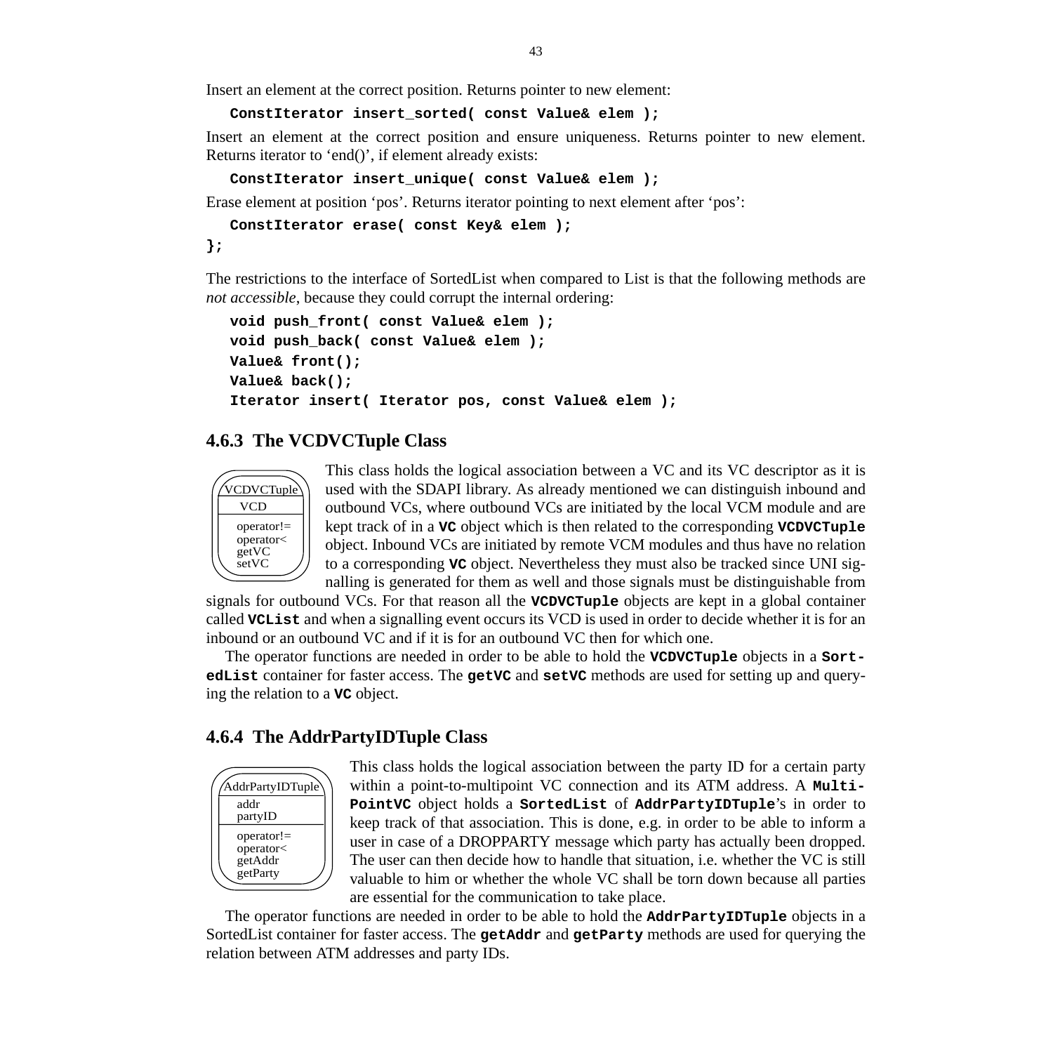Insert an element at the correct position. Returns pointer to new element:

```
ConstIterator insert_sorted( const Value& elem );
```

Insert an element at the correct position and ensure uniqueness. Returns pointer to new element. Returns iterator to ‘end()’, if element already exists:

```
ConstIterator insert_unique( const Value& elem );
```

Erase element at position ‘pos’. Returns iterator pointing to next element after ‘pos’:

```
   ConstIterator erase( const Key& elem );
};
```

The restrictions to the interface of SortedList when compared to List is that the following methods are *not accessible*, because they could corrupt the internal ordering:

```
void push_front( const Value& elem );
void push_back( const Value& elem );
Value& front();
Value& back();
Iterator insert( Iterator pos, const Value& elem );
```

### 4.6.3 The VCDVCTuple Class

VCDVCTuple
VCD
operator!=
operator<
getVC
setVC

This class holds the logical association between a VC and its VC descriptor as it is used with the SDAPI library. As already mentioned we can distinguish inbound and outbound VCs, where outbound VCs are initiated by the local VCM module and are kept track of in a **VC** object which is then related to the corresponding **VCDVCTuple** object. Inbound VCs are initiated by remote VCM modules and thus have no relation to a corresponding **VC** object. Nevertheless they must also be tracked since UNI signalling is generated for them as well and those signals must be distinguishable from signals for outbound VCs. For that reason all the **VCDVCTuple** objects are kept in a global container called **VCList** and when a signalling event occurs its VCD is used in order to decide whether it is for an inbound or an outbound VC and if it is for an outbound VC then for which one.

The operator functions are needed in order to be able to hold the **VCDVCTuple** objects in a **SortedList** container for faster access. The **getVC** and **setVC** methods are used for setting up and querying the relation to a **VC** object.

### 4.6.4 The AddrPartyIDTuple Class

AddrPartyIDTuple
addr
partyID
operator!=
operator<
getAddr
getParty

This class holds the logical association between the party ID for a certain party within a point-to-multipoint VC connection and its ATM address. A **MultiPointVC** object holds a **SortedList** of **AddrPartyIDTuple**’s in order to keep track of that association. This is done, e.g. in order to be able to inform a user in case of a DROPPARTY message which party has actually been dropped. The user can then decide how to handle that situation, i.e. whether the VC is still valuable to him or whether the whole VC shall be torn down because all parties are essential for the communication to take place.

The operator functions are needed in order to be able to hold the **AddrPartyIDTuple** objects in a SortedList container for faster access. The **getAddr** and **getParty** methods are used for querying the relation between ATM addresses and party IDs.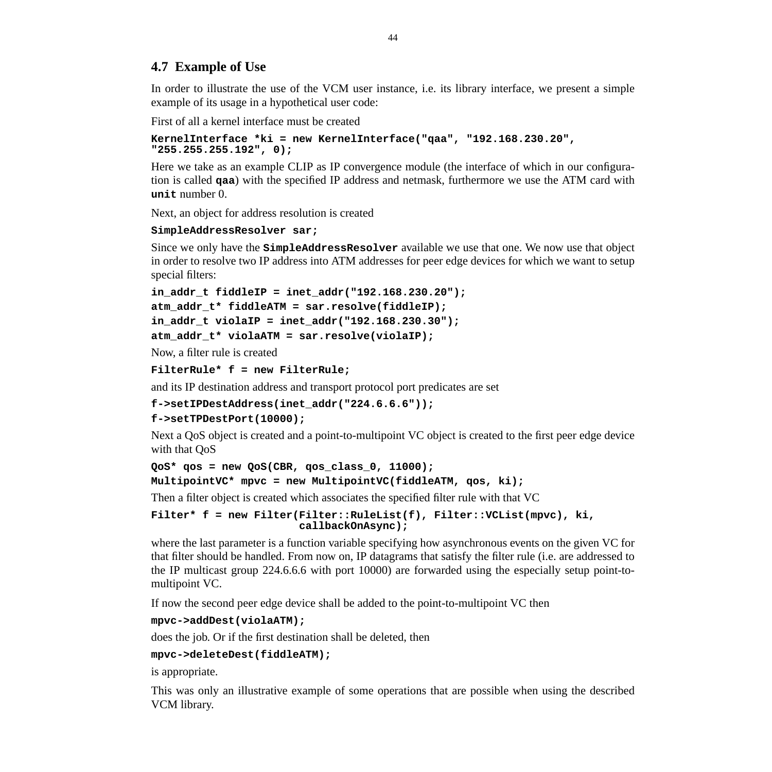## 4.7 Example of Use

In order to illustrate the use of the VCM user instance, i.e. its library interface, we present a simple example of its usage in a hypothetical user code:

First of all a kernel interface must be created

```
KernelInterface *ki = new KernelInterface("qaa", "192.168.230.20",
"255.255.255.192", 0);
```

Here we take as an example CLIP as IP convergence module (the interface of which in our configuration is called **qaa**) with the specified IP address and netmask, furthermore we use the ATM card with **unit** number 0.

Next, an object for address resolution is created

```
SimpleAddressResolver sar;
```

Since we only have the **SimpleAddressResolver** available we use that one. We now use that object in order to resolve two IP address into ATM addresses for peer edge devices for which we want to setup special filters:

```
in_addr_t fiddleIP = inet_addr("192.168.230.20");
atm_addr_t* fiddleATM = sar.resolve(fiddleIP);
in_addr_t violaIP = inet_addr("192.168.230.30");
atm_addr_t* violaATM = sar.resolve(violaIP);
```

Now, a filter rule is created

```
FilterRule* f = new FilterRule;
```

and its IP destination address and transport protocol port predicates are set

```
f->setIPDestAddress(inet_addr("224.6.6.6"));
f->setTPDestPort(10000);
```

Next a QoS object is created and a point-to-multipoint VC object is created to the first peer edge device with that QoS

```
QoS* qos = new QoS(CBR, qos_class_0, 11000);
MultipointVC* mpvc = new MultipointVC(fiddleATM, qos, ki);
```

Then a filter object is created which associates the specified filter rule with that VC

```
Filter* f = new Filter(Filter::RuleList(f), Filter::VCList(mpvc), ki,
                       callbackOnAsync);
```

where the last parameter is a function variable specifying how asynchronous events on the given VC for that filter should be handled. From now on, IP datagrams that satisfy the filter rule (i.e. are addressed to the IP multicast group 224.6.6.6 with port 10000) are forwarded using the especially setup point-to-multipoint VC.

If now the second peer edge device shall be added to the point-to-multipoint VC then

```
mpvc->addDest(violaATM);
```

does the job. Or if the first destination shall be deleted, then

```
mpvc->deleteDest(fiddleATM);
```

is appropriate.

This was only an illustrative example of some operations that are possible when using the described VCM library.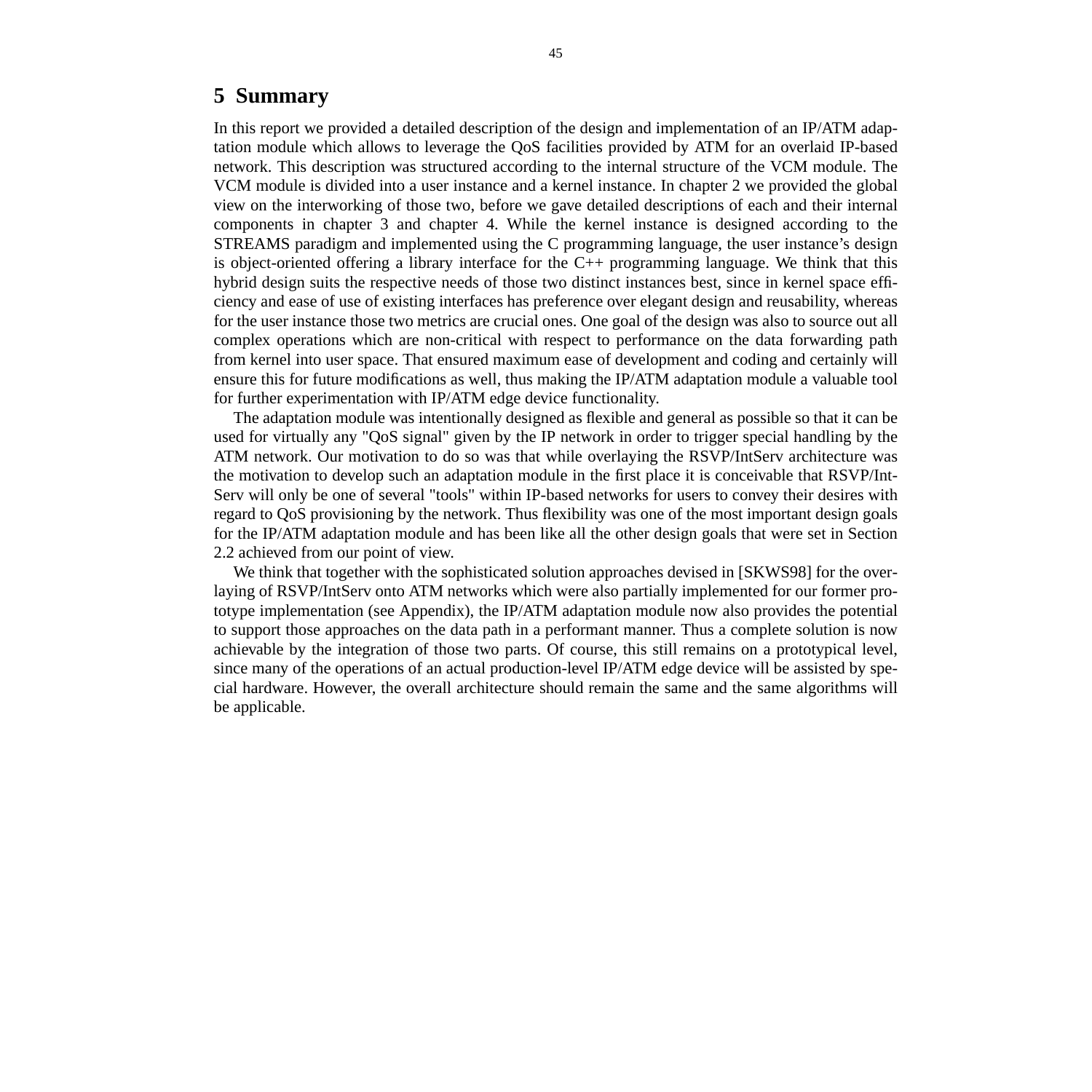# 5 Summary

In this report we provided a detailed description of the design and implementation of an IP/ATM adaptation module which allows to leverage the QoS facilities provided by ATM for an overlaid IP-based network. This description was structured according to the internal structure of the VCM module. The VCM module is divided into a user instance and a kernel instance. In chapter 2 we provided the global view on the interworking of those two, before we gave detailed descriptions of each and their internal components in chapter 3 and chapter 4. While the kernel instance is designed according to the STREAMS paradigm and implemented using the C programming language, the user instance's design is object-oriented offering a library interface for the C++ programming language. We think that this hybrid design suits the respective needs of those two distinct instances best, since in kernel space efficiency and ease of use of existing interfaces has preference over elegant design and reusability, whereas for the user instance those two metrics are crucial ones. One goal of the design was also to source out all complex operations which are non-critical with respect to performance on the data forwarding path from kernel into user space. That ensured maximum ease of development and coding and certainly will ensure this for future modifications as well, thus making the IP/ATM adaptation module a valuable tool for further experimentation with IP/ATM edge device functionality.

The adaptation module was intentionally designed as flexible and general as possible so that it can be used for virtually any "QoS signal" given by the IP network in order to trigger special handling by the ATM network. Our motivation to do so was that while overlaying the RSVP/IntServ architecture was the motivation to develop such an adaptation module in the first place it is conceivable that RSVP/IntServ will only be one of several "tools" within IP-based networks for users to convey their desires with regard to QoS provisioning by the network. Thus flexibility was one of the most important design goals for the IP/ATM adaptation module and has been like all the other design goals that were set in Section 2.2 achieved from our point of view.

We think that together with the sophisticated solution approaches devised in [SKWS98] for the overlaying of RSVP/IntServ onto ATM networks which were also partially implemented for our former prototype implementation (see Appendix), the IP/ATM adaptation module now also provides the potential to support those approaches on the data path in a performant manner. Thus a complete solution is now achievable by the integration of those two parts. Of course, this still remains on a prototypical level, since many of the operations of an actual production-level IP/ATM edge device will be assisted by special hardware. However, the overall architecture should remain the same and the same algorithms will be applicable.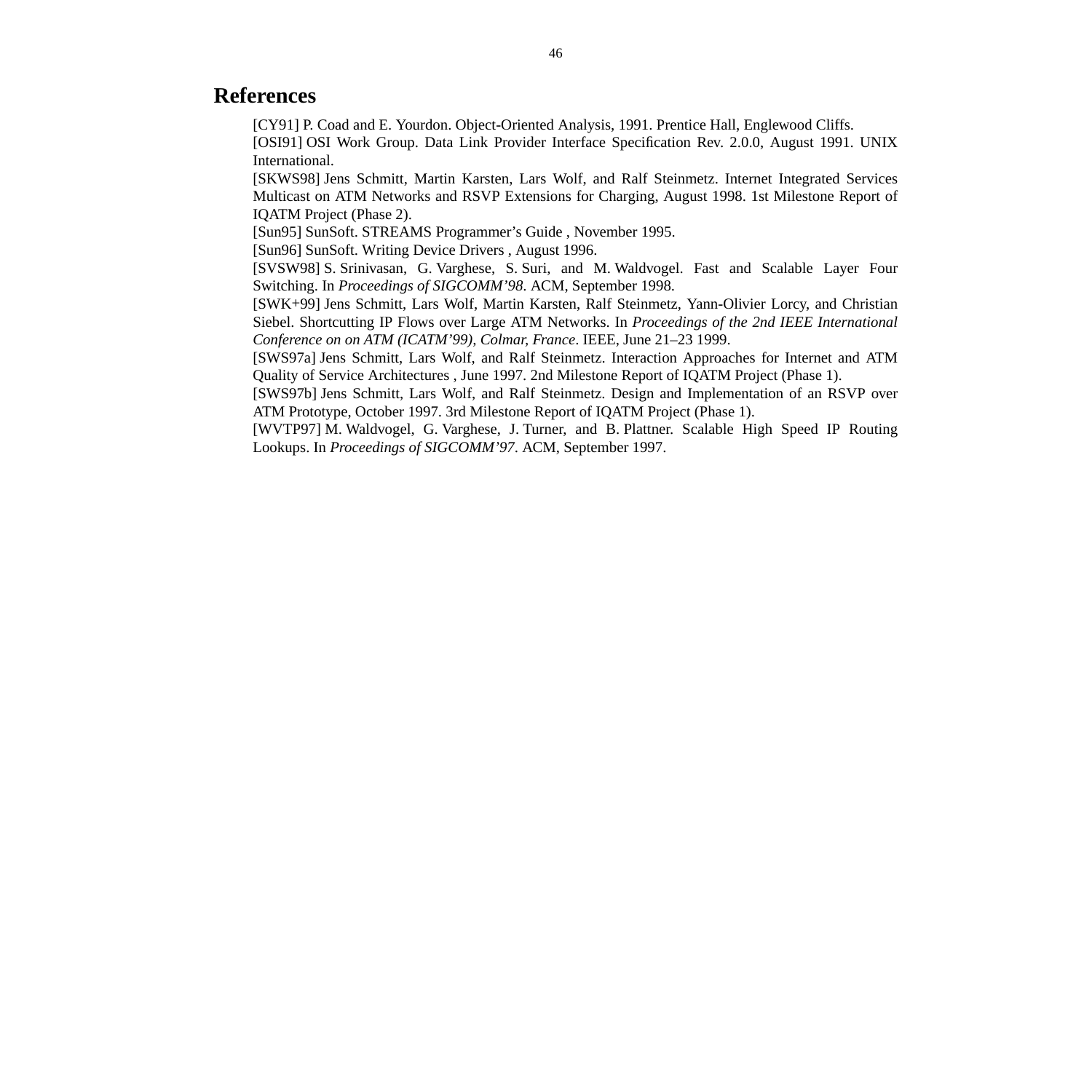# References

[CY91] P. Coad and E. Yourdon. Object-Oriented Analysis, 1991. Prentice Hall, Englewood Cliffs.

[OSI91] OSI Work Group. Data Link Provider Interface Specification Rev. 2.0.0, August 1991. UNIX International.

[SKWS98] Jens Schmitt, Martin Karsten, Lars Wolf, and Ralf Steinmetz. Internet Integrated Services Multicast on ATM Networks and RSVP Extensions for Charging, August 1998. 1st Milestone Report of IQATM Project (Phase 2).

[Sun95] SunSoft. STREAMS Programmer's Guide , November 1995.

[Sun96] SunSoft. Writing Device Drivers , August 1996.

[SVSW98] S. Srinivasan, G. Varghese, S. Suri, and M. Waldvogel. Fast and Scalable Layer Four Switching. In *Proceedings of SIGCOMM'98*. ACM, September 1998.

[SWK+99] Jens Schmitt, Lars Wolf, Martin Karsten, Ralf Steinmetz, Yann-Olivier Lorcy, and Christian Siebel. Shortcutting IP Flows over Large ATM Networks. In *Proceedings of the 2nd IEEE International Conference on on ATM (ICATM'99), Colmar, France*. IEEE, June 21–23 1999.

[SWS97a] Jens Schmitt, Lars Wolf, and Ralf Steinmetz. Interaction Approaches for Internet and ATM Quality of Service Architectures , June 1997. 2nd Milestone Report of IQATM Project (Phase 1).

[SWS97b] Jens Schmitt, Lars Wolf, and Ralf Steinmetz. Design and Implementation of an RSVP over ATM Prototype, October 1997. 3rd Milestone Report of IQATM Project (Phase 1).

[WVTP97] M. Waldvogel, G. Varghese, J. Turner, and B. Plattner. Scalable High Speed IP Routing Lookups. In *Proceedings of SIGCOMM'97*. ACM, September 1997.